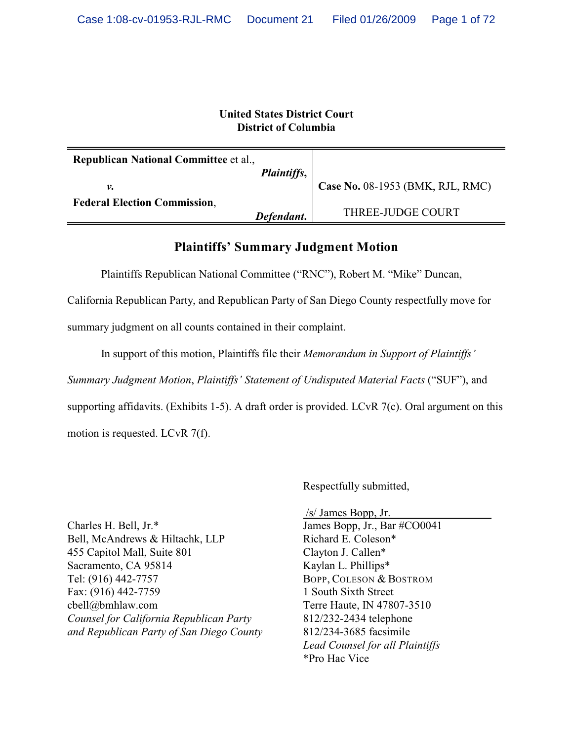**United States District Court**
**District of Columbia**

| **Republican National Committee** et al., *Plaintiffs*, *v.* **Federal Election Commission**, *Defendant*. | **Case No.** 08-1953 (BMK, RJL, RMC) THREE-JUDGE COURT |
|---|---|

## Plaintiffs' Summary Judgment Motion

Plaintiffs Republican National Committee ("RNC"), Robert M. "Mike" Duncan, California Republican Party, and Republican Party of San Diego County respectfully move for summary judgment on all counts contained in their complaint.

In support of this motion, Plaintiffs file their *Memorandum in Support of Plaintiffs' Summary Judgment Motion*, *Plaintiffs' Statement of Undisputed Material Facts* ("SUF"), and supporting affidavits. (Exhibits 1-5). A draft order is provided. LCvR 7(c). Oral argument on this motion is requested. LCvR 7(f).

Respectfully submitted,

/s/ James Bopp, Jr.
James Bopp, Jr., Bar #CO0041
Richard E. Coleson*
Clayton J. Callen*
Kaylan L. Phillips*
BOPP, COLESON & BOSTROM
1 South Sixth Street
Terre Haute, IN 47807-3510
812/232-2434 telephone
812/234-3685 facsimile
*Lead Counsel for all Plaintiffs*
*Pro Hac Vice

Charles H. Bell, Jr.*
Bell, McAndrews & Hiltachk, LLP
455 Capitol Mall, Suite 801
Sacramento, CA 95814
Tel: (916) 442-7757
Fax: (916) 442-7759
cbell@bmhlaw.com
*Counsel for California Republican Party and Republican Party of San Diego County*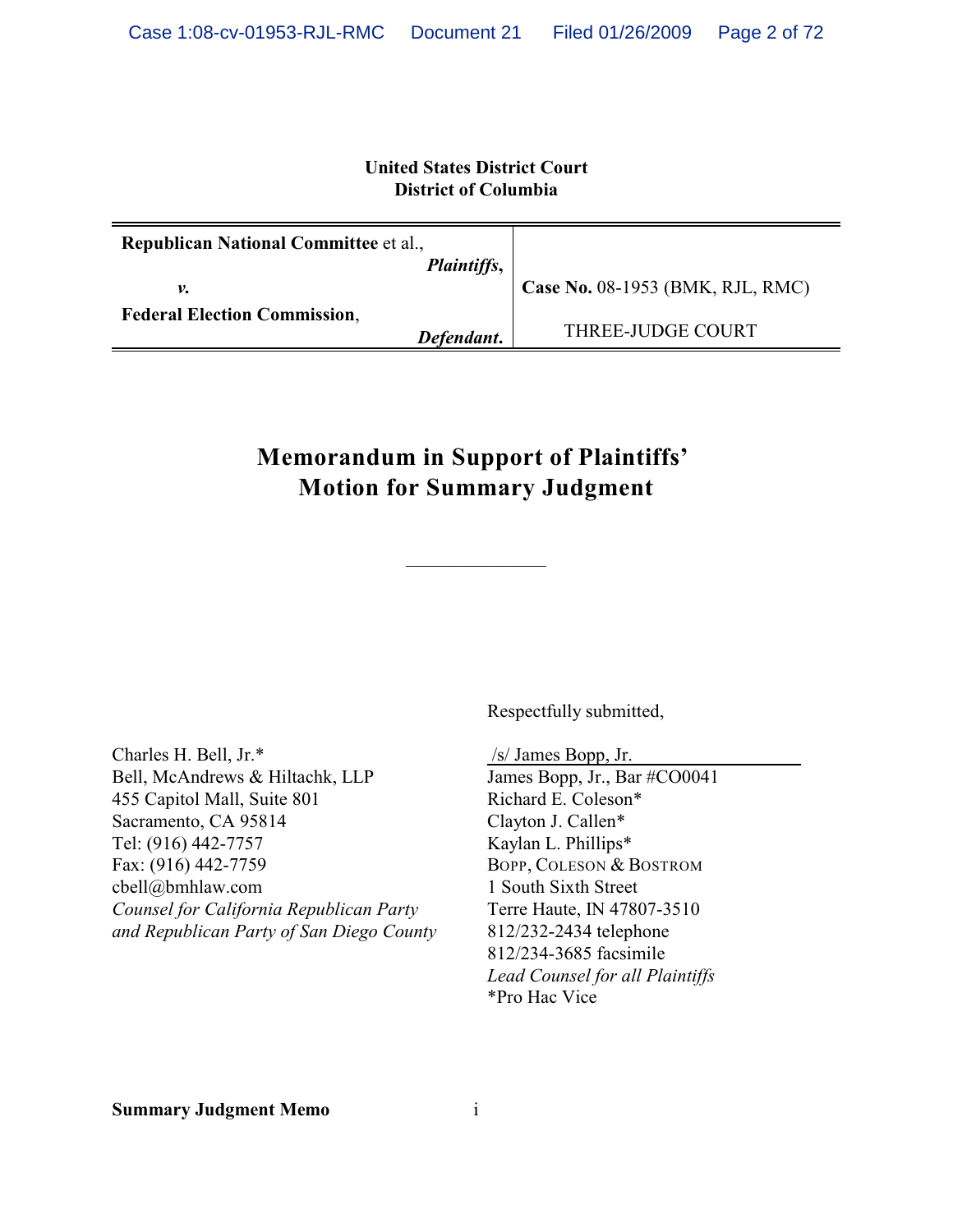**United States District Court**
**District of Columbia**

| **Republican National Committee** et al., *Plaintiffs*, v. **Federal Election Commission**, *Defendant*. | **Case No.** 08-1953 (BMK, RJL, RMC) THREE-JUDGE COURT |
|---|---|

# Memorandum in Support of Plaintiffs' Motion for Summary Judgment

---

Respectfully submitted,

/s/ James Bopp, Jr.
James Bopp, Jr., Bar #CO0041
Richard E. Coleson*
Clayton J. Callen*
Kaylan L. Phillips*
BOPP, COLESON & BOSTROM
1 South Sixth Street
Terre Haute, IN 47807-3510
812/232-2434 telephone
812/234-3685 facsimile
*Lead Counsel for all Plaintiffs*
*Pro Hac Vice

Charles H. Bell, Jr.*
Bell, McAndrews & Hiltachk, LLP
455 Capitol Mall, Suite 801
Sacramento, CA 95814
Tel: (916) 442-7757
Fax: (916) 442-7759
cbell@bmhlaw.com
*Counsel for California Republican Party and Republican Party of San Diego County*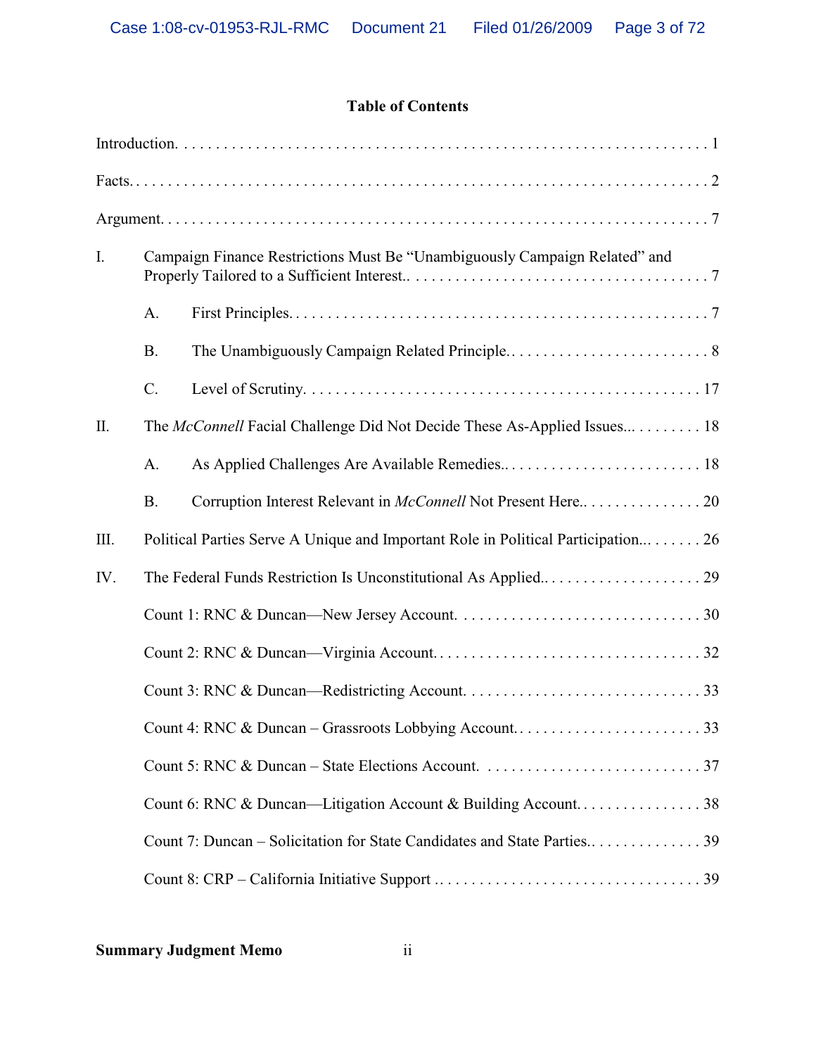## Table of Contents

Introduction. . . . . . . . . . . . . . . . . . . . . . . . . . . . . . . . . . . . . . . . . . . . . . . . . . . . . . . . . . . . . . . . . 1

Facts. . . . . . . . . . . . . . . . . . . . . . . . . . . . . . . . . . . . . . . . . . . . . . . . . . . . . . . . . . . . . . . . . . . . . . . 2

Argument. . . . . . . . . . . . . . . . . . . . . . . . . . . . . . . . . . . . . . . . . . . . . . . . . . . . . . . . . . . . . . . . . . . 7

I. Campaign Finance Restrictions Must Be "Unambiguously Campaign Related" and Properly Tailored to a Sufficient Interest.. . . . . . . . . . . . . . . . . . . . . . . . . . . . . . . . . . . . . . 7

- A. First Principles. . . . . . . . . . . . . . . . . . . . . . . . . . . . . . . . . . . . . . . . . . . . . . . . . . . . . . 7
- B. The Unambiguously Campaign Related Principle. . . . . . . . . . . . . . . . . . . . . . . . . . . 8
- C. Level of Scrutiny. . . . . . . . . . . . . . . . . . . . . . . . . . . . . . . . . . . . . . . . . . . . . . . . . . . . 17

II. The *McConnell* Facial Challenge Did Not Decide These As-Applied Issues... . . . . . . . . . 18

- A. As Applied Challenges Are Available Remedies.. . . . . . . . . . . . . . . . . . . . . . . . . . 18
- B. Corruption Interest Relevant in *McConnell* Not Present Here.. . . . . . . . . . . . . . . . 20

III. Political Parties Serve A Unique and Important Role in Political Participation... . . . . . . . 26

IV. The Federal Funds Restriction Is Unconstitutional As Applied.. . . . . . . . . . . . . . . . . . . . . 29

- Count 1: RNC & Duncan—New Jersey Account. . . . . . . . . . . . . . . . . . . . . . . . . . . . . . . 30
- Count 2: RNC & Duncan—Virginia Account.. . . . . . . . . . . . . . . . . . . . . . . . . . . . . . . . . . 32
- Count 3: RNC & Duncan—Redistricting Account. . . . . . . . . . . . . . . . . . . . . . . . . . . . . . . 33
- Count 4: RNC & Duncan – Grassroots Lobbying Account.. . . . . . . . . . . . . . . . . . . . . . . . . 33
- Count 5: RNC & Duncan – State Elections Account. . . . . . . . . . . . . . . . . . . . . . . . . . . . . 37
- Count 6: RNC & Duncan—Litigation Account & Building Account. . . . . . . . . . . . . . . . . 38
- Count 7: Duncan – Solicitation for State Candidates and State Parties.. . . . . . . . . . . . . . . 39
- Count 8: CRP – California Initiative Support . . . . . . . . . . . . . . . . . . . . . . . . . . . . . . . . . . 39

Summary Judgment Memo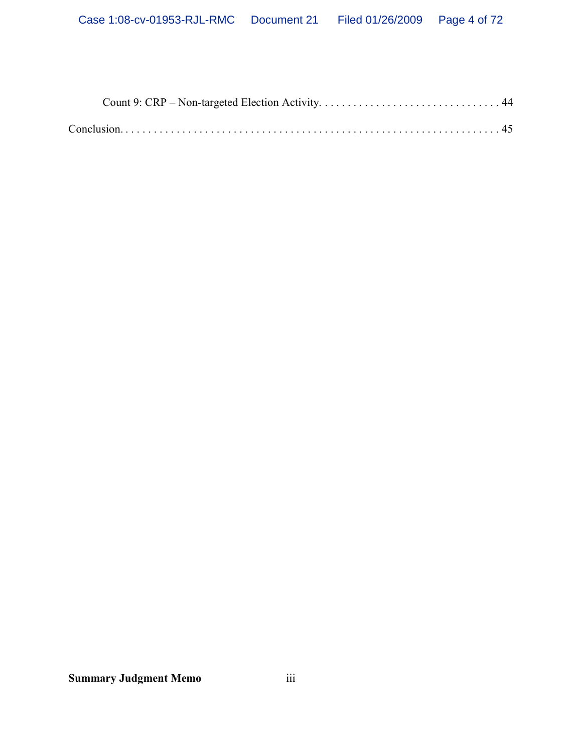Count 9: CRP – Non-targeted Election Activity. . . . . . . . . . . . . . . . . . . . . . . . . . . . . . . . . 44

Conclusion. . . . . . . . . . . . . . . . . . . . . . . . . . . . . . . . . . . . . . . . . . . . . . . . . . . . . . . . . . . . . . 45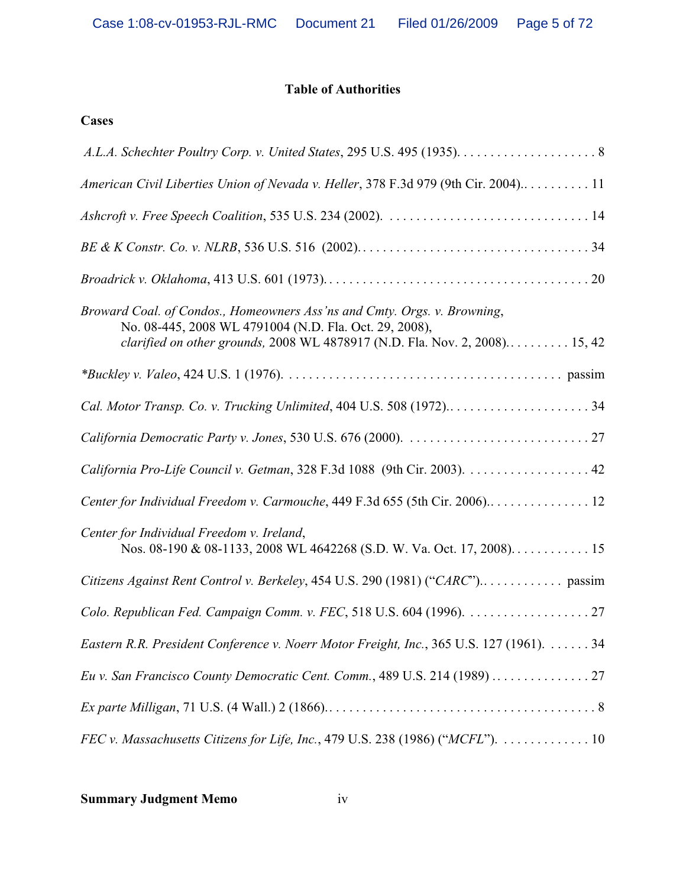## Table of Authorities

### Cases

*A.L.A. Schechter Poultry Corp. v. United States*, 295 U.S. 495 (1935). . . . . . . . . . . . . . . . . . . . . . 8

*American Civil Liberties Union of Nevada v. Heller*, 378 F.3d 979 (9th Cir. 2004).. . . . . . . . . . . 11

*Ashcroft v. Free Speech Coalition*, 535 U.S. 234 (2002). . . . . . . . . . . . . . . . . . . . . . . . . . . . . . . . 14

*BE & K Constr. Co. v. NLRB*, 536 U.S. 516 (2002). . . . . . . . . . . . . . . . . . . . . . . . . . . . . . . . . . . . 34

*Broadrick v. Oklahoma*, 413 U.S. 601 (1973). . . . . . . . . . . . . . . . . . . . . . . . . . . . . . . . . . . . . . . . . 20

*Broward Coal. of Condos., Homeowners Ass'ns and Cmty. Orgs. v. Browning*,
No. 08-445, 2008 WL 4791004 (N.D. Fla. Oct. 29, 2008),
*clarified on other grounds,* 2008 WL 4878917 (N.D. Fla. Nov. 2, 2008). . . . . . . . . . . 15, 42

**Buckley v. Valeo*, 424 U.S. 1 (1976). . . . . . . . . . . . . . . . . . . . . . . . . . . . . . . . . . . . . . . . . . passim

*Cal. Motor Transp. Co. v. Trucking Unlimited*, 404 U.S. 508 (1972).. . . . . . . . . . . . . . . . . . . . . . 34

*California Democratic Party v. Jones*, 530 U.S. 676 (2000). . . . . . . . . . . . . . . . . . . . . . . . . . . . 27

*California Pro-Life Council v. Getman*, 328 F.3d 1088 (9th Cir. 2003). . . . . . . . . . . . . . . . . . . 42

*Center for Individual Freedom v. Carmouche*, 449 F.3d 655 (5th Cir. 2006).. . . . . . . . . . . . . . . . 12

*Center for Individual Freedom v. Ireland*,
Nos. 08-190 & 08-1133, 2008 WL 4642268 (S.D. W. Va. Oct. 17, 2008). . . . . . . . . . . . 15

*Citizens Against Rent Control v. Berkeley*, 454 U.S. 290 (1981) ("*CARC*").. . . . . . . . . . . . passim

*Colo. Republican Fed. Campaign Comm. v. FEC*, 518 U.S. 604 (1996). . . . . . . . . . . . . . . . . . . 27

*Eastern R.R. President Conference v. Noerr Motor Freight, Inc.*, 365 U.S. 127 (1961). . . . . . . 34

*Eu v. San Francisco County Democratic Cent. Comm.*, 489 U.S. 214 (1989) . . . . . . . . . . . . . . . 27

*Ex parte Milligan*, 71 U.S. (4 Wall.) 2 (1866).. . . . . . . . . . . . . . . . . . . . . . . . . . . . . . . . . . . . . . . . 8

*FEC v. Massachusetts Citizens for Life, Inc.*, 479 U.S. 238 (1986) ("*MCFL*"). . . . . . . . . . . . . 10

**Summary Judgment Memo**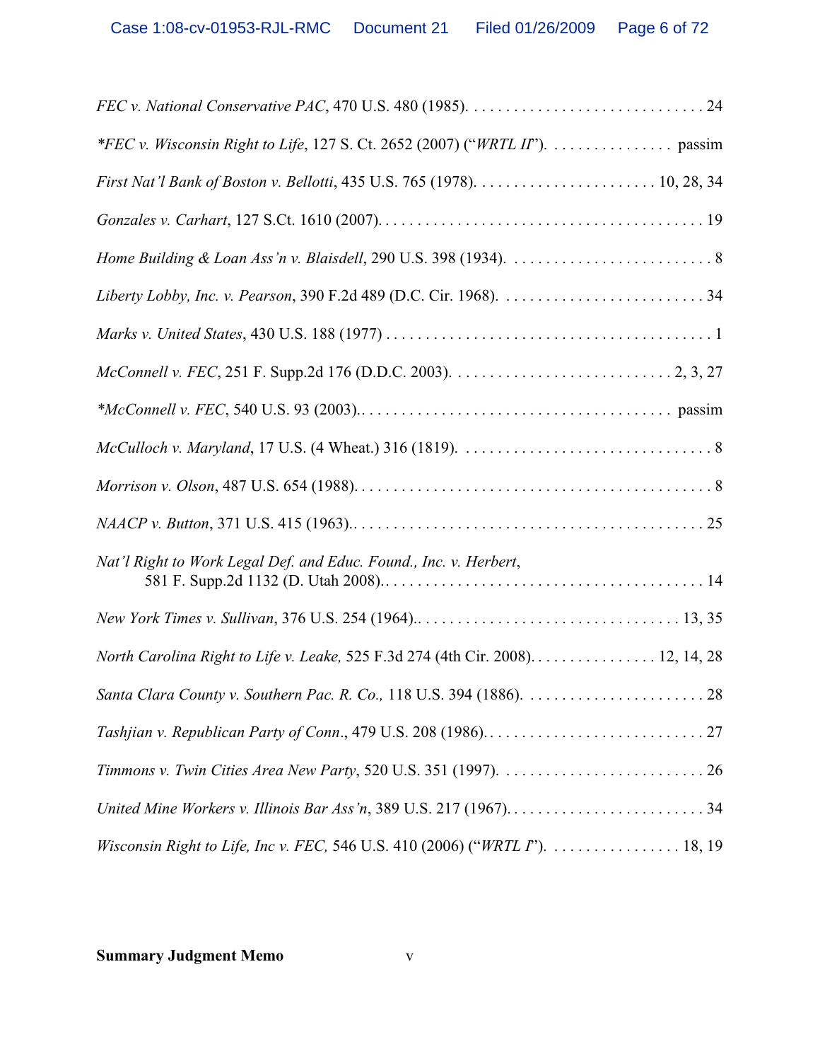*FEC v. National Conservative PAC*, 470 U.S. 480 (1985). . . . . . . . . . . . . . . . . . . . . . . . . . . . . . . 24

**FEC v. Wisconsin Right to Life*, 127 S. Ct. 2652 (2007) ("*WRTL II*"). . . . . . . . . . . . . . . . . passim

*First Nat'l Bank of Boston v. Bellotti*, 435 U.S. 765 (1978). . . . . . . . . . . . . . . . . . . . . . . . 10, 28, 34

*Gonzales v. Carhart*, 127 S.Ct. 1610 (2007). . . . . . . . . . . . . . . . . . . . . . . . . . . . . . . . . . . . . . . . . 19

*Home Building & Loan Ass'n v. Blaisdell*, 290 U.S. 398 (1934). . . . . . . . . . . . . . . . . . . . . . . . . . 8

*Liberty Lobby, Inc. v. Pearson*, 390 F.2d 489 (D.C. Cir. 1968). . . . . . . . . . . . . . . . . . . . . . . . . . 34

*Marks v. United States*, 430 U.S. 188 (1977) . . . . . . . . . . . . . . . . . . . . . . . . . . . . . . . . . . . . . . . . . . 1

*McConnell v. FEC*, 251 F. Supp.2d 176 (D.D.C. 2003). . . . . . . . . . . . . . . . . . . . . . . . . . . . . 2, 3, 27

**McConnell v. FEC*, 540 U.S. 93 (2003).. . . . . . . . . . . . . . . . . . . . . . . . . . . . . . . . . . . . . . . . passim

*McCulloch v. Maryland*, 17 U.S. (4 Wheat.) 316 (1819). . . . . . . . . . . . . . . . . . . . . . . . . . . . . . . . 8

*Morrison v. Olson*, 487 U.S. 654 (1988). . . . . . . . . . . . . . . . . . . . . . . . . . . . . . . . . . . . . . . . . . . . . 8

*NAACP v. Button*, 371 U.S. 415 (1963).. . . . . . . . . . . . . . . . . . . . . . . . . . . . . . . . . . . . . . . . . . . . 25

*Nat'l Right to Work Legal Def. and Educ. Found., Inc. v. Herbert*,
581 F. Supp.2d 1132 (D. Utah 2008).. . . . . . . . . . . . . . . . . . . . . . . . . . . . . . . . . . . . . . . . . 14

*New York Times v. Sullivan*, 376 U.S. 254 (1964).. . . . . . . . . . . . . . . . . . . . . . . . . . . . . . . . . . 13, 35

*North Carolina Right to Life v. Leake,* 525 F.3d 274 (4th Cir. 2008). . . . . . . . . . . . . . . . . 12, 14, 28

*Santa Clara County v. Southern Pac. R. Co.,* 118 U.S. 394 (1886). . . . . . . . . . . . . . . . . . . . . . . . 28

*Tashjian v. Republican Party of Conn*., 479 U.S. 208 (1986). . . . . . . . . . . . . . . . . . . . . . . . . . . . . 27

*Timmons v. Twin Cities Area New Party*, 520 U.S. 351 (1997). . . . . . . . . . . . . . . . . . . . . . . . . . . 26

*United Mine Workers v. Illinois Bar Ass'n*, 389 U.S. 217 (1967). . . . . . . . . . . . . . . . . . . . . . . . . . 34

*Wisconsin Right to Life, Inc v. FEC,* 546 U.S. 410 (2006) ("*WRTL I*"). . . . . . . . . . . . . . . . . 18, 19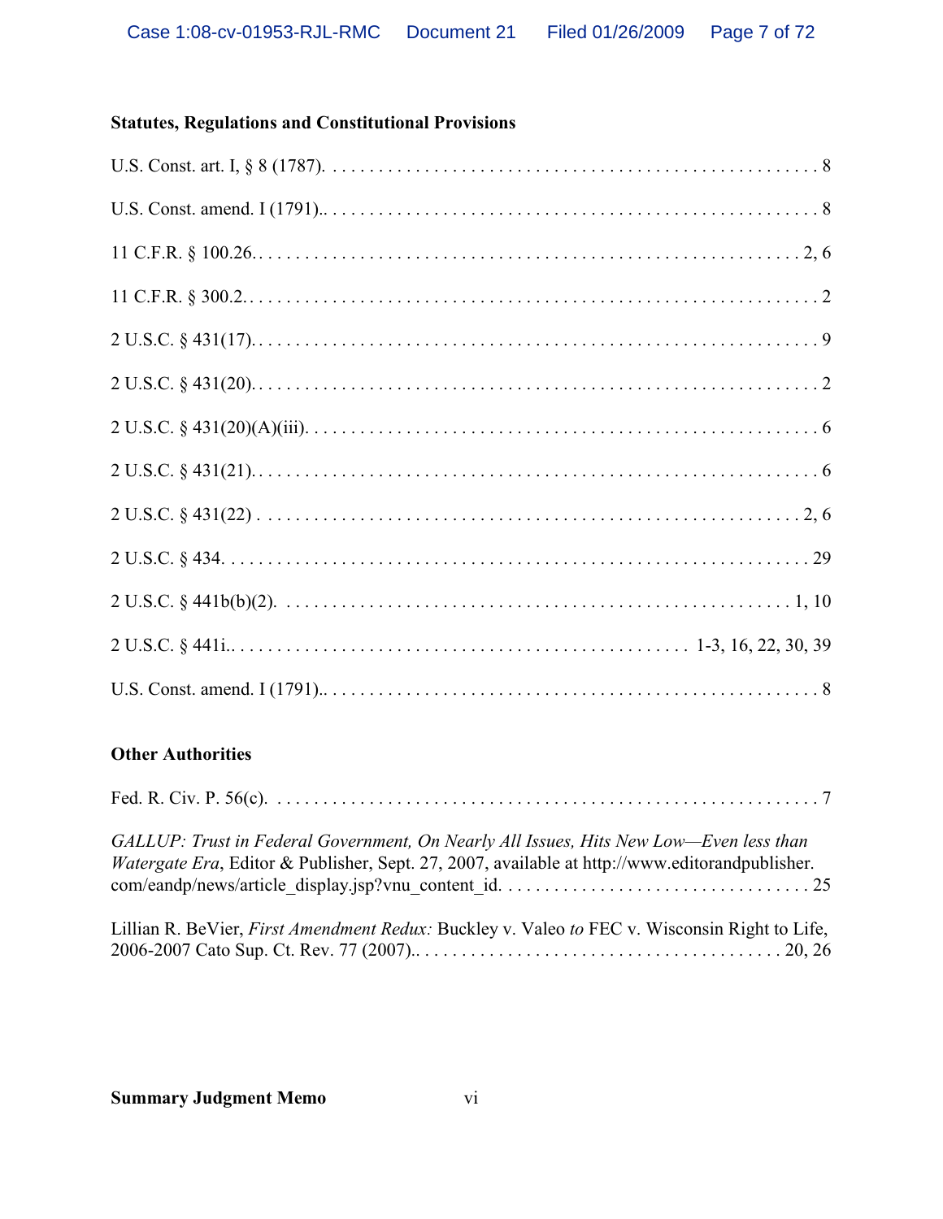**Statutes, Regulations and Constitutional Provisions**

U.S. Const. art. I, § 8 (1787). . . . . . . . . . . . . . . . . . . . . . . . . . . . . . . . . . . . . . . . . . . . . . . . . . . . . 8

U.S. Const. amend. I (1791).. . . . . . . . . . . . . . . . . . . . . . . . . . . . . . . . . . . . . . . . . . . . . . . . . . . . . 8

11 C.F.R. § 100.26.. . . . . . . . . . . . . . . . . . . . . . . . . . . . . . . . . . . . . . . . . . . . . . . . . . . . . . . . . . . 2, 6

11 C.F.R. § 300.2.. . . . . . . . . . . . . . . . . . . . . . . . . . . . . . . . . . . . . . . . . . . . . . . . . . . . . . . . . . . . . 2

2 U.S.C. § 431(17).. . . . . . . . . . . . . . . . . . . . . . . . . . . . . . . . . . . . . . . . . . . . . . . . . . . . . . . . . . . . 9

2 U.S.C. § 431(20).. . . . . . . . . . . . . . . . . . . . . . . . . . . . . . . . . . . . . . . . . . . . . . . . . . . . . . . . . . . . . 2

2 U.S.C. § 431(20)(A)(iii). . . . . . . . . . . . . . . . . . . . . . . . . . . . . . . . . . . . . . . . . . . . . . . . . . . . . . . 6

2 U.S.C. § 431(21).. . . . . . . . . . . . . . . . . . . . . . . . . . . . . . . . . . . . . . . . . . . . . . . . . . . . . . . . . . . . 6

2 U.S.C. § 431(22) . . . . . . . . . . . . . . . . . . . . . . . . . . . . . . . . . . . . . . . . . . . . . . . . . . . . . . . . . . . 2, 6

2 U.S.C. § 434. . . . . . . . . . . . . . . . . . . . . . . . . . . . . . . . . . . . . . . . . . . . . . . . . . . . . . . . . . . . . . . 29

2 U.S.C. § 441b(b)(2). . . . . . . . . . . . . . . . . . . . . . . . . . . . . . . . . . . . . . . . . . . . . . . . . . . . . . . . 1, 10

2 U.S.C. § 441i.. . . . . . . . . . . . . . . . . . . . . . . . . . . . . . . . . . . . . . . . . . . . . . . 1-3, 16, 22, 30, 39

U.S. Const. amend. I (1791).. . . . . . . . . . . . . . . . . . . . . . . . . . . . . . . . . . . . . . . . . . . . . . . . . . . . . 8

**Other Authorities**

Fed. R. Civ. P. 56(c). . . . . . . . . . . . . . . . . . . . . . . . . . . . . . . . . . . . . . . . . . . . . . . . . . . . . . . . . . . 7

*GALLUP: Trust in Federal Government, On Nearly All Issues, Hits New Low—Even less than Watergate Era*, Editor & Publisher, Sept. 27, 2007, available at http://www.editorandpublisher.com/eandp/news/article_display.jsp?vnu_content_id. . . . . . . . . . . . . . . . . . . . . . . . . . . . . . . . . . 25

Lillian R. BeVier, *First Amendment Redux:* Buckley v. Valeo *to* FEC v. Wisconsin Right to Life, 2006-2007 Cato Sup. Ct. Rev. 77 (2007).. . . . . . . . . . . . . . . . . . . . . . . . . . . . . . . . . . . . . . . 20, 26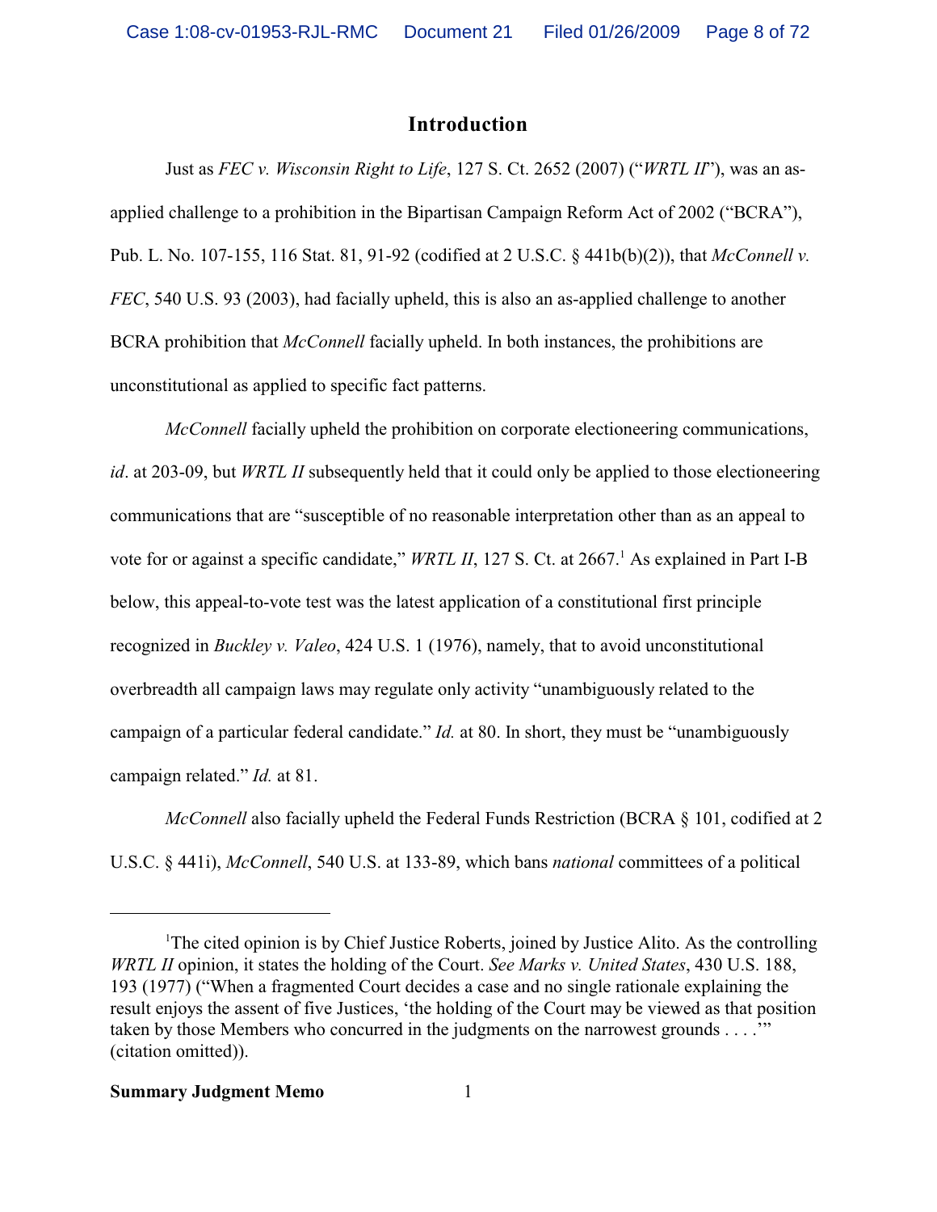## Introduction

Just as *FEC v. Wisconsin Right to Life*, 127 S. Ct. 2652 (2007) ("*WRTL II*"), was an as-applied challenge to a prohibition in the Bipartisan Campaign Reform Act of 2002 ("BCRA"), Pub. L. No. 107-155, 116 Stat. 81, 91-92 (codified at 2 U.S.C. § 441b(b)(2)), that *McConnell v. FEC*, 540 U.S. 93 (2003), had facially upheld, this is also an as-applied challenge to another BCRA prohibition that *McConnell* facially upheld. In both instances, the prohibitions are unconstitutional as applied to specific fact patterns.

*McConnell* facially upheld the prohibition on corporate electioneering communications, *id*. at 203-09, but *WRTL II* subsequently held that it could only be applied to those electioneering communications that are "susceptible of no reasonable interpretation other than as an appeal to vote for or against a specific candidate," *WRTL II*, 127 S. Ct. at 2667.[1] As explained in Part I-B below, this appeal-to-vote test was the latest application of a constitutional first principle recognized in *Buckley v. Valeo*, 424 U.S. 1 (1976), namely, that to avoid unconstitutional overbreadth all campaign laws may regulate only activity "unambiguously related to the campaign of a particular federal candidate." *Id.* at 80. In short, they must be "unambiguously campaign related." *Id.* at 81.

*McConnell* also facially upheld the Federal Funds Restriction (BCRA § 101, codified at 2 U.S.C. § 441i), *McConnell*, 540 U.S. at 133-89, which bans *national* committees of a political

---

[1]The cited opinion is by Chief Justice Roberts, joined by Justice Alito. As the controlling *WRTL II* opinion, it states the holding of the Court. *See Marks v. United States*, 430 U.S. 188, 193 (1977) ("When a fragmented Court decides a case and no single rationale explaining the result enjoys the assent of five Justices, 'the holding of the Court may be viewed as that position taken by those Members who concurred in the judgments on the narrowest grounds . . . .'" (citation omitted)).

**Summary Judgment Memo**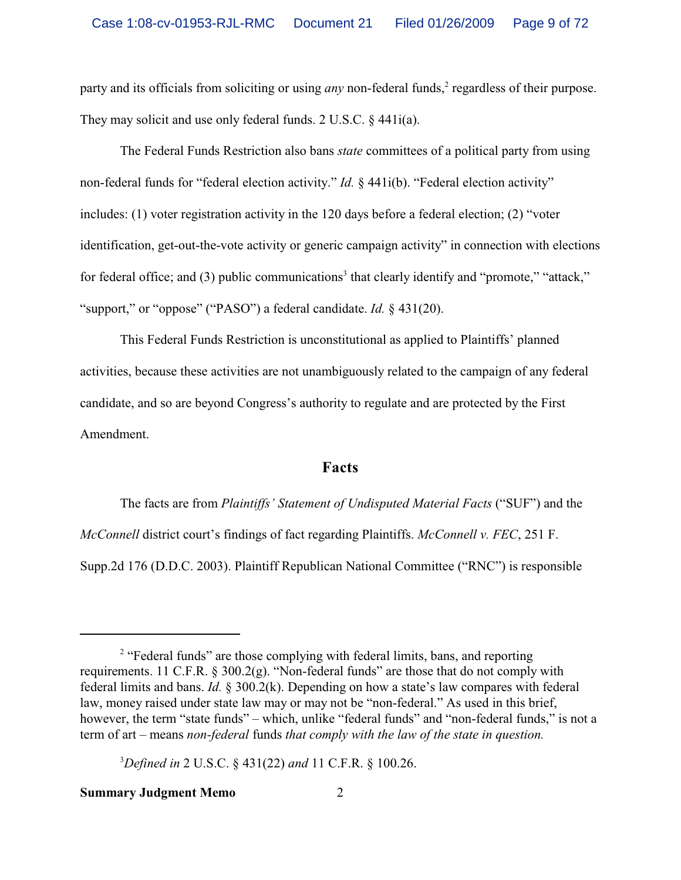party and its officials from soliciting or using *any* non-federal funds,[2] regardless of their purpose. They may solicit and use only federal funds. 2 U.S.C. § 441i(a).

The Federal Funds Restriction also bans *state* committees of a political party from using non-federal funds for "federal election activity." *Id.* § 441i(b). "Federal election activity" includes: (1) voter registration activity in the 120 days before a federal election; (2) "voter identification, get-out-the-vote activity or generic campaign activity" in connection with elections for federal office; and (3) public communications[3] that clearly identify and "promote," "attack," "support," or "oppose" ("PASO") a federal candidate. *Id.* § 431(20).

This Federal Funds Restriction is unconstitutional as applied to Plaintiffs' planned activities, because these activities are not unambiguously related to the campaign of any federal candidate, and so are beyond Congress's authority to regulate and are protected by the First Amendment.

## Facts

The facts are from *Plaintiffs' Statement of Undisputed Material Facts* ("SUF") and the *McConnell* district court's findings of fact regarding Plaintiffs. *McConnell v. FEC*, 251 F. Supp.2d 176 (D.D.C. 2003). Plaintiff Republican National Committee ("RNC") is responsible

---

[2] "Federal funds" are those complying with federal limits, bans, and reporting requirements. 11 C.F.R. § 300.2(g). "Non-federal funds" are those that do not comply with federal limits and bans. *Id.* § 300.2(k). Depending on how a state's law compares with federal law, money raised under state law may or may not be "non-federal." As used in this brief, however, the term "state funds" – which, unlike "federal funds" and "non-federal funds," is not a term of art – means *non-federal* funds *that comply with the law of the state in question.*

[3] *Defined in* 2 U.S.C. § 431(22) *and* 11 C.F.R. § 100.26.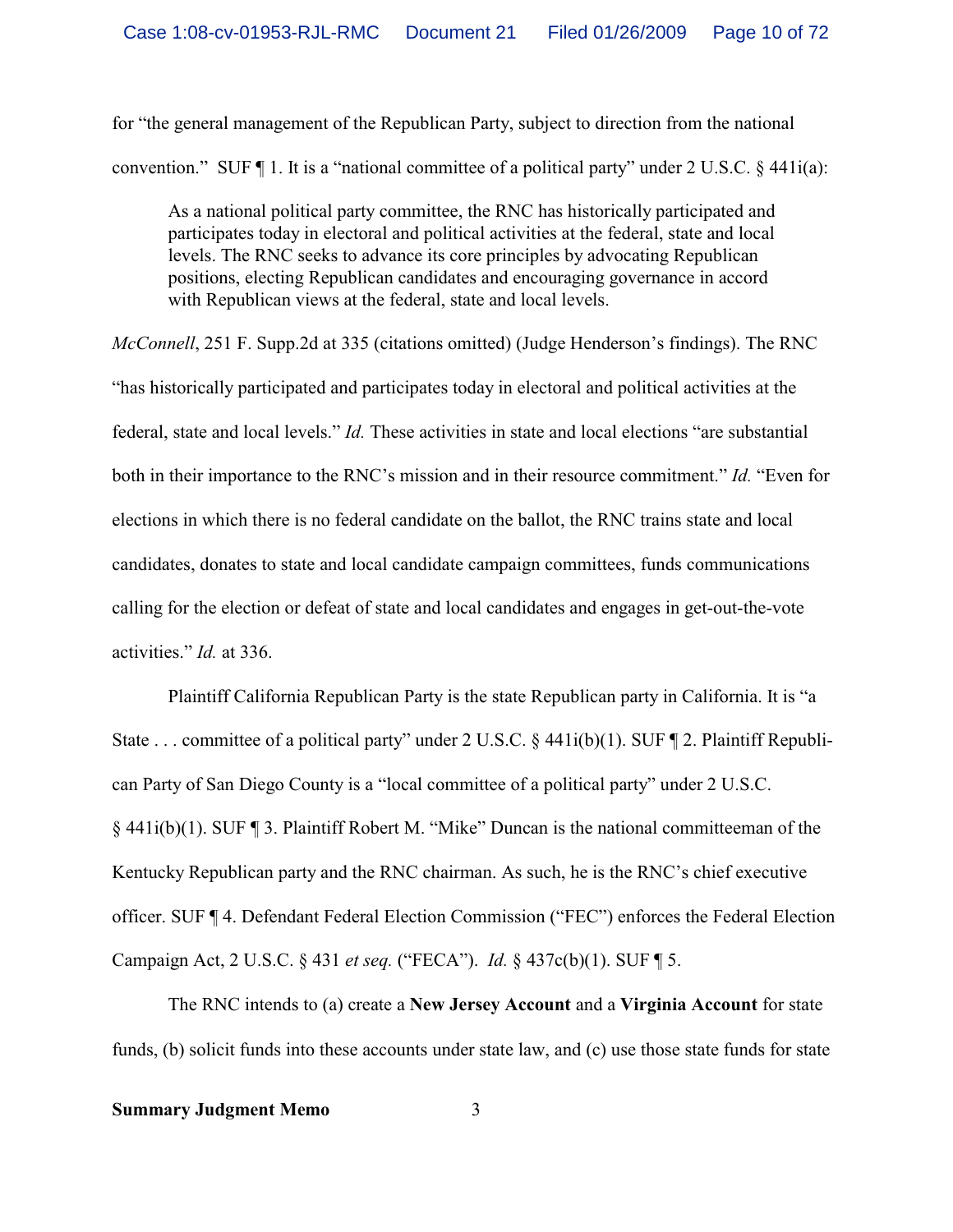for "the general management of the Republican Party, subject to direction from the national convention." SUF ¶ 1. It is a "national committee of a political party" under 2 U.S.C. § 441i(a):

> As a national political party committee, the RNC has historically participated and participates today in electoral and political activities at the federal, state and local levels. The RNC seeks to advance its core principles by advocating Republican positions, electing Republican candidates and encouraging governance in accord with Republican views at the federal, state and local levels.

*McConnell*, 251 F. Supp.2d at 335 (citations omitted) (Judge Henderson's findings). The RNC "has historically participated and participates today in electoral and political activities at the federal, state and local levels." *Id.* These activities in state and local elections "are substantial both in their importance to the RNC's mission and in their resource commitment." *Id.* "Even for elections in which there is no federal candidate on the ballot, the RNC trains state and local candidates, donates to state and local candidate campaign committees, funds communications calling for the election or defeat of state and local candidates and engages in get-out-the-vote activities." *Id.* at 336.

Plaintiff California Republican Party is the state Republican party in California. It is "a State . . . committee of a political party" under 2 U.S.C. § 441i(b)(1). SUF ¶ 2. Plaintiff Republican Party of San Diego County is a "local committee of a political party" under 2 U.S.C. § 441i(b)(1). SUF ¶ 3. Plaintiff Robert M. "Mike" Duncan is the national committeeman of the Kentucky Republican party and the RNC chairman. As such, he is the RNC's chief executive officer. SUF ¶ 4. Defendant Federal Election Commission ("FEC") enforces the Federal Election Campaign Act, 2 U.S.C. § 431 *et seq.* ("FECA"). *Id.* § 437c(b)(1). SUF ¶ 5.

The RNC intends to (a) create a **New Jersey Account** and a **Virginia Account** for state funds, (b) solicit funds into these accounts under state law, and (c) use those state funds for state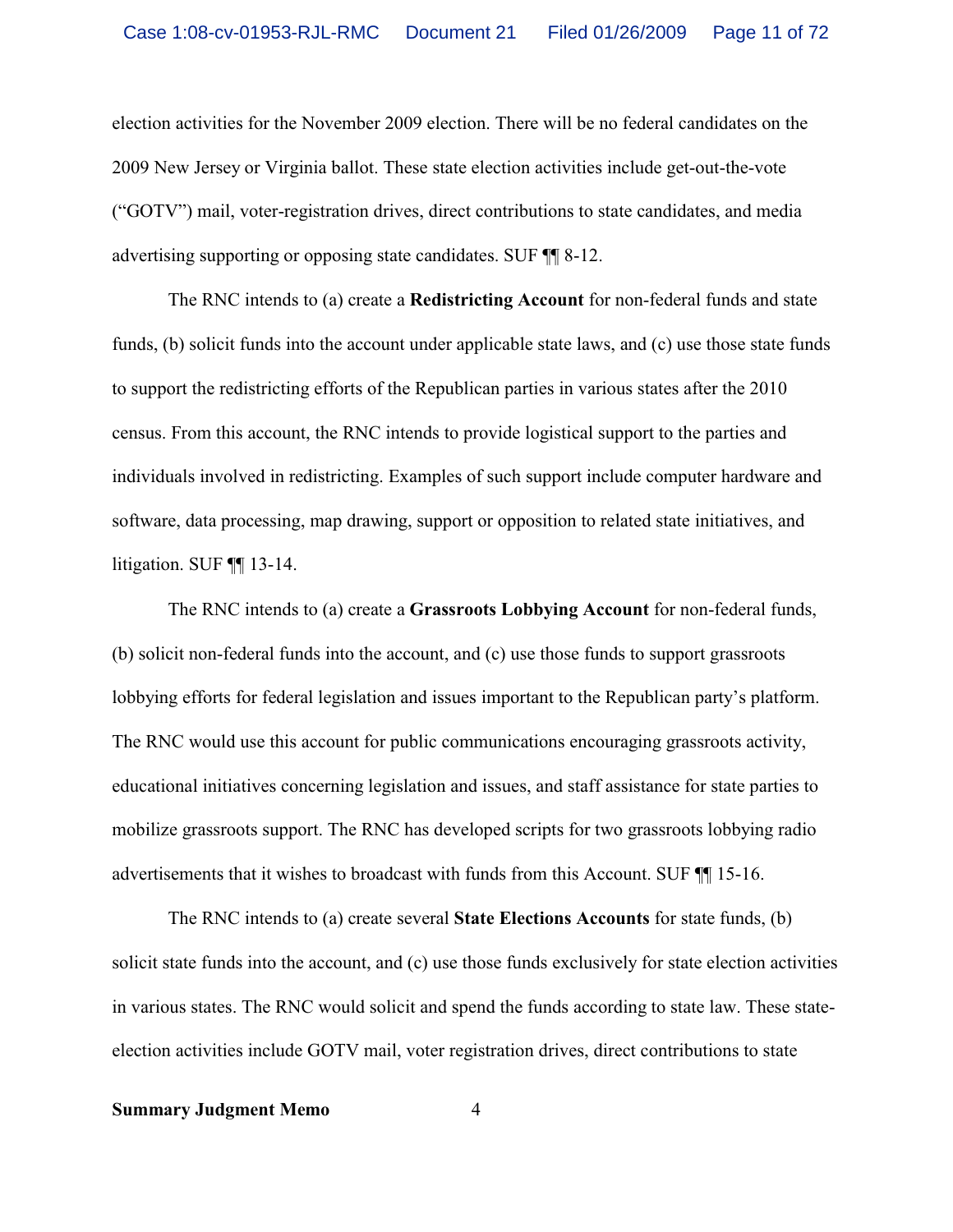election activities for the November 2009 election. There will be no federal candidates on the 2009 New Jersey or Virginia ballot. These state election activities include get-out-the-vote ("GOTV") mail, voter-registration drives, direct contributions to state candidates, and media advertising supporting or opposing state candidates. SUF ¶¶ 8-12.

The RNC intends to (a) create a **Redistricting Account** for non-federal funds and state funds, (b) solicit funds into the account under applicable state laws, and (c) use those state funds to support the redistricting efforts of the Republican parties in various states after the 2010 census. From this account, the RNC intends to provide logistical support to the parties and individuals involved in redistricting. Examples of such support include computer hardware and software, data processing, map drawing, support or opposition to related state initiatives, and litigation. SUF ¶¶ 13-14.

The RNC intends to (a) create a **Grassroots Lobbying Account** for non-federal funds, (b) solicit non-federal funds into the account, and (c) use those funds to support grassroots lobbying efforts for federal legislation and issues important to the Republican party's platform. The RNC would use this account for public communications encouraging grassroots activity, educational initiatives concerning legislation and issues, and staff assistance for state parties to mobilize grassroots support. The RNC has developed scripts for two grassroots lobbying radio advertisements that it wishes to broadcast with funds from this Account. SUF ¶¶ 15-16.

The RNC intends to (a) create several **State Elections Accounts** for state funds, (b) solicit state funds into the account, and (c) use those funds exclusively for state election activities in various states. The RNC would solicit and spend the funds according to state law. These state-election activities include GOTV mail, voter registration drives, direct contributions to state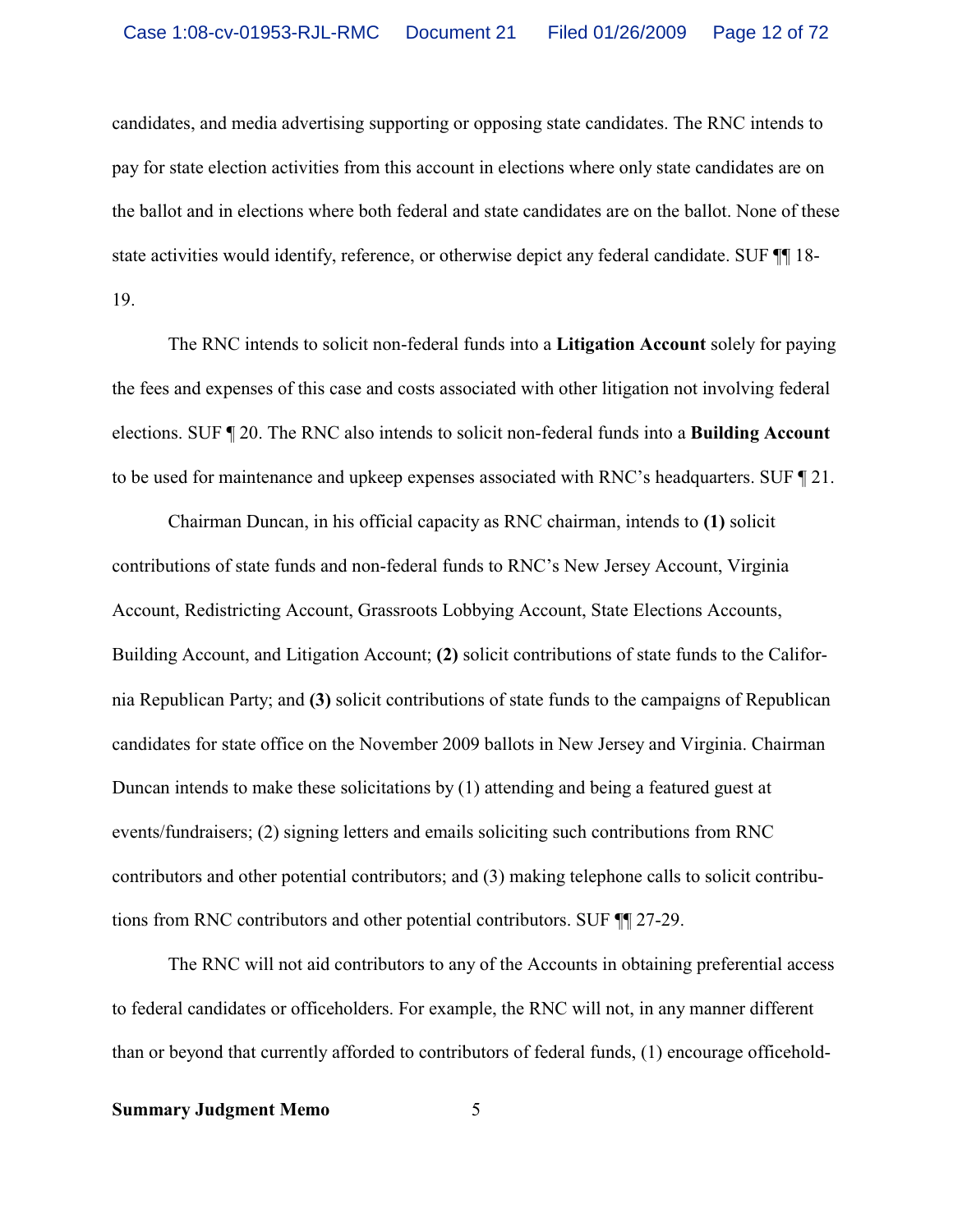candidates, and media advertising supporting or opposing state candidates. The RNC intends to pay for state election activities from this account in elections where only state candidates are on the ballot and in elections where both federal and state candidates are on the ballot. None of these state activities would identify, reference, or otherwise depict any federal candidate. SUF ¶¶ 18-19.

The RNC intends to solicit non-federal funds into a **Litigation Account** solely for paying the fees and expenses of this case and costs associated with other litigation not involving federal elections. SUF ¶ 20. The RNC also intends to solicit non-federal funds into a **Building Account** to be used for maintenance and upkeep expenses associated with RNC's headquarters. SUF ¶ 21.

Chairman Duncan, in his official capacity as RNC chairman, intends to **(1)** solicit contributions of state funds and non-federal funds to RNC's New Jersey Account, Virginia Account, Redistricting Account, Grassroots Lobbying Account, State Elections Accounts, Building Account, and Litigation Account; **(2)** solicit contributions of state funds to the California Republican Party; and **(3)** solicit contributions of state funds to the campaigns of Republican candidates for state office on the November 2009 ballots in New Jersey and Virginia. Chairman Duncan intends to make these solicitations by (1) attending and being a featured guest at events/fundraisers; (2) signing letters and emails soliciting such contributions from RNC contributors and other potential contributors; and (3) making telephone calls to solicit contributions from RNC contributors and other potential contributors. SUF ¶¶ 27-29.

The RNC will not aid contributors to any of the Accounts in obtaining preferential access to federal candidates or officeholders. For example, the RNC will not, in any manner different than or beyond that currently afforded to contributors of federal funds, (1) encourage officehold-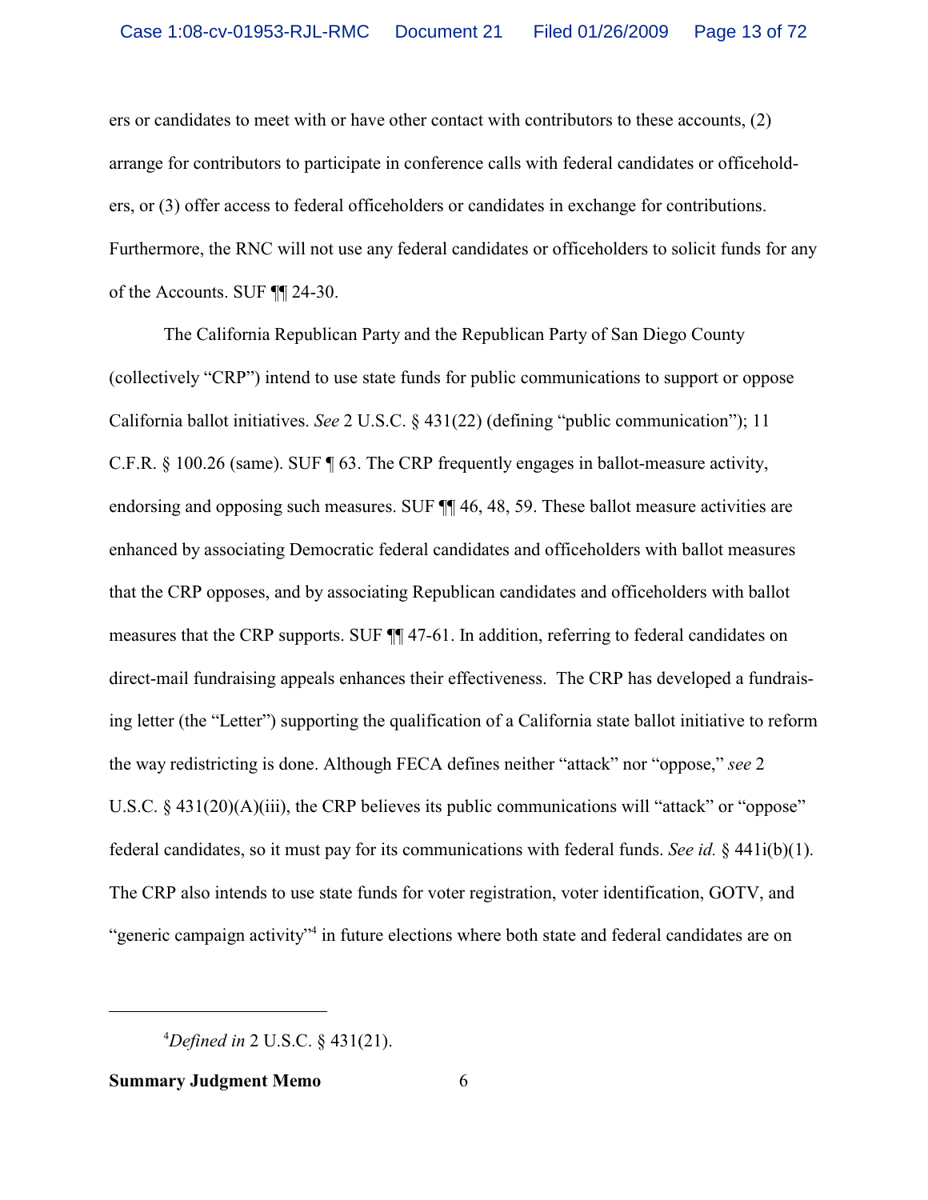ers or candidates to meet with or have other contact with contributors to these accounts, (2) arrange for contributors to participate in conference calls with federal candidates or officeholders, or (3) offer access to federal officeholders or candidates in exchange for contributions. Furthermore, the RNC will not use any federal candidates or officeholders to solicit funds for any of the Accounts. SUF ¶¶ 24-30.

The California Republican Party and the Republican Party of San Diego County (collectively "CRP") intend to use state funds for public communications to support or oppose California ballot initiatives. *See* 2 U.S.C. § 431(22) (defining "public communication"); 11 C.F.R. § 100.26 (same). SUF ¶ 63. The CRP frequently engages in ballot-measure activity, endorsing and opposing such measures. SUF ¶¶ 46, 48, 59. These ballot measure activities are enhanced by associating Democratic federal candidates and officeholders with ballot measures that the CRP opposes, and by associating Republican candidates and officeholders with ballot measures that the CRP supports. SUF ¶¶ 47-61. In addition, referring to federal candidates on direct-mail fundraising appeals enhances their effectiveness. The CRP has developed a fundraising letter (the "Letter") supporting the qualification of a California state ballot initiative to reform the way redistricting is done. Although FECA defines neither "attack" nor "oppose," *see* 2 U.S.C. § 431(20)(A)(iii), the CRP believes its public communications will "attack" or "oppose" federal candidates, so it must pay for its communications with federal funds. *See id.* § 441i(b)(1). The CRP also intends to use state funds for voter registration, voter identification, GOTV, and "generic campaign activity"[4] in future elections where both state and federal candidates are on

[4] *Defined in* 2 U.S.C. § 431(21).

**Summary Judgment Memo**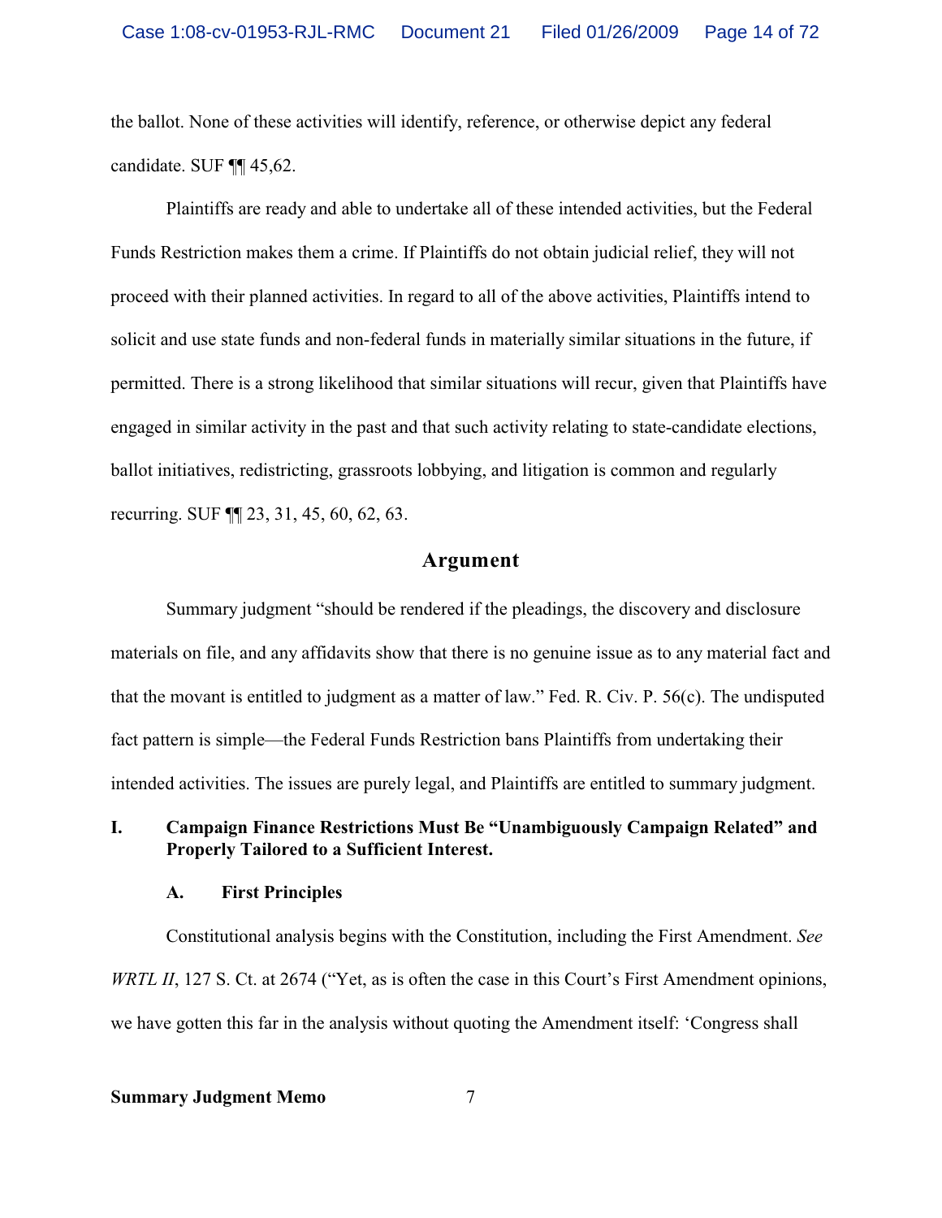the ballot. None of these activities will identify, reference, or otherwise depict any federal candidate. SUF ¶¶ 45,62.

Plaintiffs are ready and able to undertake all of these intended activities, but the Federal Funds Restriction makes them a crime. If Plaintiffs do not obtain judicial relief, they will not proceed with their planned activities. In regard to all of the above activities, Plaintiffs intend to solicit and use state funds and non-federal funds in materially similar situations in the future, if permitted. There is a strong likelihood that similar situations will recur, given that Plaintiffs have engaged in similar activity in the past and that such activity relating to state-candidate elections, ballot initiatives, redistricting, grassroots lobbying, and litigation is common and regularly recurring. SUF ¶¶ 23, 31, 45, 60, 62, 63.

## Argument

Summary judgment "should be rendered if the pleadings, the discovery and disclosure materials on file, and any affidavits show that there is no genuine issue as to any material fact and that the movant is entitled to judgment as a matter of law." Fed. R. Civ. P. 56(c). The undisputed fact pattern is simple—the Federal Funds Restriction bans Plaintiffs from undertaking their intended activities. The issues are purely legal, and Plaintiffs are entitled to summary judgment.

### I. Campaign Finance Restrictions Must Be "Unambiguously Campaign Related" and Properly Tailored to a Sufficient Interest.

#### A. First Principles

Constitutional analysis begins with the Constitution, including the First Amendment. *See WRTL II*, 127 S. Ct. at 2674 ("Yet, as is often the case in this Court's First Amendment opinions, we have gotten this far in the analysis without quoting the Amendment itself: 'Congress shall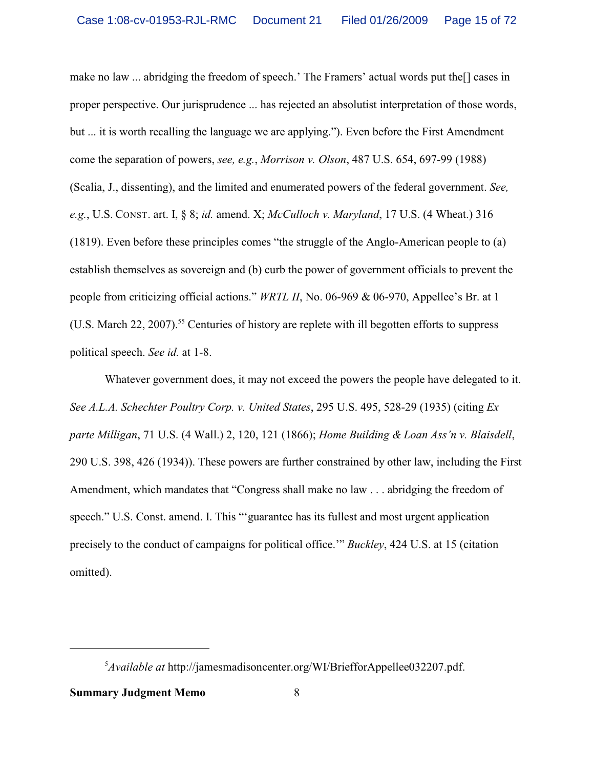make no law ... abridging the freedom of speech.' The Framers' actual words put the[] cases in proper perspective. Our jurisprudence ... has rejected an absolutist interpretation of those words, but ... it is worth recalling the language we are applying."). Even before the First Amendment come the separation of powers, *see, e.g.*, *Morrison v. Olson*, 487 U.S. 654, 697-99 (1988) (Scalia, J., dissenting), and the limited and enumerated powers of the federal government. *See, e.g.*, U.S. CONST. art. I, § 8; *id.* amend. X; *McCulloch v. Maryland*, 17 U.S. (4 Wheat.) 316 (1819). Even before these principles comes "the struggle of the Anglo-American people to (a) establish themselves as sovereign and (b) curb the power of government officials to prevent the people from criticizing official actions." *WRTL II*, No. 06-969 & 06-970, Appellee's Br. at 1 (U.S. March 22, 2007).[5] Centuries of history are replete with ill begotten efforts to suppress political speech. *See id.* at 1-8.

Whatever government does, it may not exceed the powers the people have delegated to it. *See A.L.A. Schechter Poultry Corp. v. United States*, 295 U.S. 495, 528-29 (1935) (citing *Ex parte Milligan*, 71 U.S. (4 Wall.) 2, 120, 121 (1866); *Home Building & Loan Ass'n v. Blaisdell*, 290 U.S. 398, 426 (1934)). These powers are further constrained by other law, including the First Amendment, which mandates that "Congress shall make no law . . . abridging the freedom of speech." U.S. Const. amend. I. This "'guarantee has its fullest and most urgent application precisely to the conduct of campaigns for political office.'" *Buckley*, 424 U.S. at 15 (citation omitted).

---

[5] *Available at* http://jamesmadisoncenter.org/WI/BriefforAppellee032207.pdf.

**Summary Judgment Memo**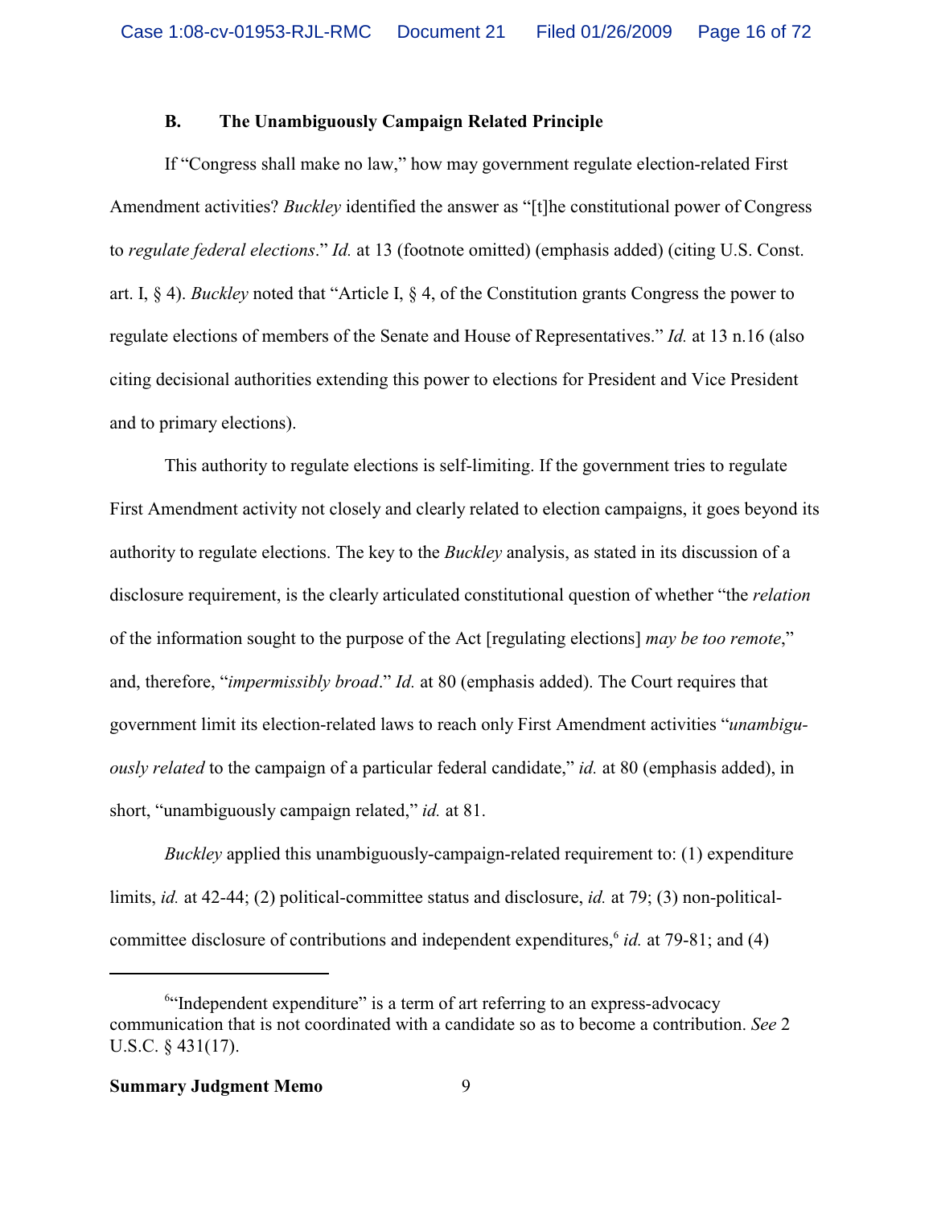### B. The Unambiguously Campaign Related Principle

If "Congress shall make no law," how may government regulate election-related First Amendment activities? *Buckley* identified the answer as "[t]he constitutional power of Congress to *regulate federal elections*." *Id.* at 13 (footnote omitted) (emphasis added) (citing U.S. Const. art. I, § 4). *Buckley* noted that "Article I, § 4, of the Constitution grants Congress the power to regulate elections of members of the Senate and House of Representatives." *Id.* at 13 n.16 (also citing decisional authorities extending this power to elections for President and Vice President and to primary elections).

This authority to regulate elections is self-limiting. If the government tries to regulate First Amendment activity not closely and clearly related to election campaigns, it goes beyond its authority to regulate elections. The key to the *Buckley* analysis, as stated in its discussion of a disclosure requirement, is the clearly articulated constitutional question of whether "the *relation* of the information sought to the purpose of the Act [regulating elections] *may be too remote*," and, therefore, "*impermissibly broad*." *Id.* at 80 (emphasis added). The Court requires that government limit its election-related laws to reach only First Amendment activities "*unambiguously related* to the campaign of a particular federal candidate," *id.* at 80 (emphasis added), in short, "unambiguously campaign related," *id.* at 81.

*Buckley* applied this unambiguously-campaign-related requirement to: (1) expenditure limits, *id.* at 42-44; (2) political-committee status and disclosure, *id.* at 79; (3) non-political-committee disclosure of contributions and independent expenditures,[6] *id.* at 79-81; and (4)

---

[6] "Independent expenditure" is a term of art referring to an express-advocacy communication that is not coordinated with a candidate so as to become a contribution. *See* 2 U.S.C. § 431(17).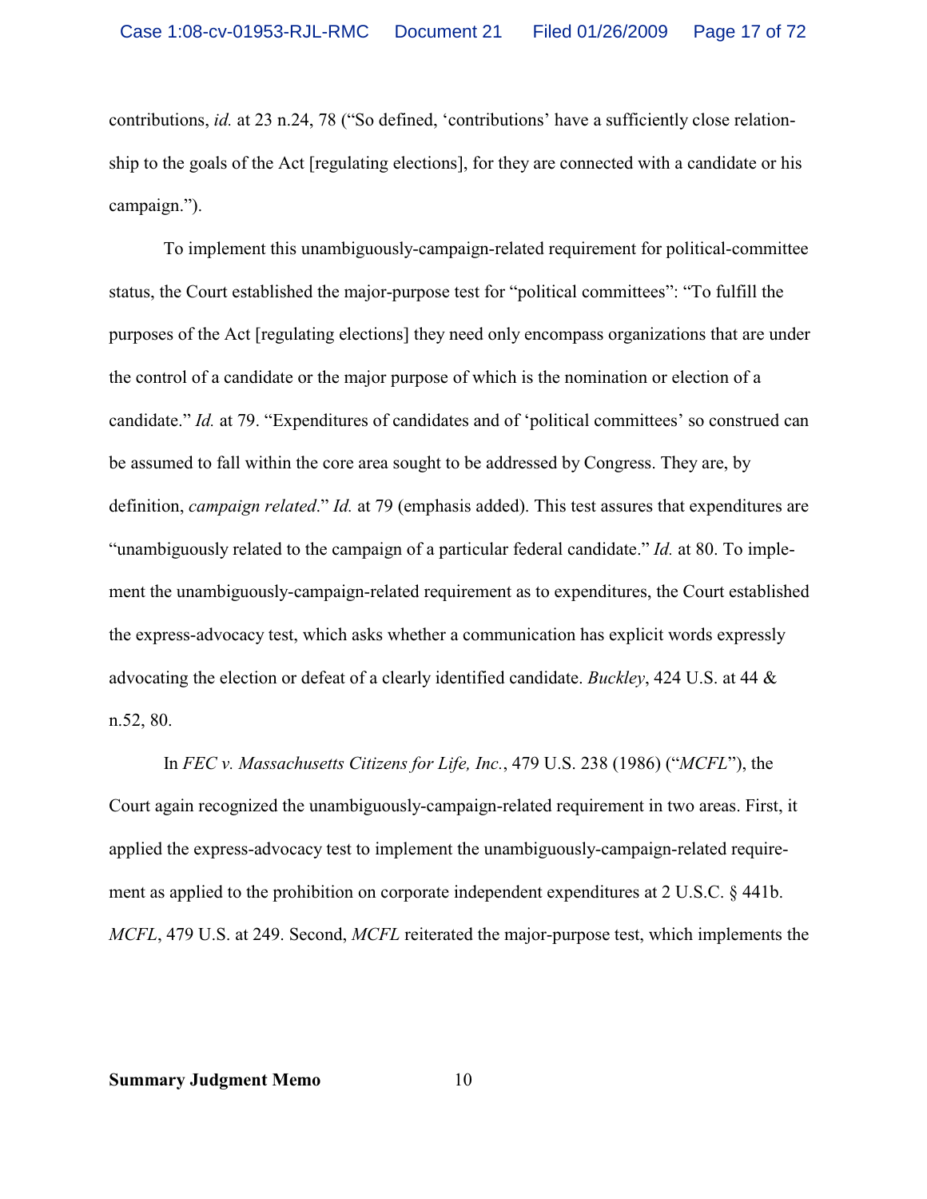contributions, *id.* at 23 n.24, 78 ("So defined, 'contributions' have a sufficiently close relationship to the goals of the Act [regulating elections], for they are connected with a candidate or his campaign.").

To implement this unambiguously-campaign-related requirement for political-committee status, the Court established the major-purpose test for "political committees": "To fulfill the purposes of the Act [regulating elections] they need only encompass organizations that are under the control of a candidate or the major purpose of which is the nomination or election of a candidate." *Id.* at 79. "Expenditures of candidates and of 'political committees' so construed can be assumed to fall within the core area sought to be addressed by Congress. They are, by definition, *campaign related*." *Id.* at 79 (emphasis added). This test assures that expenditures are "unambiguously related to the campaign of a particular federal candidate." *Id.* at 80. To implement the unambiguously-campaign-related requirement as to expenditures, the Court established the express-advocacy test, which asks whether a communication has explicit words expressly advocating the election or defeat of a clearly identified candidate. *Buckley*, 424 U.S. at 44 & n.52, 80.

In *FEC v. Massachusetts Citizens for Life, Inc.*, 479 U.S. 238 (1986) ("*MCFL*"), the Court again recognized the unambiguously-campaign-related requirement in two areas. First, it applied the express-advocacy test to implement the unambiguously-campaign-related requirement as applied to the prohibition on corporate independent expenditures at 2 U.S.C. § 441b. *MCFL*, 479 U.S. at 249. Second, *MCFL* reiterated the major-purpose test, which implements the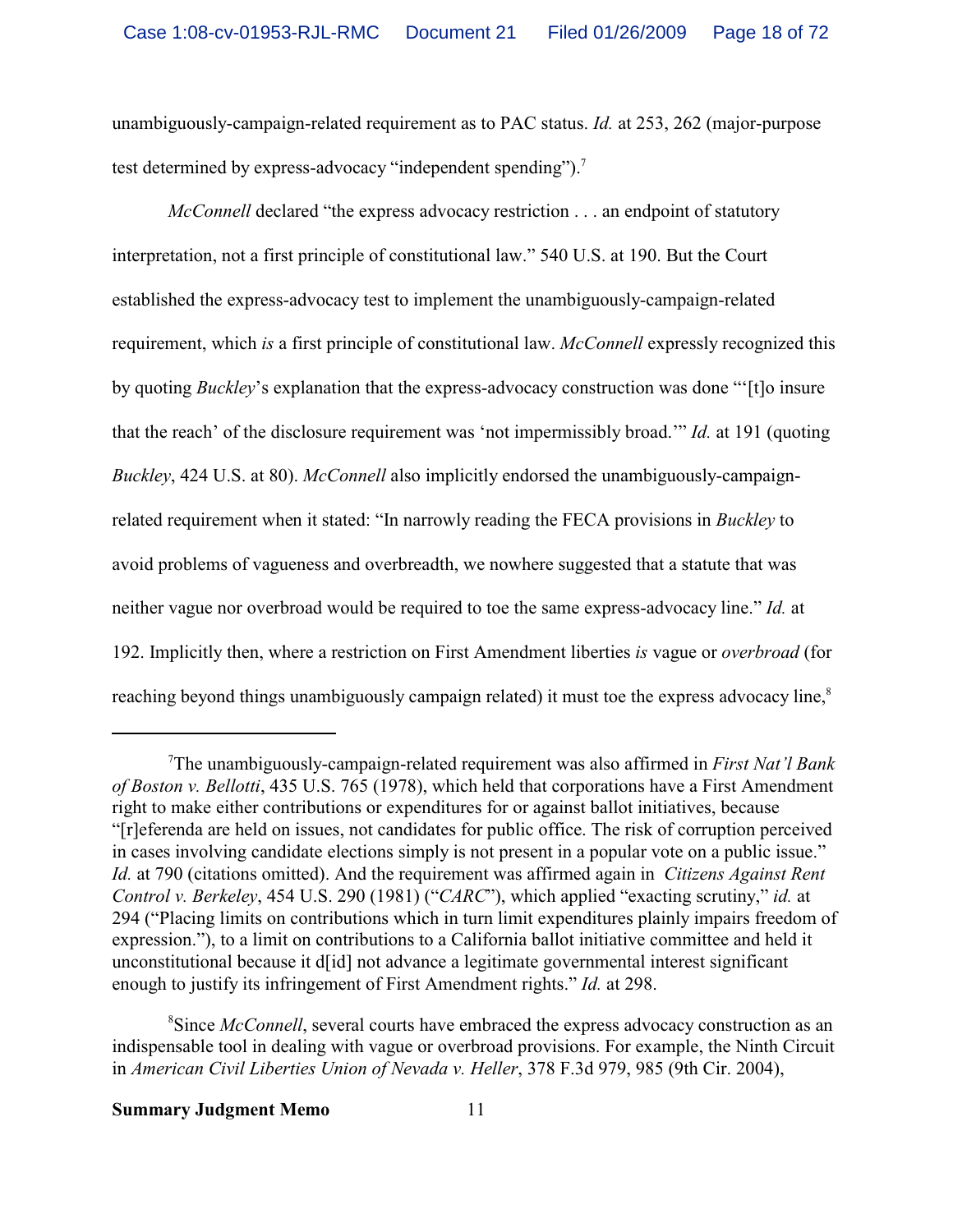unambiguously-campaign-related requirement as to PAC status. *Id.* at 253, 262 (major-purpose test determined by express-advocacy "independent spending").[7]

*McConnell* declared "the express advocacy restriction . . . an endpoint of statutory interpretation, not a first principle of constitutional law." 540 U.S. at 190. But the Court established the express-advocacy test to implement the unambiguously-campaign-related requirement, which *is* a first principle of constitutional law. *McConnell* expressly recognized this by quoting *Buckley*'s explanation that the express-advocacy construction was done "'[t]o insure that the reach' of the disclosure requirement was 'not impermissibly broad.'" *Id.* at 191 (quoting *Buckley*, 424 U.S. at 80). *McConnell* also implicitly endorsed the unambiguously-campaign-related requirement when it stated: "In narrowly reading the FECA provisions in *Buckley* to avoid problems of vagueness and overbreadth, we nowhere suggested that a statute that was neither vague nor overbroad would be required to toe the same express-advocacy line." *Id.* at 192. Implicitly then, where a restriction on First Amendment liberties *is* vague or *overbroad* (for reaching beyond things unambiguously campaign related) it must toe the express advocacy line,[8]

---

[7]The unambiguously-campaign-related requirement was also affirmed in *First Nat'l Bank of Boston v. Bellotti*, 435 U.S. 765 (1978), which held that corporations have a First Amendment right to make either contributions or expenditures for or against ballot initiatives, because "[r]eferenda are held on issues, not candidates for public office. The risk of corruption perceived in cases involving candidate elections simply is not present in a popular vote on a public issue." *Id.* at 790 (citations omitted). And the requirement was affirmed again in *Citizens Against Rent Control v. Berkeley*, 454 U.S. 290 (1981) ("*CARC*"), which applied "exacting scrutiny," *id.* at 294 ("Placing limits on contributions which in turn limit expenditures plainly impairs freedom of expression."), to a limit on contributions to a California ballot initiative committee and held it unconstitutional because it d[id] not advance a legitimate governmental interest significant enough to justify its infringement of First Amendment rights." *Id.* at 298.

[8]Since *McConnell*, several courts have embraced the express advocacy construction as an indispensable tool in dealing with vague or overbroad provisions. For example, the Ninth Circuit in *American Civil Liberties Union of Nevada v. Heller*, 378 F.3d 979, 985 (9th Cir. 2004),

**Summary Judgment Memo**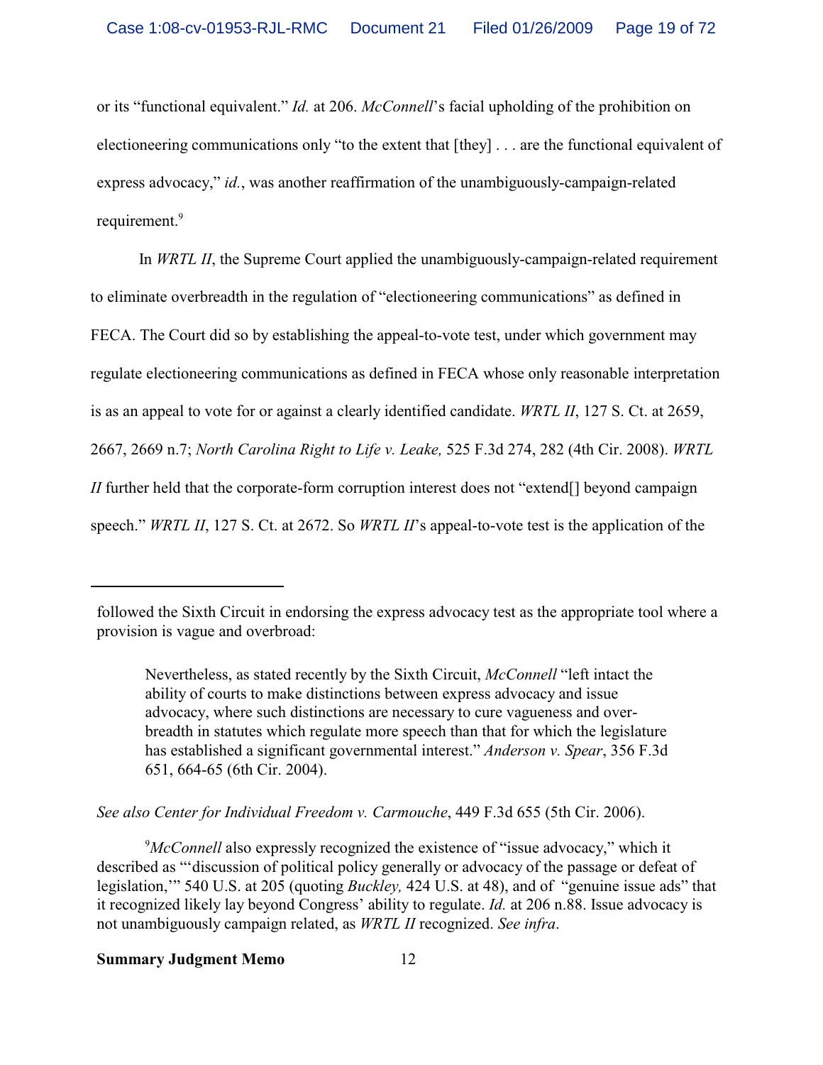or its "functional equivalent." *Id.* at 206. *McConnell*'s facial upholding of the prohibition on electioneering communications only "to the extent that [they] . . . are the functional equivalent of express advocacy," *id.*, was another reaffirmation of the unambiguously-campaign-related requirement.[9]

In *WRTL II*, the Supreme Court applied the unambiguously-campaign-related requirement to eliminate overbreadth in the regulation of "electioneering communications" as defined in FECA. The Court did so by establishing the appeal-to-vote test, under which government may regulate electioneering communications as defined in FECA whose only reasonable interpretation is as an appeal to vote for or against a clearly identified candidate. *WRTL II*, 127 S. Ct. at 2659, 2667, 2669 n.7; *North Carolina Right to Life v. Leake,* 525 F.3d 274, 282 (4th Cir. 2008). *WRTL II* further held that the corporate-form corruption interest does not "extend[] beyond campaign speech." *WRTL II*, 127 S. Ct. at 2672. So *WRTL II*'s appeal-to-vote test is the application of the

---

followed the Sixth Circuit in endorsing the express advocacy test as the appropriate tool where a provision is vague and overbroad:

> Nevertheless, as stated recently by the Sixth Circuit, *McConnell* "left intact the ability of courts to make distinctions between express advocacy and issue advocacy, where such distinctions are necessary to cure vagueness and over-breadth in statutes which regulate more speech than that for which the legislature has established a significant governmental interest." *Anderson v. Spear*, 356 F.3d 651, 664-65 (6th Cir. 2004).

*See also Center for Individual Freedom v. Carmouche*, 449 F.3d 655 (5th Cir. 2006).

[9] *McConnell* also expressly recognized the existence of "issue advocacy," which it described as "'discussion of political policy generally or advocacy of the passage or defeat of legislation,'" 540 U.S. at 205 (quoting *Buckley,* 424 U.S. at 48), and of "genuine issue ads" that it recognized likely lay beyond Congress' ability to regulate. *Id.* at 206 n.88. Issue advocacy is not unambiguously campaign related, as *WRTL II* recognized. *See infra*.

**Summary Judgment Memo**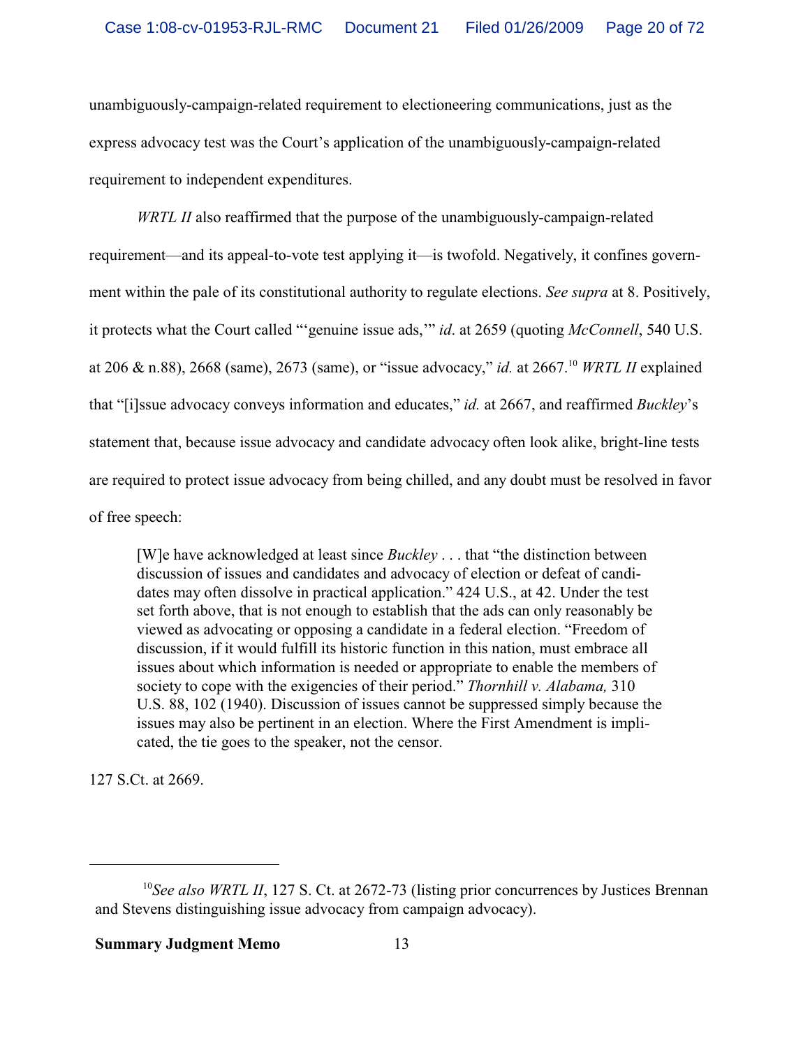unambiguously-campaign-related requirement to electioneering communications, just as the express advocacy test was the Court's application of the unambiguously-campaign-related requirement to independent expenditures.

*WRTL II* also reaffirmed that the purpose of the unambiguously-campaign-related requirement—and its appeal-to-vote test applying it—is twofold. Negatively, it confines government within the pale of its constitutional authority to regulate elections. *See supra* at 8. Positively, it protects what the Court called "'genuine issue ads,'" *id*. at 2659 (quoting *McConnell*, 540 U.S. at 206 & n.88), 2668 (same), 2673 (same), or "issue advocacy," *id.* at 2667.[10] *WRTL II* explained that "[i]ssue advocacy conveys information and educates," *id.* at 2667, and reaffirmed *Buckley*'s statement that, because issue advocacy and candidate advocacy often look alike, bright-line tests are required to protect issue advocacy from being chilled, and any doubt must be resolved in favor of free speech:

> [W]e have acknowledged at least since *Buckley* . . . that "the distinction between discussion of issues and candidates and advocacy of election or defeat of candidates may often dissolve in practical application." 424 U.S., at 42. Under the test set forth above, that is not enough to establish that the ads can only reasonably be viewed as advocating or opposing a candidate in a federal election. "Freedom of discussion, if it would fulfill its historic function in this nation, must embrace all issues about which information is needed or appropriate to enable the members of society to cope with the exigencies of their period." *Thornhill v. Alabama,* 310 U.S. 88, 102 (1940). Discussion of issues cannot be suppressed simply because the issues may also be pertinent in an election. Where the First Amendment is implicated, the tie goes to the speaker, not the censor.

127 S.Ct. at 2669.

---

[10] *See also WRTL II*, 127 S. Ct. at 2672-73 (listing prior concurrences by Justices Brennan and Stevens distinguishing issue advocacy from campaign advocacy).

**Summary Judgment Memo**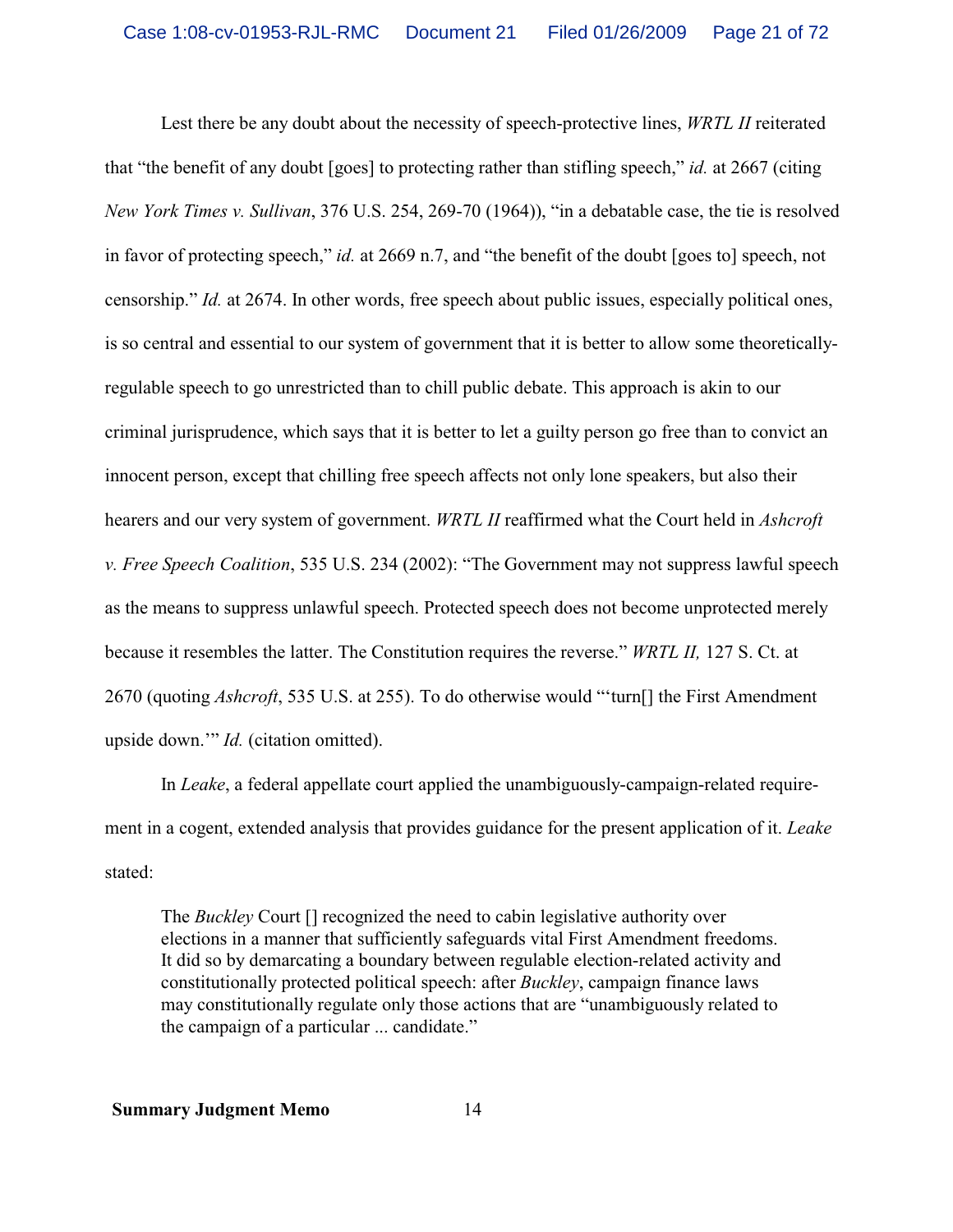Lest there be any doubt about the necessity of speech-protective lines, *WRTL II* reiterated that "the benefit of any doubt [goes] to protecting rather than stifling speech," *id.* at 2667 (citing *New York Times v. Sullivan*, 376 U.S. 254, 269-70 (1964)), "in a debatable case, the tie is resolved in favor of protecting speech," *id.* at 2669 n.7, and "the benefit of the doubt [goes to] speech, not censorship." *Id.* at 2674. In other words, free speech about public issues, especially political ones, is so central and essential to our system of government that it is better to allow some theoretically-regulable speech to go unrestricted than to chill public debate. This approach is akin to our criminal jurisprudence, which says that it is better to let a guilty person go free than to convict an innocent person, except that chilling free speech affects not only lone speakers, but also their hearers and our very system of government. *WRTL II* reaffirmed what the Court held in *Ashcroft v. Free Speech Coalition*, 535 U.S. 234 (2002): "The Government may not suppress lawful speech as the means to suppress unlawful speech. Protected speech does not become unprotected merely because it resembles the latter. The Constitution requires the reverse." *WRTL II,* 127 S. Ct. at 2670 (quoting *Ashcroft*, 535 U.S. at 255). To do otherwise would "'turn[] the First Amendment upside down.'" *Id.* (citation omitted).

In *Leake*, a federal appellate court applied the unambiguously-campaign-related requirement in a cogent, extended analysis that provides guidance for the present application of it. *Leake* stated:

> The *Buckley* Court [] recognized the need to cabin legislative authority over elections in a manner that sufficiently safeguards vital First Amendment freedoms. It did so by demarcating a boundary between regulable election-related activity and constitutionally protected political speech: after *Buckley*, campaign finance laws may constitutionally regulate only those actions that are "unambiguously related to the campaign of a particular ... candidate."

**Summary Judgment Memo**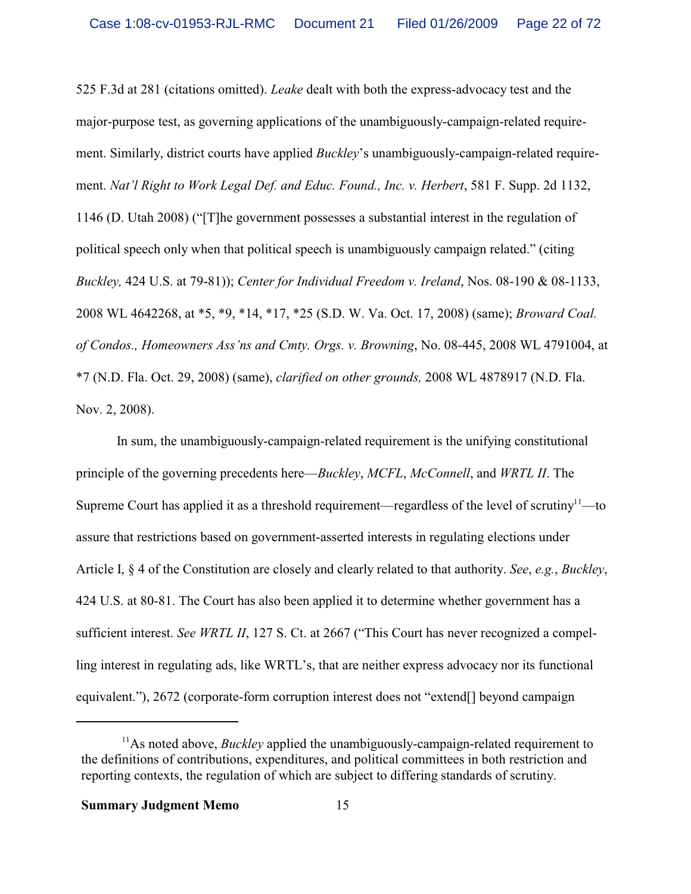525 F.3d at 281 (citations omitted). *Leake* dealt with both the express-advocacy test and the major-purpose test, as governing applications of the unambiguously-campaign-related requirement. Similarly, district courts have applied *Buckley*'s unambiguously-campaign-related requirement. *Nat'l Right to Work Legal Def. and Educ. Found., Inc. v. Herbert*, 581 F. Supp. 2d 1132, 1146 (D. Utah 2008) ("[T]he government possesses a substantial interest in the regulation of political speech only when that political speech is unambiguously campaign related." (citing *Buckley,* 424 U.S. at 79-81)); *Center for Individual Freedom v. Ireland*, Nos. 08-190 & 08-1133, 2008 WL 4642268, at *5, *9, *14, *17, *25 (S.D. W. Va. Oct. 17, 2008) (same); *Broward Coal. of Condos., Homeowners Ass'ns and Cmty. Orgs. v. Browning*, No. 08-445, 2008 WL 4791004, at *7 (N.D. Fla. Oct. 29, 2008) (same), *clarified on other grounds,* 2008 WL 4878917 (N.D. Fla. Nov. 2, 2008).

In sum, the unambiguously-campaign-related requirement is the unifying constitutional principle of the governing precedents here—*Buckley*, *MCFL*, *McConnell*, and *WRTL II*. The Supreme Court has applied it as a threshold requirement—regardless of the level of scrutiny[11]—to assure that restrictions based on government-asserted interests in regulating elections under Article I, § 4 of the Constitution are closely and clearly related to that authority. *See*, *e.g.*, *Buckley*, 424 U.S. at 80-81. The Court has also been applied it to determine whether government has a sufficient interest. *See WRTL II*, 127 S. Ct. at 2667 ("This Court has never recognized a compelling interest in regulating ads, like WRTL's, that are neither express advocacy nor its functional equivalent."), 2672 (corporate-form corruption interest does not "extend[] beyond campaign

[11] As noted above, *Buckley* applied the unambiguously-campaign-related requirement to the definitions of contributions, expenditures, and political committees in both restriction and reporting contexts, the regulation of which are subject to differing standards of scrutiny.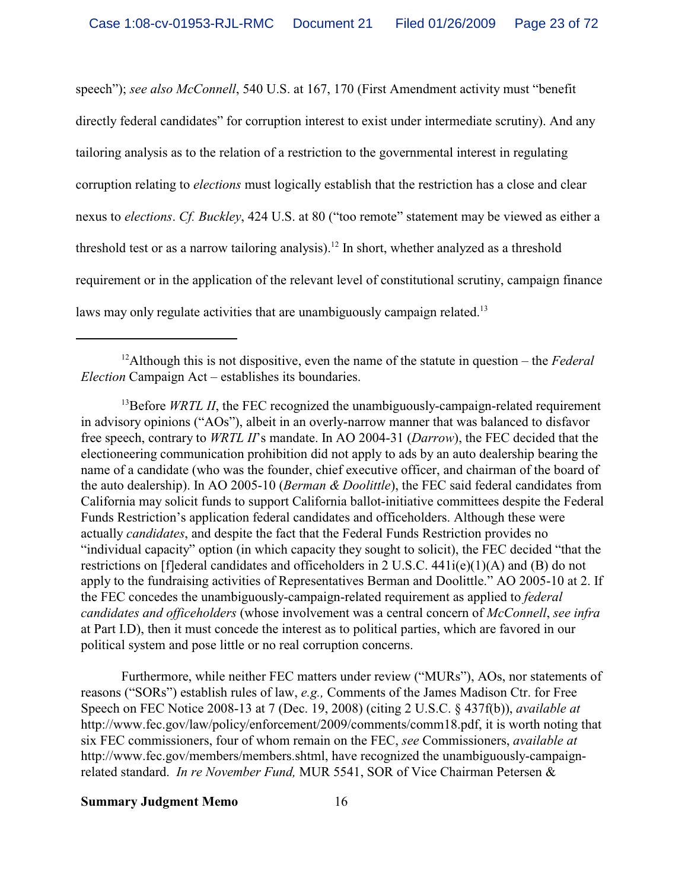speech"); *see also McConnell*, 540 U.S. at 167, 170 (First Amendment activity must "benefit directly federal candidates" for corruption interest to exist under intermediate scrutiny). And any tailoring analysis as to the relation of a restriction to the governmental interest in regulating corruption relating to *elections* must logically establish that the restriction has a close and clear nexus to *elections*. *Cf. Buckley*, 424 U.S. at 80 ("too remote" statement may be viewed as either a threshold test or as a narrow tailoring analysis).[12] In short, whether analyzed as a threshold requirement or in the application of the relevant level of constitutional scrutiny, campaign finance laws may only regulate activities that are unambiguously campaign related.[13]

---

[12]Although this is not dispositive, even the name of the statute in question – the *Federal Election* Campaign Act – establishes its boundaries.

[13]Before *WRTL II*, the FEC recognized the unambiguously-campaign-related requirement in advisory opinions ("AOs"), albeit in an overly-narrow manner that was balanced to disfavor free speech, contrary to *WRTL II*'s mandate. In AO 2004-31 (*Darrow*), the FEC decided that the electioneering communication prohibition did not apply to ads by an auto dealership bearing the name of a candidate (who was the founder, chief executive officer, and chairman of the board of the auto dealership). In AO 2005-10 (*Berman & Doolittle*), the FEC said federal candidates from California may solicit funds to support California ballot-initiative committees despite the Federal Funds Restriction's application federal candidates and officeholders. Although these were actually *candidates*, and despite the fact that the Federal Funds Restriction provides no "individual capacity" option (in which capacity they sought to solicit), the FEC decided "that the restrictions on [f]ederal candidates and officeholders in 2 U.S.C. 441i(e)(1)(A) and (B) do not apply to the fundraising activities of Representatives Berman and Doolittle." AO 2005-10 at 2. If the FEC concedes the unambiguously-campaign-related requirement as applied to *federal candidates and officeholders* (whose involvement was a central concern of *McConnell*, *see infra* at Part I.D), then it must concede the interest as to political parties, which are favored in our political system and pose little or no real corruption concerns.

Furthermore, while neither FEC matters under review ("MURs"), AOs, nor statements of reasons ("SORs") establish rules of law, *e.g.,* Comments of the James Madison Ctr. for Free Speech on FEC Notice 2008-13 at 7 (Dec. 19, 2008) (citing 2 U.S.C. § 437f(b)), *available at* http://www.fec.gov/law/policy/enforcement/2009/comments/comm18.pdf, it is worth noting that six FEC commissioners, four of whom remain on the FEC, *see* Commissioners, *available at* http://www.fec.gov/members/members.shtml, have recognized the unambiguously-campaign-related standard. *In re November Fund,* MUR 5541, SOR of Vice Chairman Petersen &

**Summary Judgment Memo**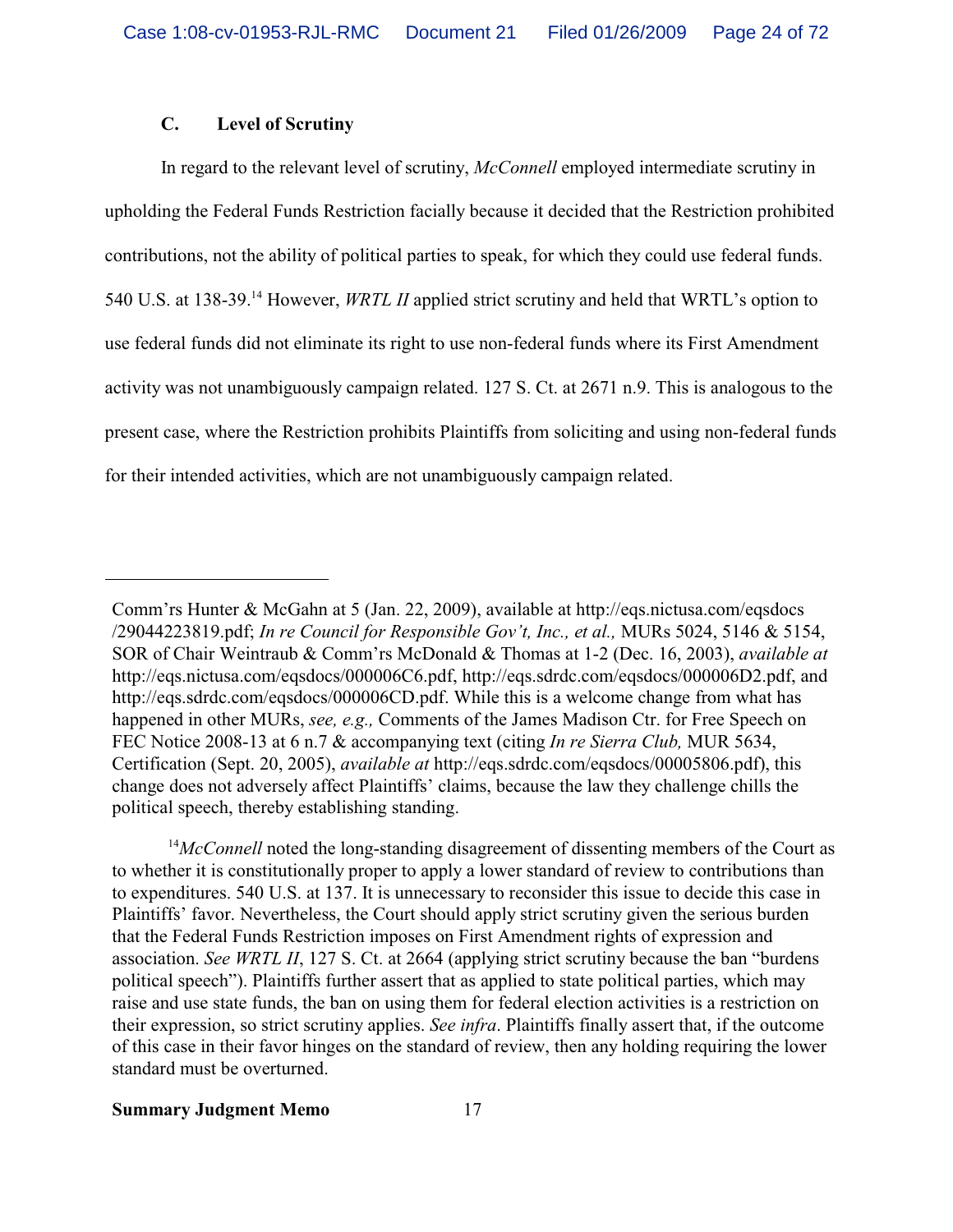### C. Level of Scrutiny

In regard to the relevant level of scrutiny, *McConnell* employed intermediate scrutiny in upholding the Federal Funds Restriction facially because it decided that the Restriction prohibited contributions, not the ability of political parties to speak, for which they could use federal funds. 540 U.S. at 138-39.[14] However, *WRTL II* applied strict scrutiny and held that WRTL's option to use federal funds did not eliminate its right to use non-federal funds where its First Amendment activity was not unambiguously campaign related. 127 S. Ct. at 2671 n.9. This is analogous to the present case, where the Restriction prohibits Plaintiffs from soliciting and using non-federal funds for their intended activities, which are not unambiguously campaign related.

---

Comm'rs Hunter & McGahn at 5 (Jan. 22, 2009), available at http://eqs.nictusa.com/eqsdocs /29044223819.pdf; *In re Council for Responsible Gov't, Inc., et al.,* MURs 5024, 5146 & 5154, SOR of Chair Weintraub & Comm'rs McDonald & Thomas at 1-2 (Dec. 16, 2003), *available at* http://eqs.nictusa.com/eqsdocs/000006C6.pdf, http://eqs.sdrdc.com/eqsdocs/000006D2.pdf, and http://eqs.sdrdc.com/eqsdocs/000006CD.pdf. While this is a welcome change from what has happened in other MURs, *see, e.g.,* Comments of the James Madison Ctr. for Free Speech on FEC Notice 2008-13 at 6 n.7 & accompanying text (citing *In re Sierra Club,* MUR 5634, Certification (Sept. 20, 2005), *available at* http://eqs.sdrdc.com/eqsdocs/00005806.pdf), this change does not adversely affect Plaintiffs' claims, because the law they challenge chills the political speech, thereby establishing standing.

[14] *McConnell* noted the long-standing disagreement of dissenting members of the Court as to whether it is constitutionally proper to apply a lower standard of review to contributions than to expenditures. 540 U.S. at 137. It is unnecessary to reconsider this issue to decide this case in Plaintiffs' favor. Nevertheless, the Court should apply strict scrutiny given the serious burden that the Federal Funds Restriction imposes on First Amendment rights of expression and association. *See WRTL II*, 127 S. Ct. at 2664 (applying strict scrutiny because the ban "burdens political speech"). Plaintiffs further assert that as applied to state political parties, which may raise and use state funds, the ban on using them for federal election activities is a restriction on their expression, so strict scrutiny applies. *See infra*. Plaintiffs finally assert that, if the outcome of this case in their favor hinges on the standard of review, then any holding requiring the lower standard must be overturned.

**Summary Judgment Memo**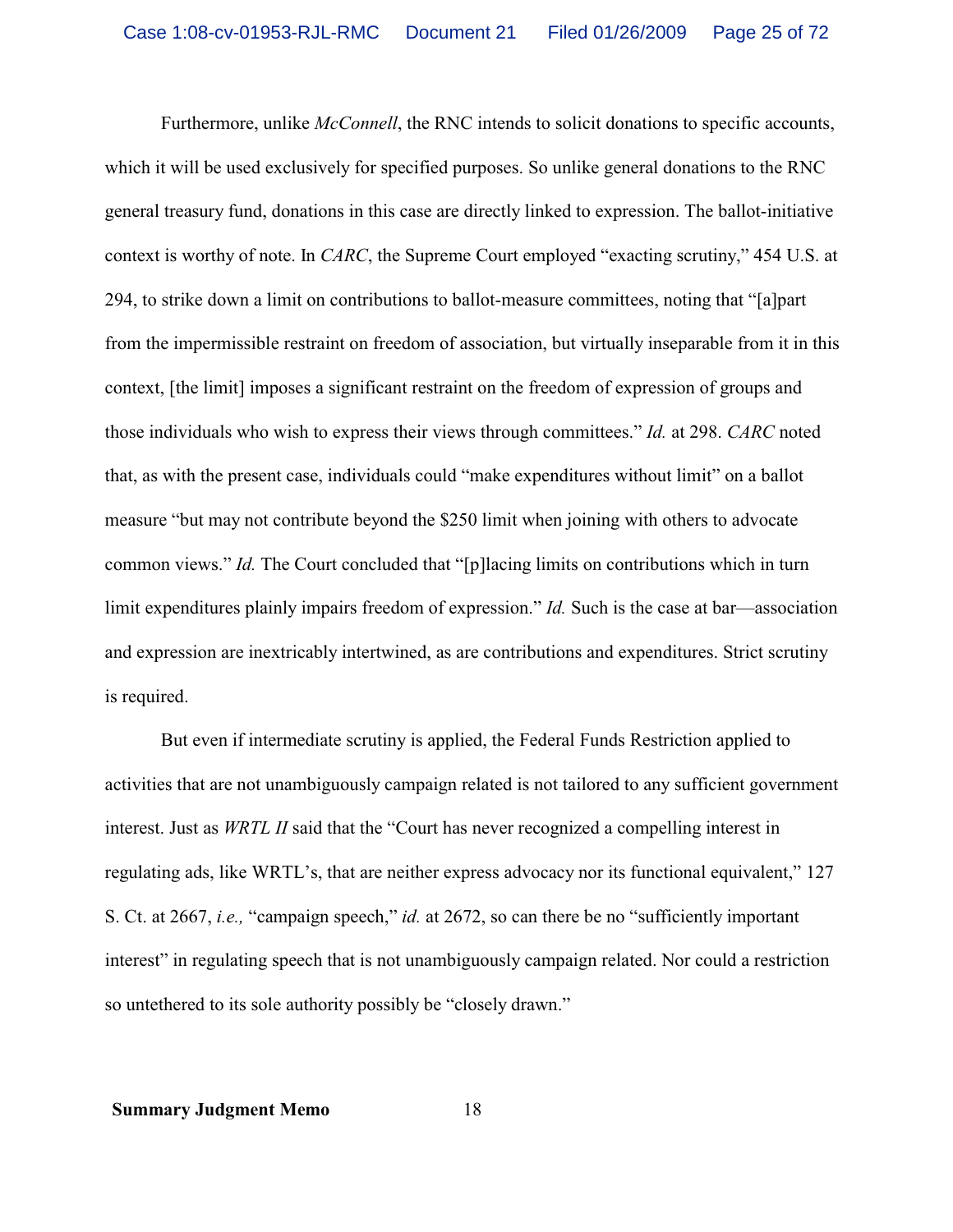Furthermore, unlike *McConnell*, the RNC intends to solicit donations to specific accounts, which it will be used exclusively for specified purposes. So unlike general donations to the RNC general treasury fund, donations in this case are directly linked to expression. The ballot-initiative context is worthy of note. In *CARC*, the Supreme Court employed "exacting scrutiny," 454 U.S. at 294, to strike down a limit on contributions to ballot-measure committees, noting that "[a]part from the impermissible restraint on freedom of association, but virtually inseparable from it in this context, [the limit] imposes a significant restraint on the freedom of expression of groups and those individuals who wish to express their views through committees." *Id.* at 298. *CARC* noted that, as with the present case, individuals could "make expenditures without limit" on a ballot measure "but may not contribute beyond the $250 limit when joining with others to advocate common views." *Id.* The Court concluded that "[p]lacing limits on contributions which in turn limit expenditures plainly impairs freedom of expression." *Id.* Such is the case at bar—association and expression are inextricably intertwined, as are contributions and expenditures. Strict scrutiny is required.

But even if intermediate scrutiny is applied, the Federal Funds Restriction applied to activities that are not unambiguously campaign related is not tailored to any sufficient government interest. Just as *WRTL II* said that the "Court has never recognized a compelling interest in regulating ads, like WRTL's, that are neither express advocacy nor its functional equivalent," 127 S. Ct. at 2667, *i.e.,* "campaign speech," *id.* at 2672, so can there be no "sufficiently important interest" in regulating speech that is not unambiguously campaign related. Nor could a restriction so untethered to its sole authority possibly be "closely drawn."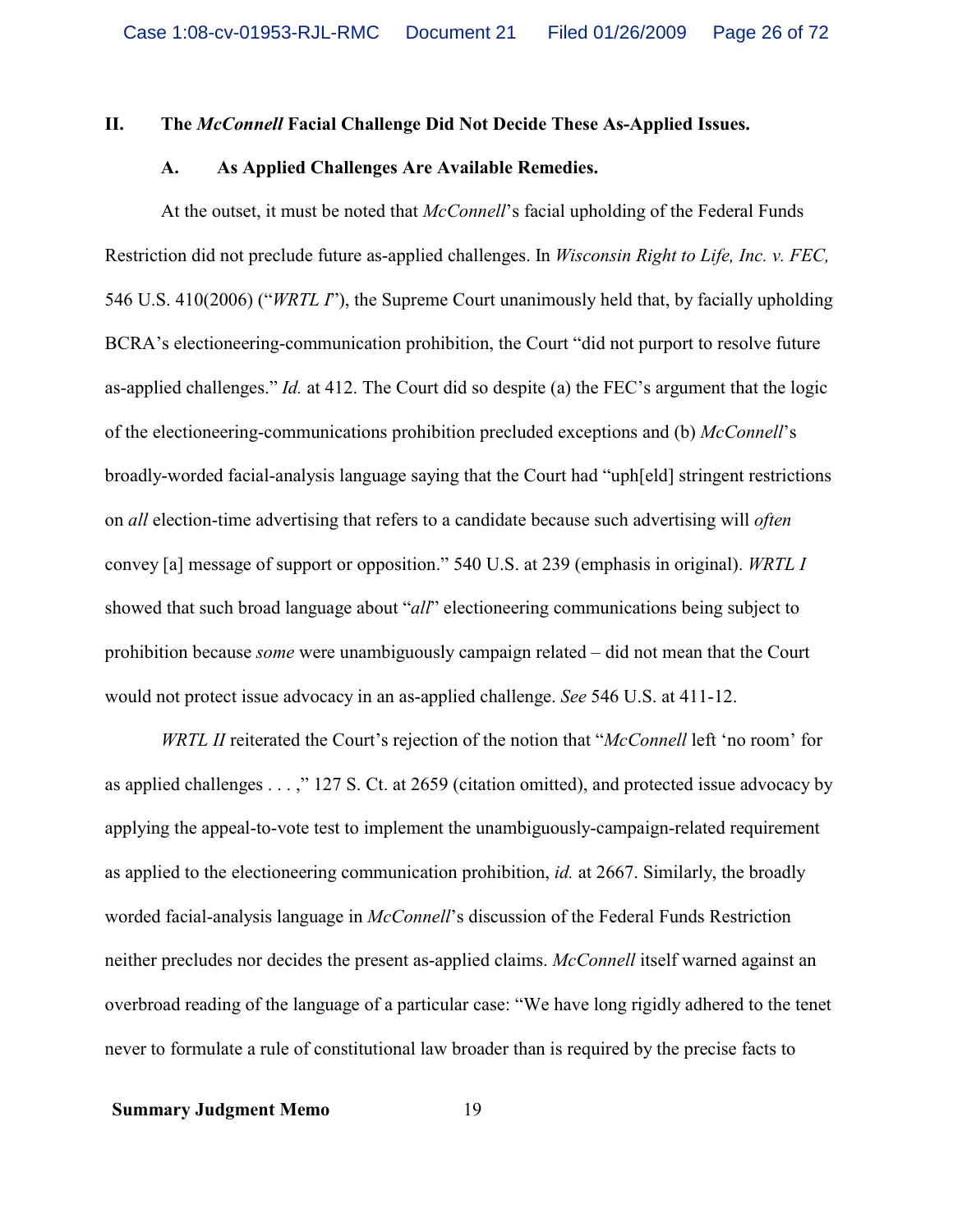## II. The *McConnell* Facial Challenge Did Not Decide These As-Applied Issues.

### A. As Applied Challenges Are Available Remedies.

At the outset, it must be noted that *McConnell*'s facial upholding of the Federal Funds Restriction did not preclude future as-applied challenges. In *Wisconsin Right to Life, Inc. v. FEC,* 546 U.S. 410(2006) ("*WRTL I*"), the Supreme Court unanimously held that, by facially upholding BCRA's electioneering-communication prohibition, the Court "did not purport to resolve future as-applied challenges." *Id.* at 412. The Court did so despite (a) the FEC's argument that the logic of the electioneering-communications prohibition precluded exceptions and (b) *McConnell*'s broadly-worded facial-analysis language saying that the Court had "uph[eld] stringent restrictions on *all* election-time advertising that refers to a candidate because such advertising will *often* convey [a] message of support or opposition." 540 U.S. at 239 (emphasis in original). *WRTL I* showed that such broad language about "*all*" electioneering communications being subject to prohibition because *some* were unambiguously campaign related – did not mean that the Court would not protect issue advocacy in an as-applied challenge. *See* 546 U.S. at 411-12.

*WRTL II* reiterated the Court's rejection of the notion that "*McConnell* left 'no room' for as applied challenges . . . ," 127 S. Ct. at 2659 (citation omitted), and protected issue advocacy by applying the appeal-to-vote test to implement the unambiguously-campaign-related requirement as applied to the electioneering communication prohibition, *id.* at 2667. Similarly, the broadly worded facial-analysis language in *McConnell*'s discussion of the Federal Funds Restriction neither precludes nor decides the present as-applied claims. *McConnell* itself warned against an overbroad reading of the language of a particular case: "We have long rigidly adhered to the tenet never to formulate a rule of constitutional law broader than is required by the precise facts to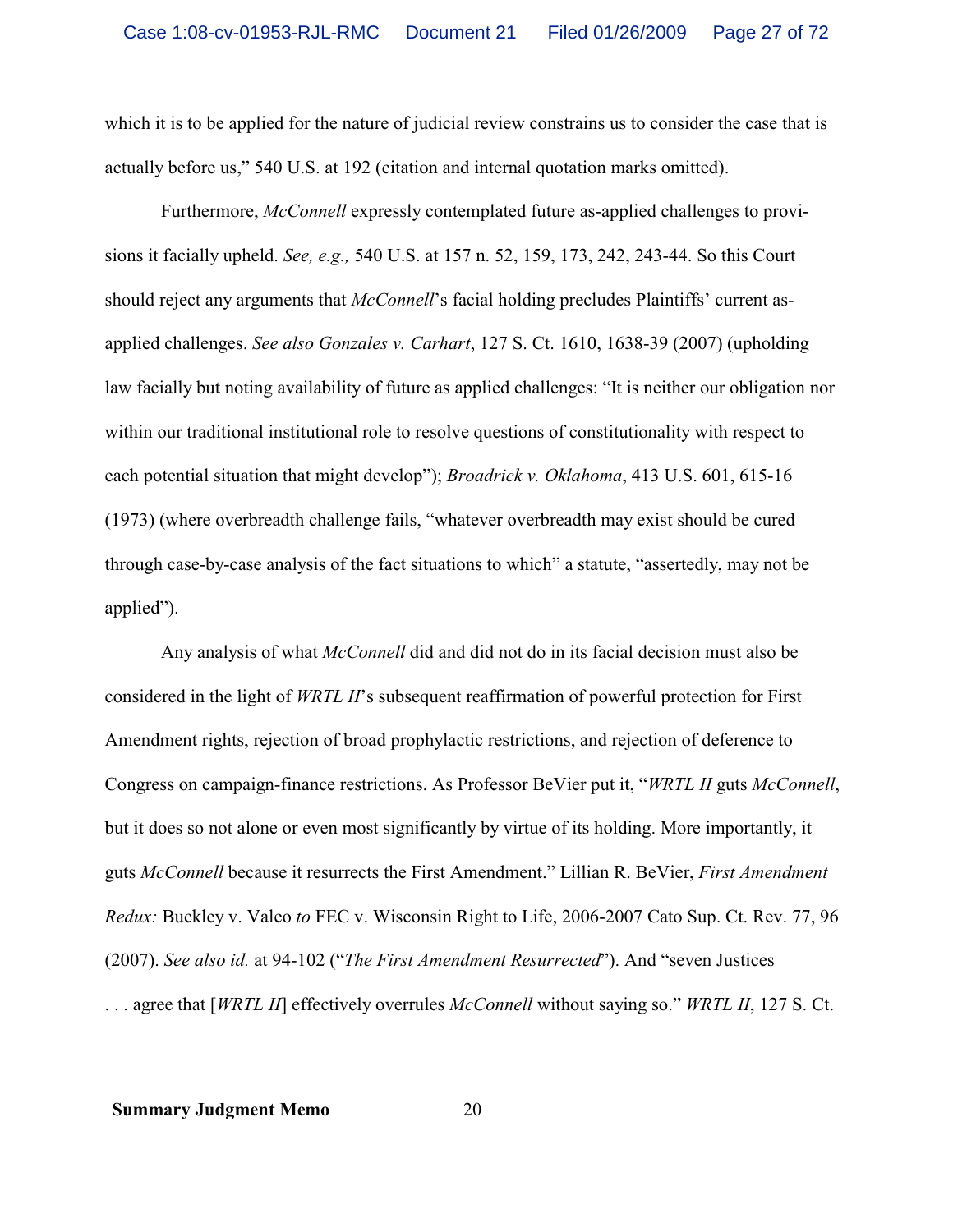which it is to be applied for the nature of judicial review constrains us to consider the case that is actually before us," 540 U.S. at 192 (citation and internal quotation marks omitted).

Furthermore, *McConnell* expressly contemplated future as-applied challenges to provisions it facially upheld. *See, e.g.,* 540 U.S. at 157 n. 52, 159, 173, 242, 243-44. So this Court should reject any arguments that *McConnell*'s facial holding precludes Plaintiffs' current as-applied challenges. *See also Gonzales v. Carhart*, 127 S. Ct. 1610, 1638-39 (2007) (upholding law facially but noting availability of future as applied challenges: "It is neither our obligation nor within our traditional institutional role to resolve questions of constitutionality with respect to each potential situation that might develop"); *Broadrick v. Oklahoma*, 413 U.S. 601, 615-16 (1973) (where overbreadth challenge fails, "whatever overbreadth may exist should be cured through case-by-case analysis of the fact situations to which" a statute, "assertedly, may not be applied").

Any analysis of what *McConnell* did and did not do in its facial decision must also be considered in the light of *WRTL II*'s subsequent reaffirmation of powerful protection for First Amendment rights, rejection of broad prophylactic restrictions, and rejection of deference to Congress on campaign-finance restrictions. As Professor BeVier put it, "*WRTL II* guts *McConnell*, but it does so not alone or even most significantly by virtue of its holding. More importantly, it guts *McConnell* because it resurrects the First Amendment." Lillian R. BeVier, *First Amendment Redux:* Buckley v. Valeo *to* FEC v. Wisconsin Right to Life, 2006-2007 Cato Sup. Ct. Rev. 77, 96 (2007). *See also id.* at 94-102 ("*The First Amendment Resurrected*"). And "seven Justices . . . agree that [*WRTL II*] effectively overrules *McConnell* without saying so." *WRTL II*, 127 S. Ct.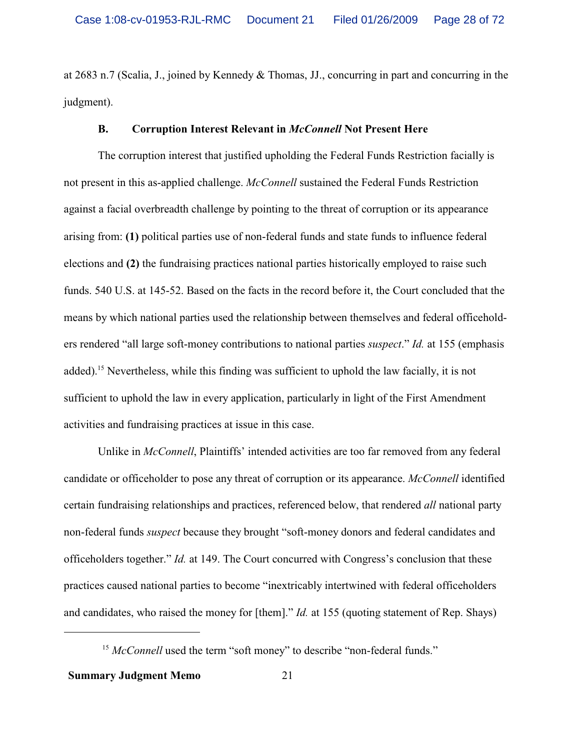at 2683 n.7 (Scalia, J., joined by Kennedy & Thomas, JJ., concurring in part and concurring in the judgment).

### B. Corruption Interest Relevant in *McConnell* Not Present Here

The corruption interest that justified upholding the Federal Funds Restriction facially is not present in this as-applied challenge. *McConnell* sustained the Federal Funds Restriction against a facial overbreadth challenge by pointing to the threat of corruption or its appearance arising from: **(1)** political parties use of non-federal funds and state funds to influence federal elections and **(2)** the fundraising practices national parties historically employed to raise such funds. 540 U.S. at 145-52. Based on the facts in the record before it, the Court concluded that the means by which national parties used the relationship between themselves and federal officeholders rendered "all large soft-money contributions to national parties *suspect*." *Id.* at 155 (emphasis added).[15] Nevertheless, while this finding was sufficient to uphold the law facially, it is not sufficient to uphold the law in every application, particularly in light of the First Amendment activities and fundraising practices at issue in this case.

Unlike in *McConnell*, Plaintiffs' intended activities are too far removed from any federal candidate or officeholder to pose any threat of corruption or its appearance. *McConnell* identified certain fundraising relationships and practices, referenced below, that rendered *all* national party non-federal funds *suspect* because they brought "soft-money donors and federal candidates and officeholders together." *Id.* at 149. The Court concurred with Congress's conclusion that these practices caused national parties to become "inextricably intertwined with federal officeholders and candidates, who raised the money for [them]." *Id.* at 155 (quoting statement of Rep. Shays)

---

[15] *McConnell* used the term "soft money" to describe "non-federal funds."

**Summary Judgment Memo**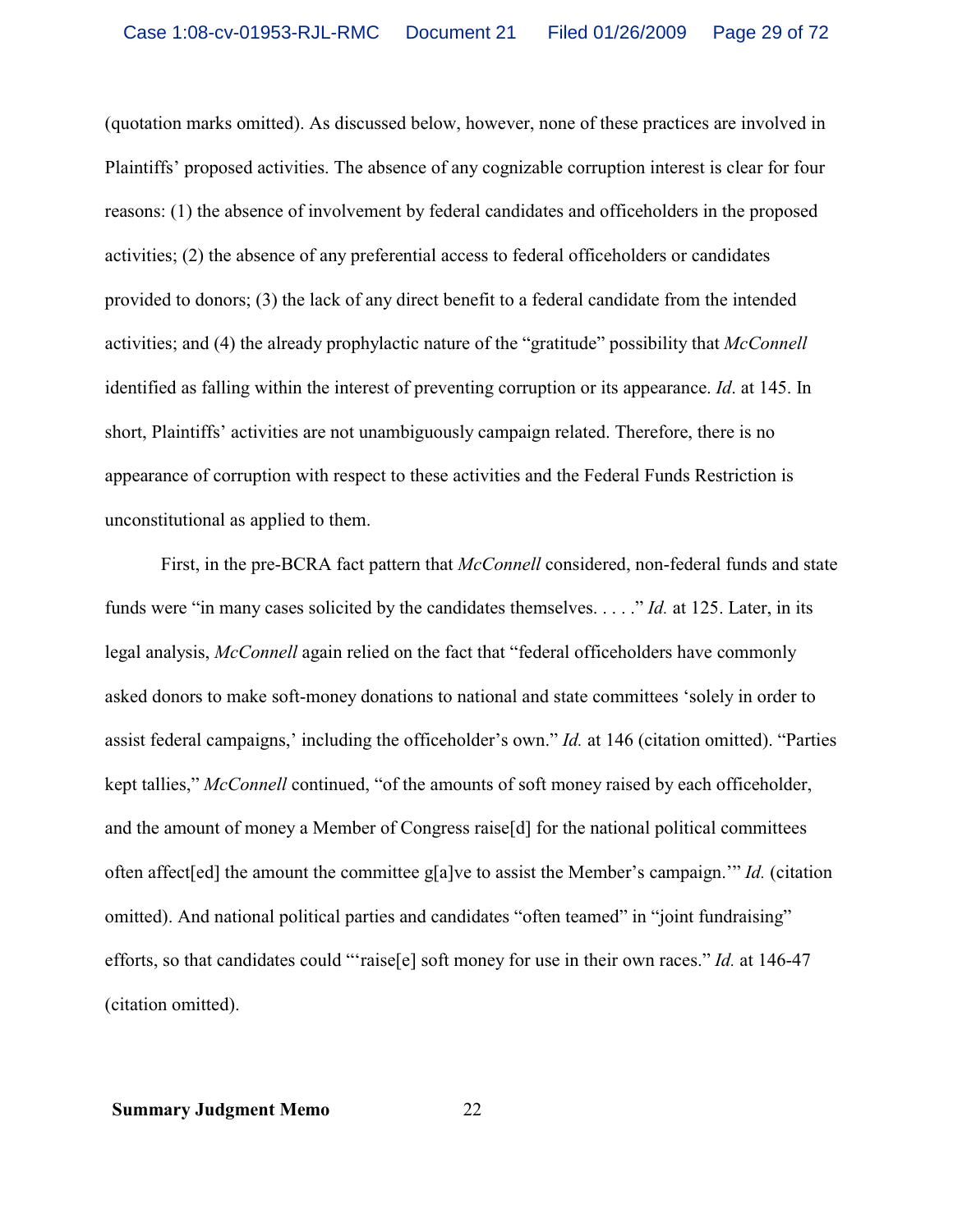(quotation marks omitted). As discussed below, however, none of these practices are involved in Plaintiffs' proposed activities. The absence of any cognizable corruption interest is clear for four reasons: (1) the absence of involvement by federal candidates and officeholders in the proposed activities; (2) the absence of any preferential access to federal officeholders or candidates provided to donors; (3) the lack of any direct benefit to a federal candidate from the intended activities; and (4) the already prophylactic nature of the "gratitude" possibility that *McConnell* identified as falling within the interest of preventing corruption or its appearance. *Id*. at 145. In short, Plaintiffs' activities are not unambiguously campaign related. Therefore, there is no appearance of corruption with respect to these activities and the Federal Funds Restriction is unconstitutional as applied to them.

First, in the pre-BCRA fact pattern that *McConnell* considered, non-federal funds and state funds were "in many cases solicited by the candidates themselves. . . . ." *Id.* at 125. Later, in its legal analysis, *McConnell* again relied on the fact that "federal officeholders have commonly asked donors to make soft-money donations to national and state committees 'solely in order to assist federal campaigns,' including the officeholder's own." *Id.* at 146 (citation omitted). "Parties kept tallies," *McConnell* continued, "of the amounts of soft money raised by each officeholder, and the amount of money a Member of Congress raise[d] for the national political committees often affect[ed] the amount the committee g[a]ve to assist the Member's campaign.'" *Id.* (citation omitted). And national political parties and candidates "often teamed" in "joint fundraising" efforts, so that candidates could "'raise[e] soft money for use in their own races." *Id.* at 146-47 (citation omitted).

**Summary Judgment Memo** 22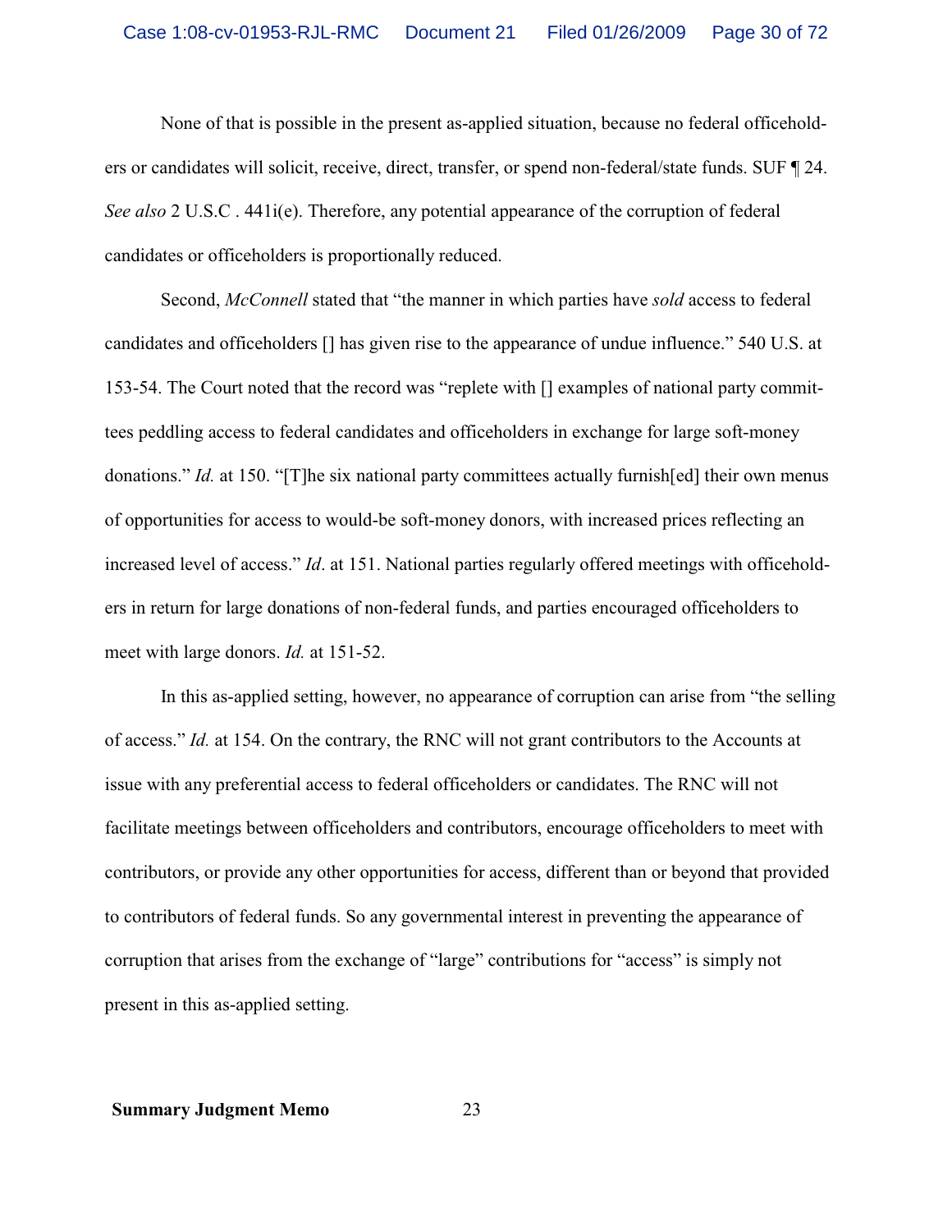None of that is possible in the present as-applied situation, because no federal officeholders or candidates will solicit, receive, direct, transfer, or spend non-federal/state funds. SUF ¶ 24. *See also* 2 U.S.C . 441i(e). Therefore, any potential appearance of the corruption of federal candidates or officeholders is proportionally reduced.

Second, *McConnell* stated that "the manner in which parties have *sold* access to federal candidates and officeholders [] has given rise to the appearance of undue influence." 540 U.S. at 153-54. The Court noted that the record was "replete with [] examples of national party committees peddling access to federal candidates and officeholders in exchange for large soft-money donations." *Id.* at 150. "[T]he six national party committees actually furnish[ed] their own menus of opportunities for access to would-be soft-money donors, with increased prices reflecting an increased level of access." *Id*. at 151. National parties regularly offered meetings with officeholders in return for large donations of non-federal funds, and parties encouraged officeholders to meet with large donors. *Id.* at 151-52.

In this as-applied setting, however, no appearance of corruption can arise from "the selling of access." *Id.* at 154. On the contrary, the RNC will not grant contributors to the Accounts at issue with any preferential access to federal officeholders or candidates. The RNC will not facilitate meetings between officeholders and contributors, encourage officeholders to meet with contributors, or provide any other opportunities for access, different than or beyond that provided to contributors of federal funds. So any governmental interest in preventing the appearance of corruption that arises from the exchange of "large" contributions for "access" is simply not present in this as-applied setting.

**Summary Judgment Memo**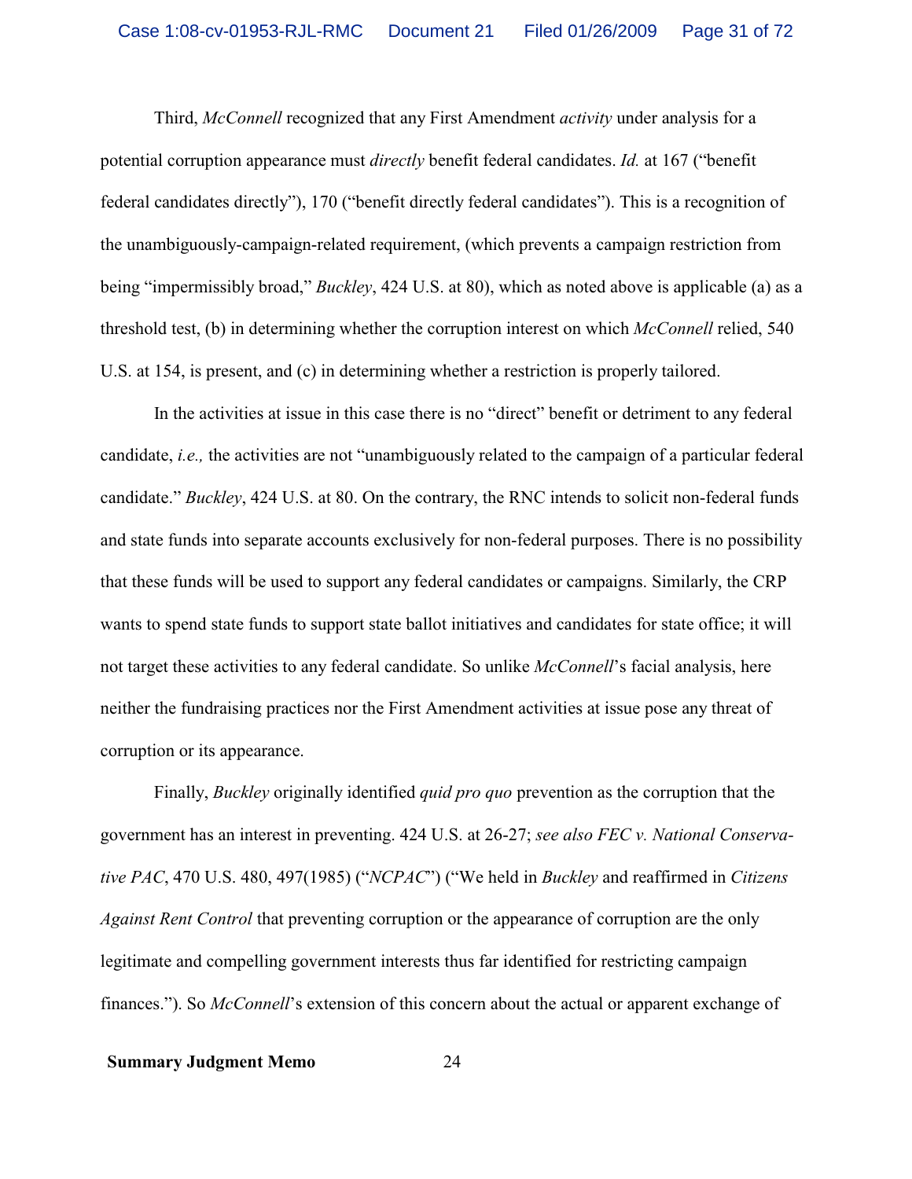Third, *McConnell* recognized that any First Amendment *activity* under analysis for a potential corruption appearance must *directly* benefit federal candidates. *Id.* at 167 ("benefit federal candidates directly"), 170 ("benefit directly federal candidates"). This is a recognition of the unambiguously-campaign-related requirement, (which prevents a campaign restriction from being "impermissibly broad," *Buckley*, 424 U.S. at 80), which as noted above is applicable (a) as a threshold test, (b) in determining whether the corruption interest on which *McConnell* relied, 540 U.S. at 154, is present, and (c) in determining whether a restriction is properly tailored.

In the activities at issue in this case there is no "direct" benefit or detriment to any federal candidate, *i.e.,* the activities are not "unambiguously related to the campaign of a particular federal candidate." *Buckley*, 424 U.S. at 80. On the contrary, the RNC intends to solicit non-federal funds and state funds into separate accounts exclusively for non-federal purposes. There is no possibility that these funds will be used to support any federal candidates or campaigns. Similarly, the CRP wants to spend state funds to support state ballot initiatives and candidates for state office; it will not target these activities to any federal candidate. So unlike *McConnell*'s facial analysis, here neither the fundraising practices nor the First Amendment activities at issue pose any threat of corruption or its appearance.

Finally, *Buckley* originally identified *quid pro quo* prevention as the corruption that the government has an interest in preventing. 424 U.S. at 26-27; *see also FEC v. National Conservative PAC*, 470 U.S. 480, 497(1985) ("*NCPAC*") ("We held in *Buckley* and reaffirmed in *Citizens Against Rent Control* that preventing corruption or the appearance of corruption are the only legitimate and compelling government interests thus far identified for restricting campaign finances."). So *McConnell*'s extension of this concern about the actual or apparent exchange of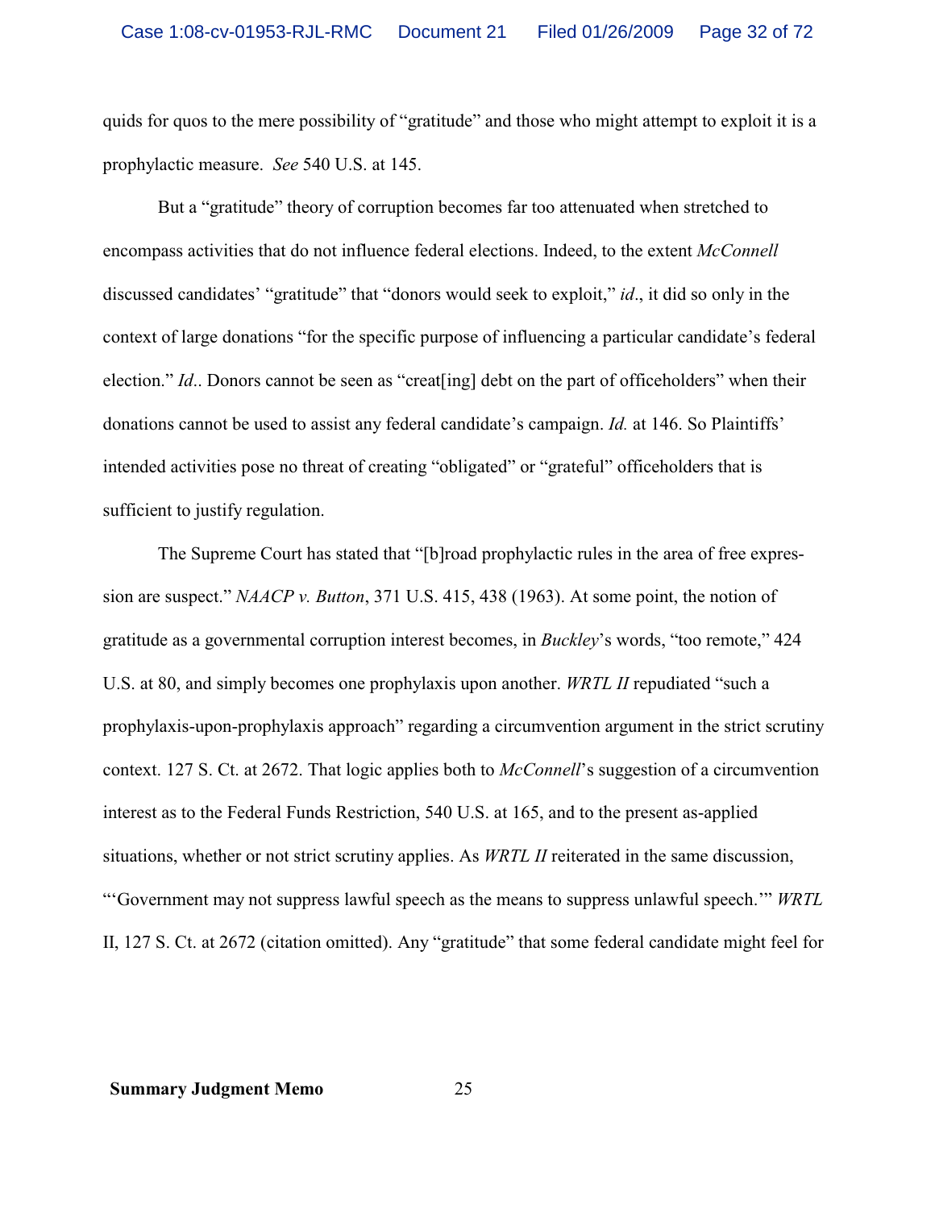quids for quos to the mere possibility of "gratitude" and those who might attempt to exploit it is a prophylactic measure. *See* 540 U.S. at 145.

But a "gratitude" theory of corruption becomes far too attenuated when stretched to encompass activities that do not influence federal elections. Indeed, to the extent *McConnell* discussed candidates' "gratitude" that "donors would seek to exploit," *id*., it did so only in the context of large donations "for the specific purpose of influencing a particular candidate's federal election." *Id*.. Donors cannot be seen as "creat[ing] debt on the part of officeholders" when their donations cannot be used to assist any federal candidate's campaign. *Id.* at 146. So Plaintiffs' intended activities pose no threat of creating "obligated" or "grateful" officeholders that is sufficient to justify regulation.

The Supreme Court has stated that "[b]road prophylactic rules in the area of free expression are suspect." *NAACP v. Button*, 371 U.S. 415, 438 (1963). At some point, the notion of gratitude as a governmental corruption interest becomes, in *Buckley*'s words, "too remote," 424 U.S. at 80, and simply becomes one prophylaxis upon another. *WRTL II* repudiated "such a prophylaxis-upon-prophylaxis approach" regarding a circumvention argument in the strict scrutiny context. 127 S. Ct. at 2672. That logic applies both to *McConnell*'s suggestion of a circumvention interest as to the Federal Funds Restriction, 540 U.S. at 165, and to the present as-applied situations, whether or not strict scrutiny applies. As *WRTL II* reiterated in the same discussion, "'Government may not suppress lawful speech as the means to suppress unlawful speech.'" *WRTL* II, 127 S. Ct. at 2672 (citation omitted). Any "gratitude" that some federal candidate might feel for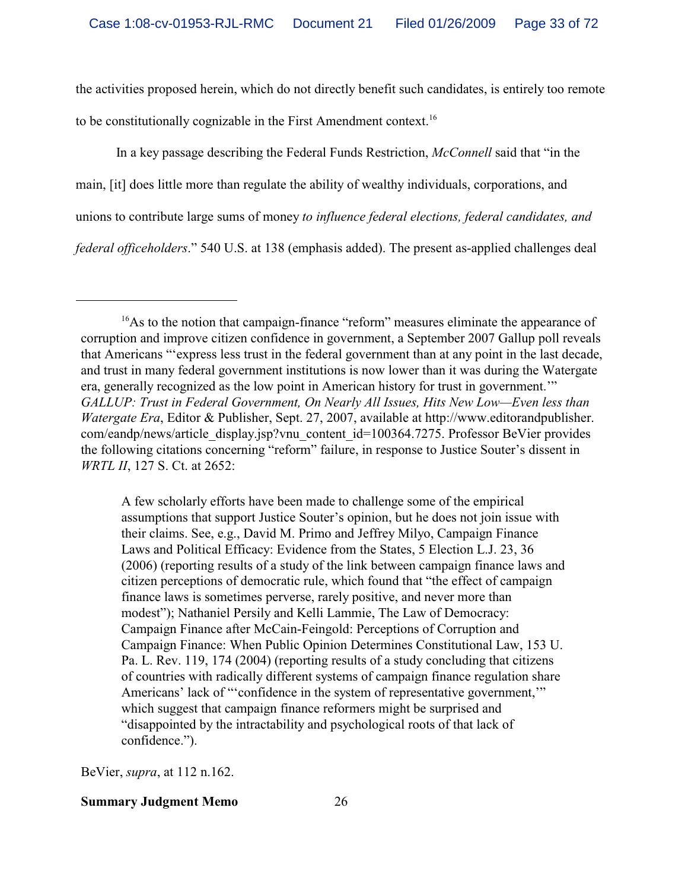the activities proposed herein, which do not directly benefit such candidates, is entirely too remote to be constitutionally cognizable in the First Amendment context.[16]

In a key passage describing the Federal Funds Restriction, *McConnell* said that "in the main, [it] does little more than regulate the ability of wealthy individuals, corporations, and unions to contribute large sums of money *to influence federal elections, federal candidates, and federal officeholders*." 540 U.S. at 138 (emphasis added). The present as-applied challenges deal

---

[16]As to the notion that campaign-finance "reform" measures eliminate the appearance of corruption and improve citizen confidence in government, a September 2007 Gallup poll reveals that Americans "'express less trust in the federal government than at any point in the last decade, and trust in many federal government institutions is now lower than it was during the Watergate era, generally recognized as the low point in American history for trust in government.'" *GALLUP: Trust in Federal Government, On Nearly All Issues, Hits New Low—Even less than Watergate Era*, Editor & Publisher, Sept. 27, 2007, available at http://www.editorandpublisher.com/eandp/news/article_display.jsp?vnu_content_id=100364.7275. Professor BeVier provides the following citations concerning "reform" failure, in response to Justice Souter's dissent in *WRTL II*, 127 S. Ct. at 2652:

> A few scholarly efforts have been made to challenge some of the empirical assumptions that support Justice Souter's opinion, but he does not join issue with their claims. See, e.g., David M. Primo and Jeffrey Milyo, Campaign Finance Laws and Political Efficacy: Evidence from the States, 5 Election L.J. 23, 36 (2006) (reporting results of a study of the link between campaign finance laws and citizen perceptions of democratic rule, which found that "the effect of campaign finance laws is sometimes perverse, rarely positive, and never more than modest"); Nathaniel Persily and Kelli Lammie, The Law of Democracy: Campaign Finance after McCain-Feingold: Perceptions of Corruption and Campaign Finance: When Public Opinion Determines Constitutional Law, 153 U. Pa. L. Rev. 119, 174 (2004) (reporting results of a study concluding that citizens of countries with radically different systems of campaign finance regulation share Americans' lack of "'confidence in the system of representative government,'" which suggest that campaign finance reformers might be surprised and "disappointed by the intractability and psychological roots of that lack of confidence.").

BeVier, *supra*, at 112 n.162.

**Summary Judgment Memo**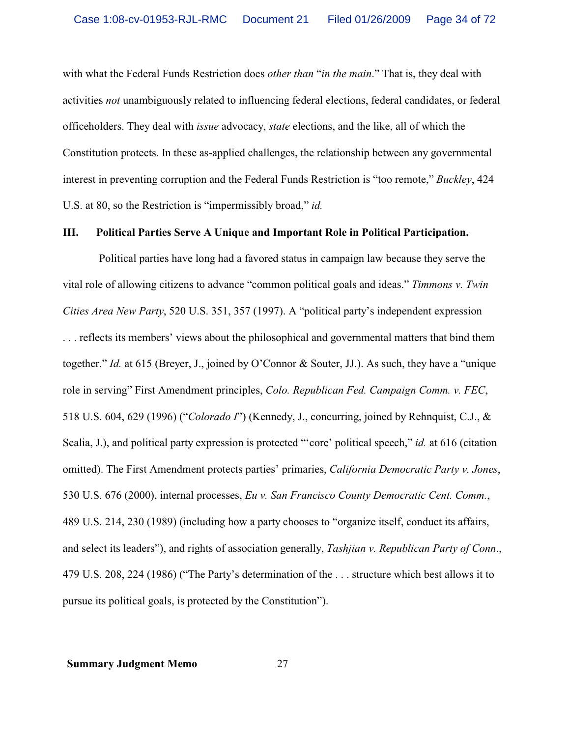with what the Federal Funds Restriction does *other than* "*in the main*." That is, they deal with activities *not* unambiguously related to influencing federal elections, federal candidates, or federal officeholders. They deal with *issue* advocacy, *state* elections, and the like, all of which the Constitution protects. In these as-applied challenges, the relationship between any governmental interest in preventing corruption and the Federal Funds Restriction is "too remote," *Buckley*, 424 U.S. at 80, so the Restriction is "impermissibly broad," *id.*

## III. Political Parties Serve A Unique and Important Role in Political Participation.

Political parties have long had a favored status in campaign law because they serve the vital role of allowing citizens to advance "common political goals and ideas." *Timmons v. Twin Cities Area New Party*, 520 U.S. 351, 357 (1997). A "political party's independent expression . . . reflects its members' views about the philosophical and governmental matters that bind them together." *Id.* at 615 (Breyer, J., joined by O'Connor & Souter, JJ.). As such, they have a "unique role in serving" First Amendment principles, *Colo. Republican Fed. Campaign Comm. v. FEC*, 518 U.S. 604, 629 (1996) ("*Colorado I*") (Kennedy, J., concurring, joined by Rehnquist, C.J., & Scalia, J.), and political party expression is protected "'core' political speech," *id.* at 616 (citation omitted). The First Amendment protects parties' primaries, *California Democratic Party v. Jones*, 530 U.S. 676 (2000), internal processes, *Eu v. San Francisco County Democratic Cent. Comm.*, 489 U.S. 214, 230 (1989) (including how a party chooses to "organize itself, conduct its affairs, and select its leaders"), and rights of association generally, *Tashjian v. Republican Party of Conn.*, 479 U.S. 208, 224 (1986) ("The Party's determination of the . . . structure which best allows it to pursue its political goals, is protected by the Constitution").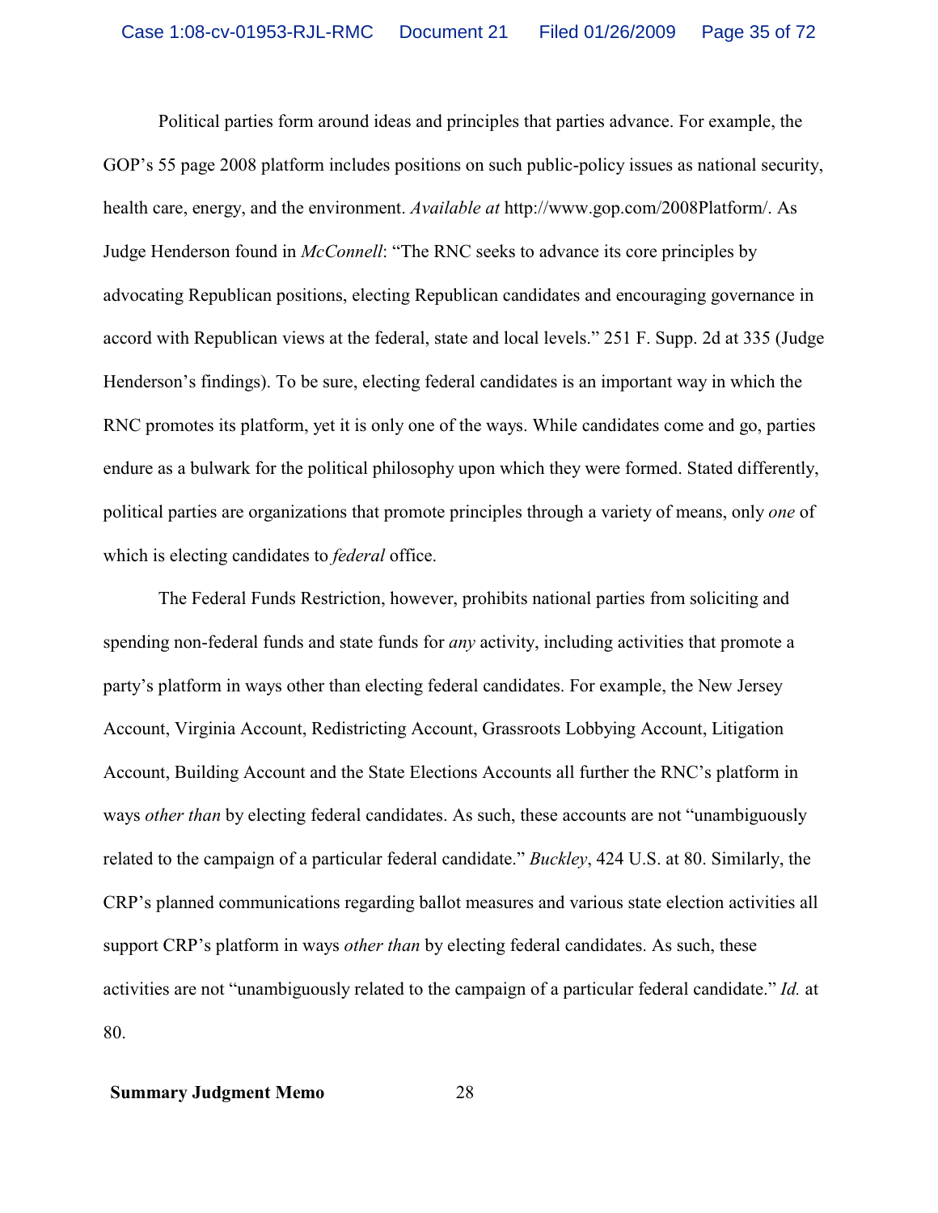Political parties form around ideas and principles that parties advance. For example, the GOP's 55 page 2008 platform includes positions on such public-policy issues as national security, health care, energy, and the environment. *Available at* http://www.gop.com/2008Platform/. As Judge Henderson found in *McConnell*: "The RNC seeks to advance its core principles by advocating Republican positions, electing Republican candidates and encouraging governance in accord with Republican views at the federal, state and local levels." 251 F. Supp. 2d at 335 (Judge Henderson's findings). To be sure, electing federal candidates is an important way in which the RNC promotes its platform, yet it is only one of the ways. While candidates come and go, parties endure as a bulwark for the political philosophy upon which they were formed. Stated differently, political parties are organizations that promote principles through a variety of means, only *one* of which is electing candidates to *federal* office.

The Federal Funds Restriction, however, prohibits national parties from soliciting and spending non-federal funds and state funds for *any* activity, including activities that promote a party's platform in ways other than electing federal candidates. For example, the New Jersey Account, Virginia Account, Redistricting Account, Grassroots Lobbying Account, Litigation Account, Building Account and the State Elections Accounts all further the RNC's platform in ways *other than* by electing federal candidates. As such, these accounts are not "unambiguously related to the campaign of a particular federal candidate." *Buckley*, 424 U.S. at 80. Similarly, the CRP's planned communications regarding ballot measures and various state election activities all support CRP's platform in ways *other than* by electing federal candidates. As such, these activities are not "unambiguously related to the campaign of a particular federal candidate." *Id.* at 80.

**Summary Judgment Memo**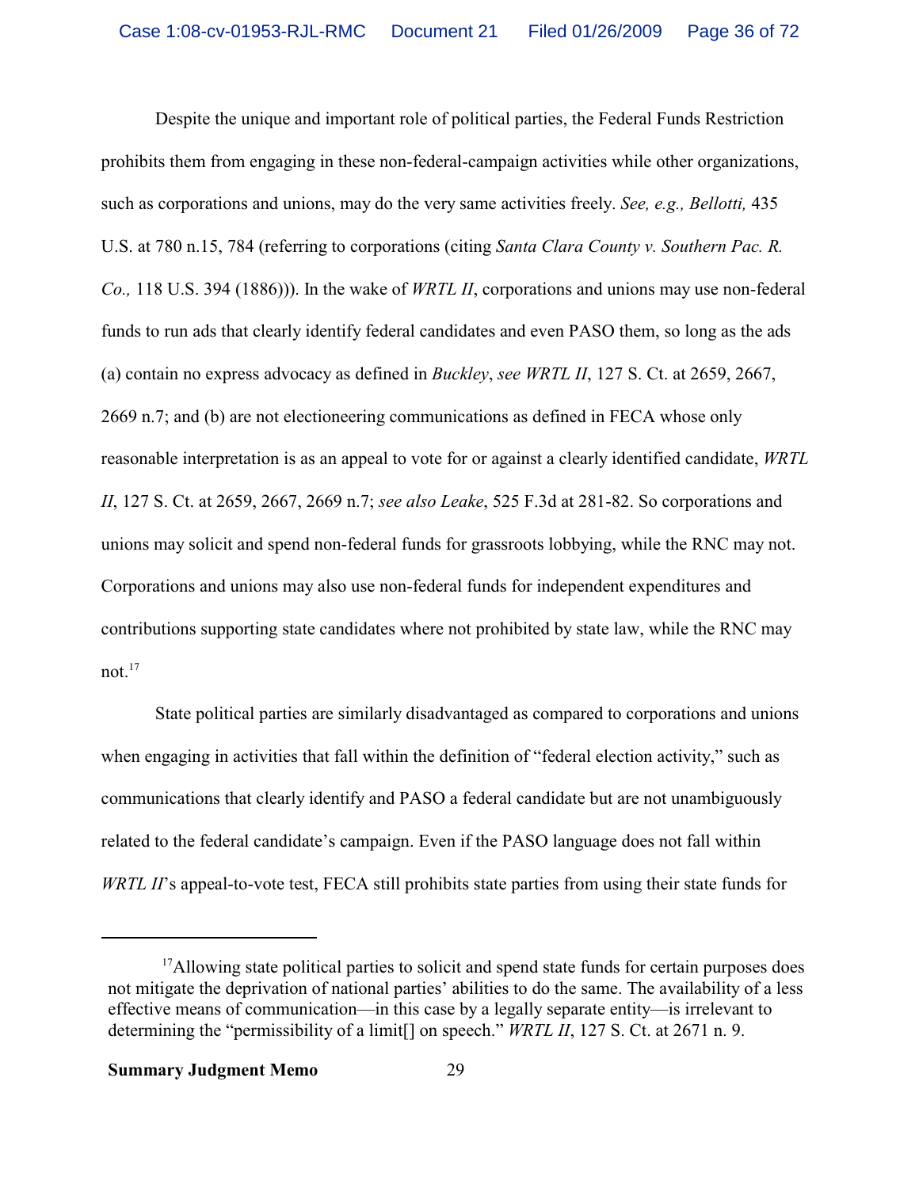Despite the unique and important role of political parties, the Federal Funds Restriction prohibits them from engaging in these non-federal-campaign activities while other organizations, such as corporations and unions, may do the very same activities freely. *See, e.g., Bellotti,* 435 U.S. at 780 n.15, 784 (referring to corporations (citing *Santa Clara County v. Southern Pac. R. Co.,* 118 U.S. 394 (1886))). In the wake of *WRTL II*, corporations and unions may use non-federal funds to run ads that clearly identify federal candidates and even PASO them, so long as the ads (a) contain no express advocacy as defined in *Buckley*, *see WRTL II*, 127 S. Ct. at 2659, 2667, 2669 n.7; and (b) are not electioneering communications as defined in FECA whose only reasonable interpretation is as an appeal to vote for or against a clearly identified candidate, *WRTL II*, 127 S. Ct. at 2659, 2667, 2669 n.7; *see also Leake*, 525 F.3d at 281-82. So corporations and unions may solicit and spend non-federal funds for grassroots lobbying, while the RNC may not. Corporations and unions may also use non-federal funds for independent expenditures and contributions supporting state candidates where not prohibited by state law, while the RNC may not.[17]

State political parties are similarly disadvantaged as compared to corporations and unions when engaging in activities that fall within the definition of "federal election activity," such as communications that clearly identify and PASO a federal candidate but are not unambiguously related to the federal candidate's campaign. Even if the PASO language does not fall within *WRTL II*'s appeal-to-vote test, FECA still prohibits state parties from using their state funds for

---

[17] Allowing state political parties to solicit and spend state funds for certain purposes does not mitigate the deprivation of national parties' abilities to do the same. The availability of a less effective means of communication—in this case by a legally separate entity—is irrelevant to determining the "permissibility of a limit[] on speech." *WRTL II*, 127 S. Ct. at 2671 n. 9.

**Summary Judgment Memo**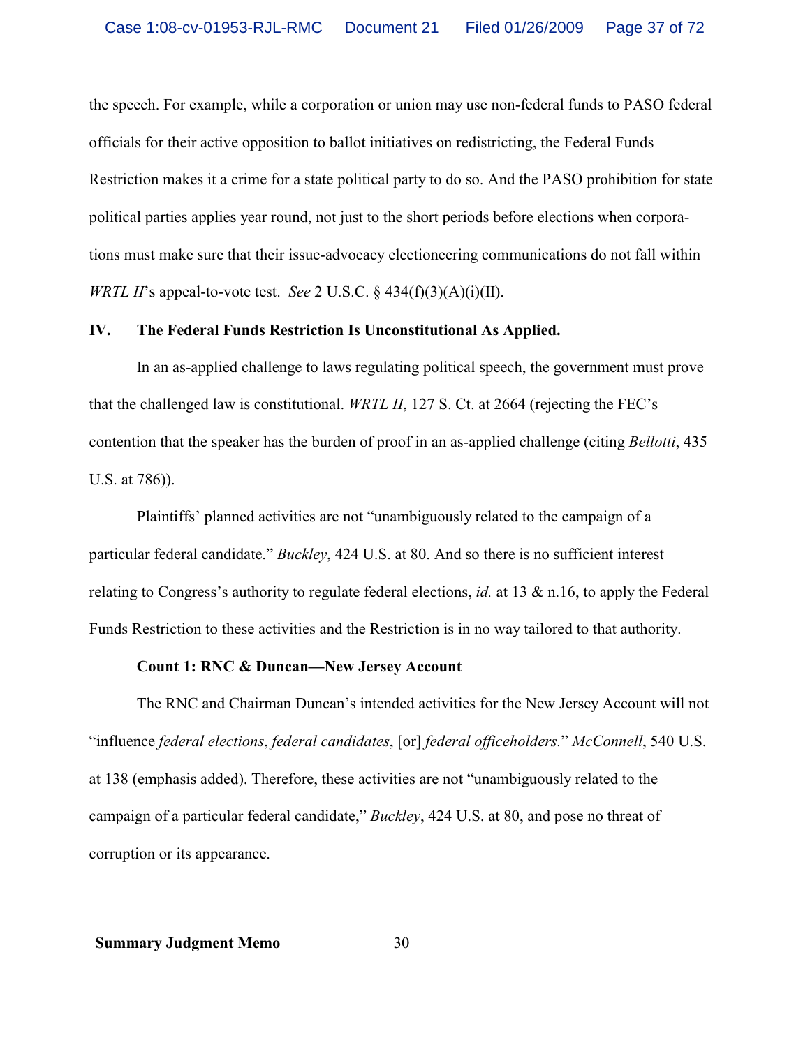the speech. For example, while a corporation or union may use non-federal funds to PASO federal officials for their active opposition to ballot initiatives on redistricting, the Federal Funds Restriction makes it a crime for a state political party to do so. And the PASO prohibition for state political parties applies year round, not just to the short periods before elections when corporations must make sure that their issue-advocacy electioneering communications do not fall within *WRTL II*'s appeal-to-vote test. *See* 2 U.S.C. § 434(f)(3)(A)(i)(II).

## IV. The Federal Funds Restriction Is Unconstitutional As Applied.

In an as-applied challenge to laws regulating political speech, the government must prove that the challenged law is constitutional. *WRTL II*, 127 S. Ct. at 2664 (rejecting the FEC's contention that the speaker has the burden of proof in an as-applied challenge (citing *Bellotti*, 435 U.S. at 786)).

Plaintiffs' planned activities are not "unambiguously related to the campaign of a particular federal candidate." *Buckley*, 424 U.S. at 80. And so there is no sufficient interest relating to Congress's authority to regulate federal elections, *id.* at 13 & n.16, to apply the Federal Funds Restriction to these activities and the Restriction is in no way tailored to that authority.

### Count 1: RNC & Duncan—New Jersey Account

The RNC and Chairman Duncan's intended activities for the New Jersey Account will not "influence *federal elections*, *federal candidates*, [or] *federal officeholders*." *McConnell*, 540 U.S. at 138 (emphasis added). Therefore, these activities are not "unambiguously related to the campaign of a particular federal candidate," *Buckley*, 424 U.S. at 80, and pose no threat of corruption or its appearance.

**Summary Judgment Memo**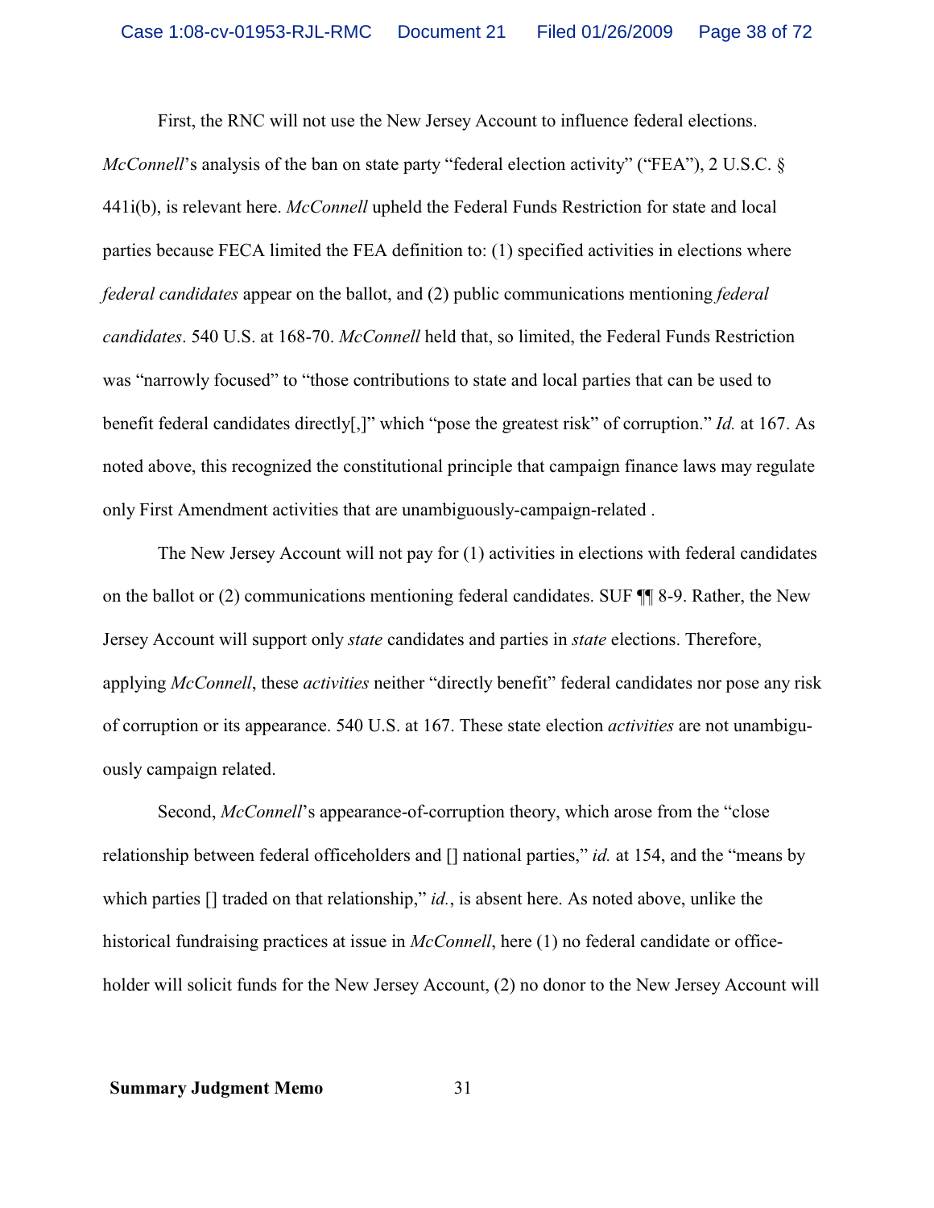First, the RNC will not use the New Jersey Account to influence federal elections. *McConnell*'s analysis of the ban on state party "federal election activity" ("FEA"), 2 U.S.C. § 441i(b), is relevant here. *McConnell* upheld the Federal Funds Restriction for state and local parties because FECA limited the FEA definition to: (1) specified activities in elections where *federal candidates* appear on the ballot, and (2) public communications mentioning *federal candidates*. 540 U.S. at 168-70. *McConnell* held that, so limited, the Federal Funds Restriction was "narrowly focused" to "those contributions to state and local parties that can be used to benefit federal candidates directly[,]" which "pose the greatest risk" of corruption." *Id.* at 167. As noted above, this recognized the constitutional principle that campaign finance laws may regulate only First Amendment activities that are unambiguously-campaign-related .

The New Jersey Account will not pay for (1) activities in elections with federal candidates on the ballot or (2) communications mentioning federal candidates. SUF ¶¶ 8-9. Rather, the New Jersey Account will support only *state* candidates and parties in *state* elections. Therefore, applying *McConnell*, these *activities* neither "directly benefit" federal candidates nor pose any risk of corruption or its appearance. 540 U.S. at 167. These state election *activities* are not unambiguously campaign related.

Second, *McConnell*'s appearance-of-corruption theory, which arose from the "close relationship between federal officeholders and [] national parties," *id.* at 154, and the "means by which parties [] traded on that relationship," *id.*, is absent here. As noted above, unlike the historical fundraising practices at issue in *McConnell*, here (1) no federal candidate or officeholder will solicit funds for the New Jersey Account, (2) no donor to the New Jersey Account will

Summary Judgment Memo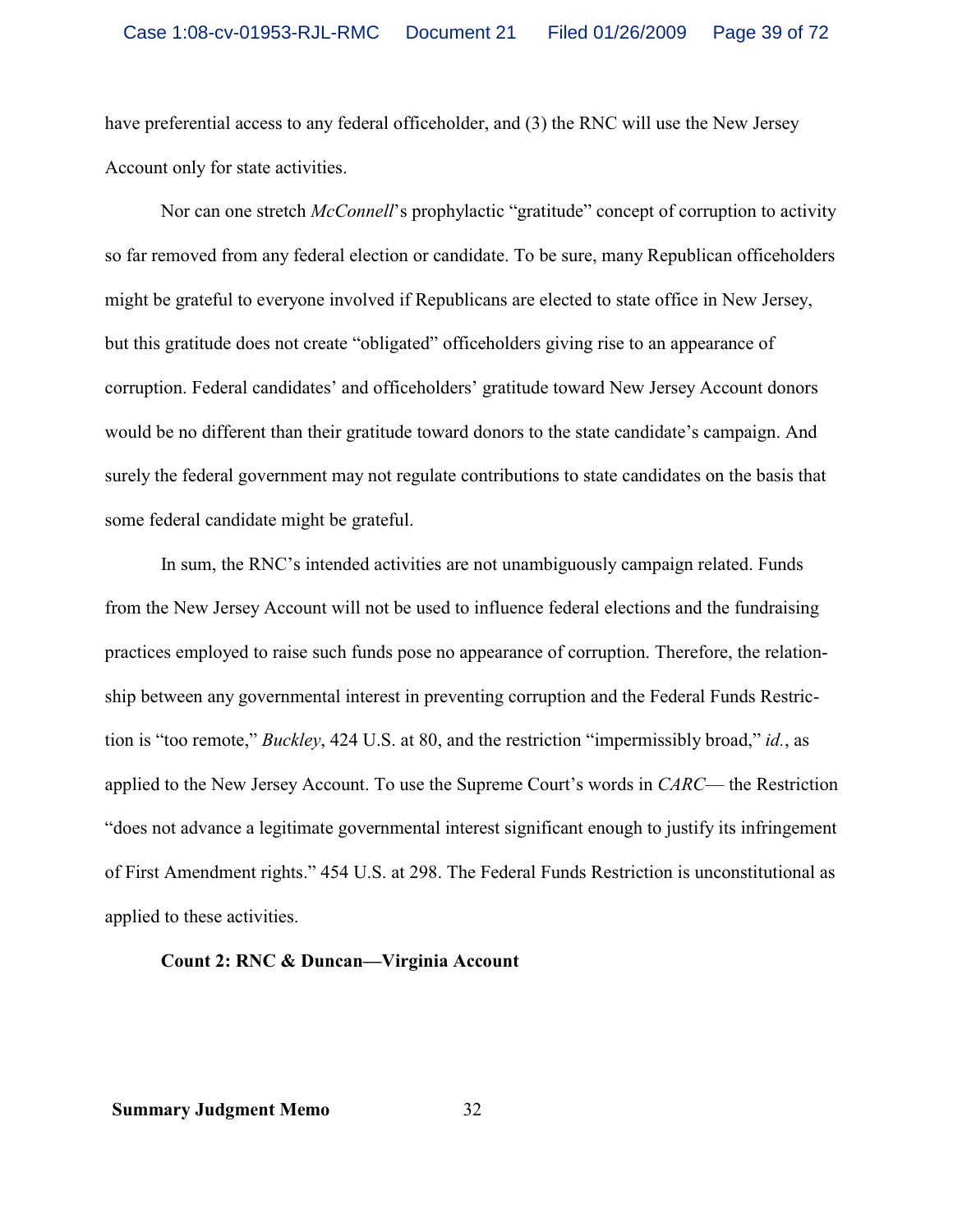have preferential access to any federal officeholder, and (3) the RNC will use the New Jersey Account only for state activities.

Nor can one stretch *McConnell*'s prophylactic "gratitude" concept of corruption to activity so far removed from any federal election or candidate. To be sure, many Republican officeholders might be grateful to everyone involved if Republicans are elected to state office in New Jersey, but this gratitude does not create "obligated" officeholders giving rise to an appearance of corruption. Federal candidates' and officeholders' gratitude toward New Jersey Account donors would be no different than their gratitude toward donors to the state candidate's campaign. And surely the federal government may not regulate contributions to state candidates on the basis that some federal candidate might be grateful.

In sum, the RNC's intended activities are not unambiguously campaign related. Funds from the New Jersey Account will not be used to influence federal elections and the fundraising practices employed to raise such funds pose no appearance of corruption. Therefore, the relationship between any governmental interest in preventing corruption and the Federal Funds Restriction is "too remote," *Buckley*, 424 U.S. at 80, and the restriction "impermissibly broad," *id.*, as applied to the New Jersey Account. To use the Supreme Court's words in *CARC*— the Restriction "does not advance a legitimate governmental interest significant enough to justify its infringement of First Amendment rights." 454 U.S. at 298. The Federal Funds Restriction is unconstitutional as applied to these activities.

**Count 2: RNC & Duncan—Virginia Account**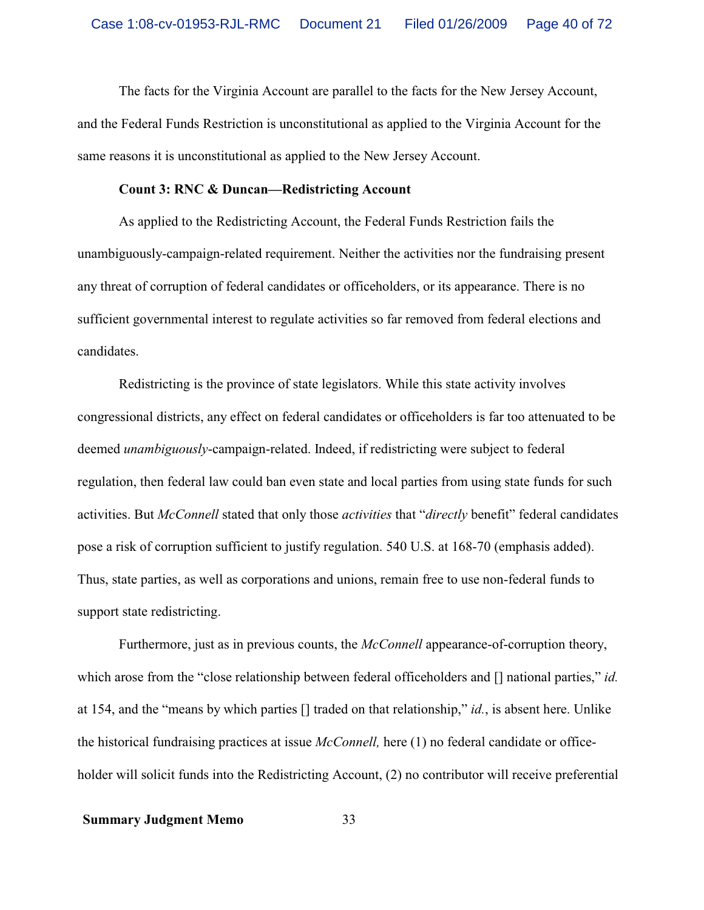The facts for the Virginia Account are parallel to the facts for the New Jersey Account, and the Federal Funds Restriction is unconstitutional as applied to the Virginia Account for the same reasons it is unconstitutional as applied to the New Jersey Account.

**Count 3: RNC & Duncan—Redistricting Account**

As applied to the Redistricting Account, the Federal Funds Restriction fails the unambiguously-campaign-related requirement. Neither the activities nor the fundraising present any threat of corruption of federal candidates or officeholders, or its appearance. There is no sufficient governmental interest to regulate activities so far removed from federal elections and candidates.

Redistricting is the province of state legislators. While this state activity involves congressional districts, any effect on federal candidates or officeholders is far too attenuated to be deemed *unambiguously*-campaign-related. Indeed, if redistricting were subject to federal regulation, then federal law could ban even state and local parties from using state funds for such activities. But *McConnell* stated that only those *activities* that "*directly* benefit" federal candidates pose a risk of corruption sufficient to justify regulation. 540 U.S. at 168-70 (emphasis added). Thus, state parties, as well as corporations and unions, remain free to use non-federal funds to support state redistricting.

Furthermore, just as in previous counts, the *McConnell* appearance-of-corruption theory, which arose from the "close relationship between federal officeholders and [] national parties," *id.* at 154, and the "means by which parties [] traded on that relationship," *id.*, is absent here. Unlike the historical fundraising practices at issue *McConnell,* here (1) no federal candidate or office-holder will solicit funds into the Redistricting Account, (2) no contributor will receive preferential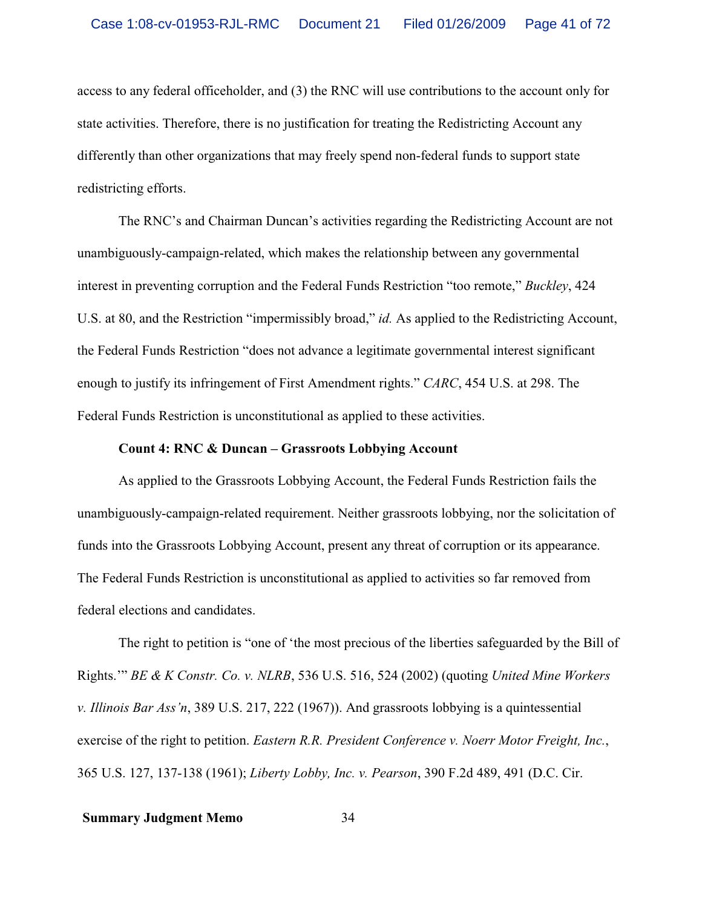access to any federal officeholder, and (3) the RNC will use contributions to the account only for state activities. Therefore, there is no justification for treating the Redistricting Account any differently than other organizations that may freely spend non-federal funds to support state redistricting efforts.

The RNC's and Chairman Duncan's activities regarding the Redistricting Account are not unambiguously-campaign-related, which makes the relationship between any governmental interest in preventing corruption and the Federal Funds Restriction "too remote," *Buckley*, 424 U.S. at 80, and the Restriction "impermissibly broad," *id.* As applied to the Redistricting Account, the Federal Funds Restriction "does not advance a legitimate governmental interest significant enough to justify its infringement of First Amendment rights." *CARC*, 454 U.S. at 298. The Federal Funds Restriction is unconstitutional as applied to these activities.

**Count 4: RNC & Duncan – Grassroots Lobbying Account**

As applied to the Grassroots Lobbying Account, the Federal Funds Restriction fails the unambiguously-campaign-related requirement. Neither grassroots lobbying, nor the solicitation of funds into the Grassroots Lobbying Account, present any threat of corruption or its appearance. The Federal Funds Restriction is unconstitutional as applied to activities so far removed from federal elections and candidates.

The right to petition is "one of 'the most precious of the liberties safeguarded by the Bill of Rights.'" *BE & K Constr. Co. v. NLRB*, 536 U.S. 516, 524 (2002) (quoting *United Mine Workers v. Illinois Bar Ass'n*, 389 U.S. 217, 222 (1967)). And grassroots lobbying is a quintessential exercise of the right to petition. *Eastern R.R. President Conference v. Noerr Motor Freight, Inc.*, 365 U.S. 127, 137-138 (1961); *Liberty Lobby, Inc. v. Pearson*, 390 F.2d 489, 491 (D.C. Cir.

**Summary Judgment Memo**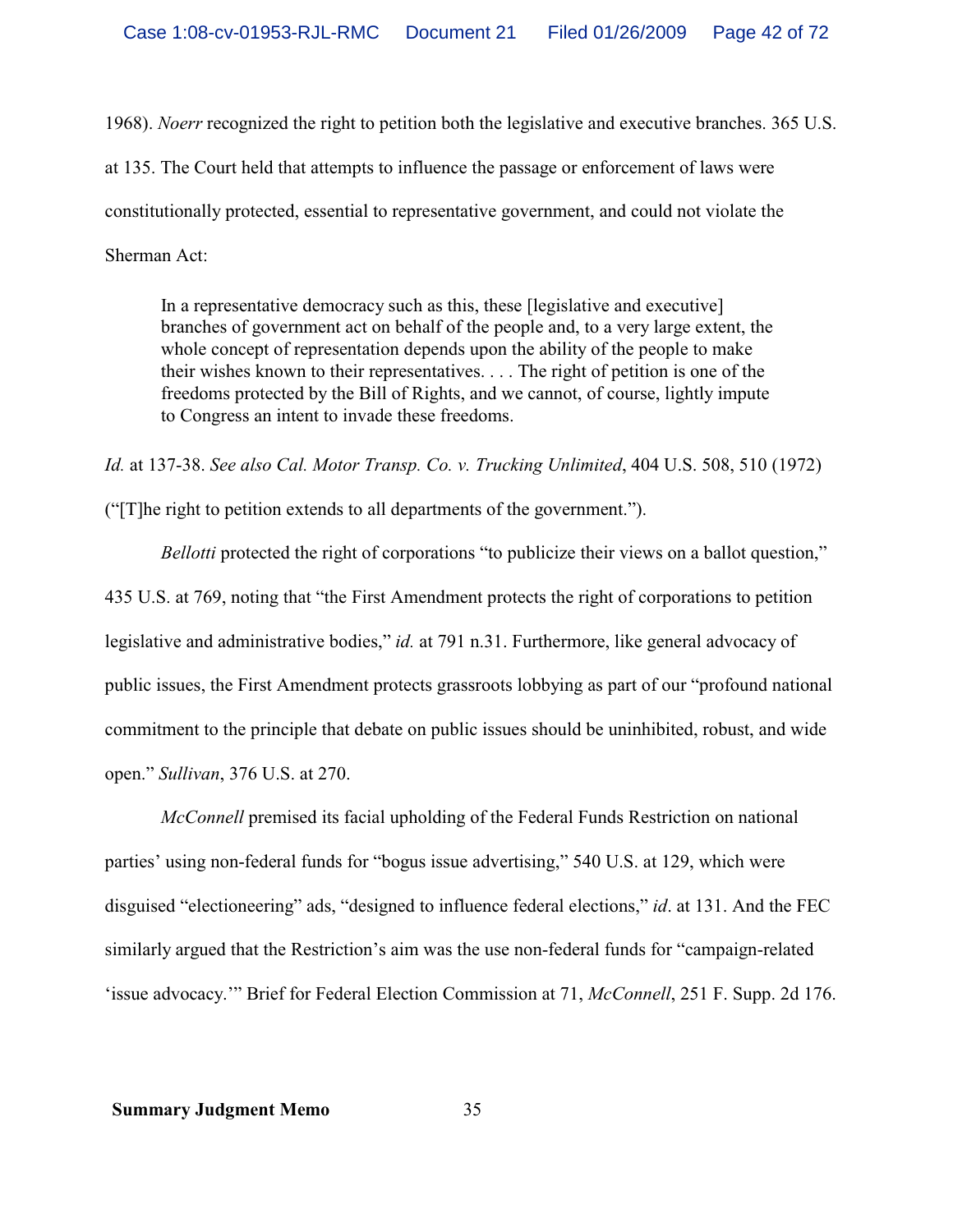1968). *Noerr* recognized the right to petition both the legislative and executive branches. 365 U.S. at 135. The Court held that attempts to influence the passage or enforcement of laws were constitutionally protected, essential to representative government, and could not violate the Sherman Act:

> In a representative democracy such as this, these [legislative and executive] branches of government act on behalf of the people and, to a very large extent, the whole concept of representation depends upon the ability of the people to make their wishes known to their representatives. . . . The right of petition is one of the freedoms protected by the Bill of Rights, and we cannot, of course, lightly impute to Congress an intent to invade these freedoms.

*Id.* at 137-38. *See also Cal. Motor Transp. Co. v. Trucking Unlimited*, 404 U.S. 508, 510 (1972) ("[T]he right to petition extends to all departments of the government.").

*Bellotti* protected the right of corporations "to publicize their views on a ballot question," 435 U.S. at 769, noting that "the First Amendment protects the right of corporations to petition legislative and administrative bodies," *id.* at 791 n.31. Furthermore, like general advocacy of public issues, the First Amendment protects grassroots lobbying as part of our "profound national commitment to the principle that debate on public issues should be uninhibited, robust, and wide open." *Sullivan*, 376 U.S. at 270.

*McConnell* premised its facial upholding of the Federal Funds Restriction on national parties' using non-federal funds for "bogus issue advertising," 540 U.S. at 129, which were disguised "electioneering" ads, "designed to influence federal elections," *id*. at 131. And the FEC similarly argued that the Restriction's aim was the use non-federal funds for "campaign-related 'issue advocacy.'" Brief for Federal Election Commission at 71, *McConnell*, 251 F. Supp. 2d 176.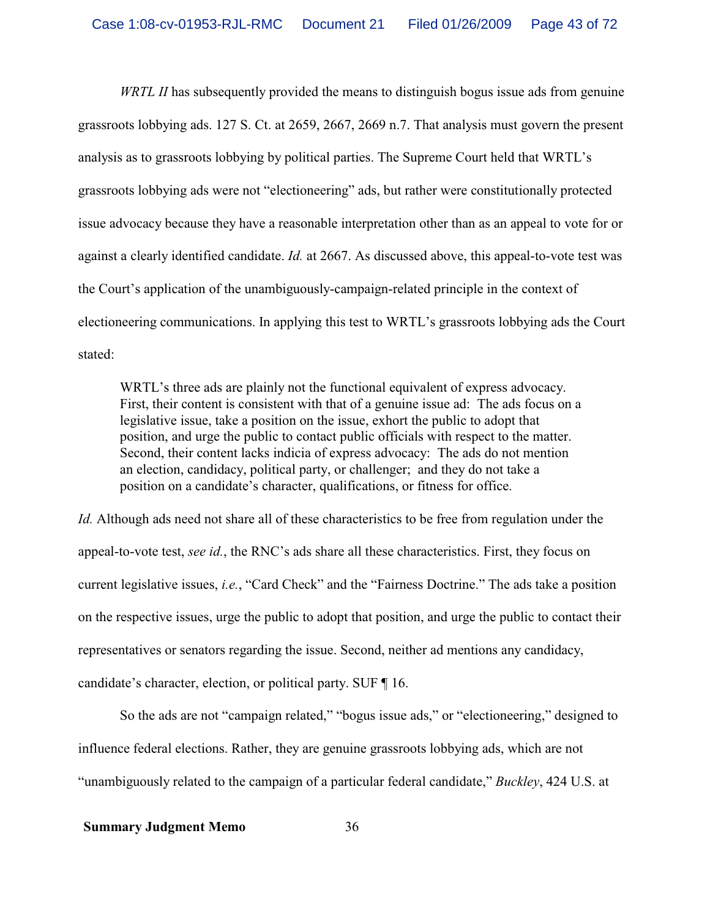*WRTL II* has subsequently provided the means to distinguish bogus issue ads from genuine grassroots lobbying ads. 127 S. Ct. at 2659, 2667, 2669 n.7. That analysis must govern the present analysis as to grassroots lobbying by political parties. The Supreme Court held that WRTL's grassroots lobbying ads were not "electioneering" ads, but rather were constitutionally protected issue advocacy because they have a reasonable interpretation other than as an appeal to vote for or against a clearly identified candidate. *Id.* at 2667. As discussed above, this appeal-to-vote test was the Court's application of the unambiguously-campaign-related principle in the context of electioneering communications. In applying this test to WRTL's grassroots lobbying ads the Court stated:

> WRTL's three ads are plainly not the functional equivalent of express advocacy. First, their content is consistent with that of a genuine issue ad: The ads focus on a legislative issue, take a position on the issue, exhort the public to adopt that position, and urge the public to contact public officials with respect to the matter. Second, their content lacks indicia of express advocacy: The ads do not mention an election, candidacy, political party, or challenger; and they do not take a position on a candidate's character, qualifications, or fitness for office.

*Id.* Although ads need not share all of these characteristics to be free from regulation under the appeal-to-vote test, *see id.*, the RNC's ads share all these characteristics. First, they focus on current legislative issues, *i.e.*, "Card Check" and the "Fairness Doctrine." The ads take a position on the respective issues, urge the public to adopt that position, and urge the public to contact their representatives or senators regarding the issue. Second, neither ad mentions any candidacy, candidate's character, election, or political party. SUF ¶ 16.

So the ads are not "campaign related," "bogus issue ads," or "electioneering," designed to influence federal elections. Rather, they are genuine grassroots lobbying ads, which are not "unambiguously related to the campaign of a particular federal candidate," *Buckley*, 424 U.S. at

**Summary Judgment Memo**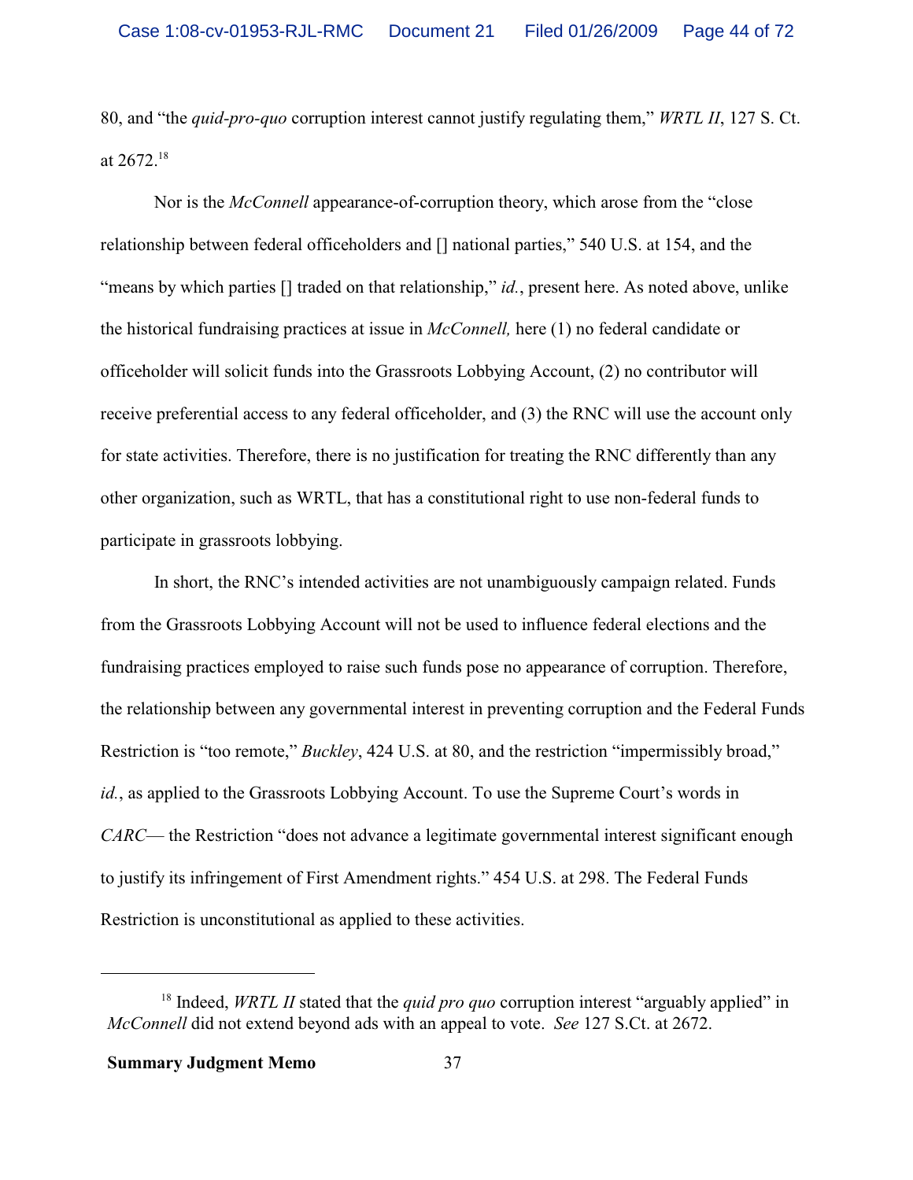80, and "the *quid-pro-quo* corruption interest cannot justify regulating them," *WRTL II*, 127 S. Ct. at 2672.[18]

Nor is the *McConnell* appearance-of-corruption theory, which arose from the "close relationship between federal officeholders and [] national parties," 540 U.S. at 154, and the "means by which parties [] traded on that relationship," *id.*, present here. As noted above, unlike the historical fundraising practices at issue in *McConnell,* here (1) no federal candidate or officeholder will solicit funds into the Grassroots Lobbying Account, (2) no contributor will receive preferential access to any federal officeholder, and (3) the RNC will use the account only for state activities. Therefore, there is no justification for treating the RNC differently than any other organization, such as WRTL, that has a constitutional right to use non-federal funds to participate in grassroots lobbying.

In short, the RNC's intended activities are not unambiguously campaign related. Funds from the Grassroots Lobbying Account will not be used to influence federal elections and the fundraising practices employed to raise such funds pose no appearance of corruption. Therefore, the relationship between any governmental interest in preventing corruption and the Federal Funds Restriction is "too remote," *Buckley*, 424 U.S. at 80, and the restriction "impermissibly broad," *id.*, as applied to the Grassroots Lobbying Account. To use the Supreme Court's words in *CARC*— the Restriction "does not advance a legitimate governmental interest significant enough to justify its infringement of First Amendment rights." 454 U.S. at 298. The Federal Funds Restriction is unconstitutional as applied to these activities.

---

[18] Indeed, *WRTL II* stated that the *quid pro quo* corruption interest "arguably applied" in *McConnell* did not extend beyond ads with an appeal to vote. *See* 127 S.Ct. at 2672.

**Summary Judgment Memo**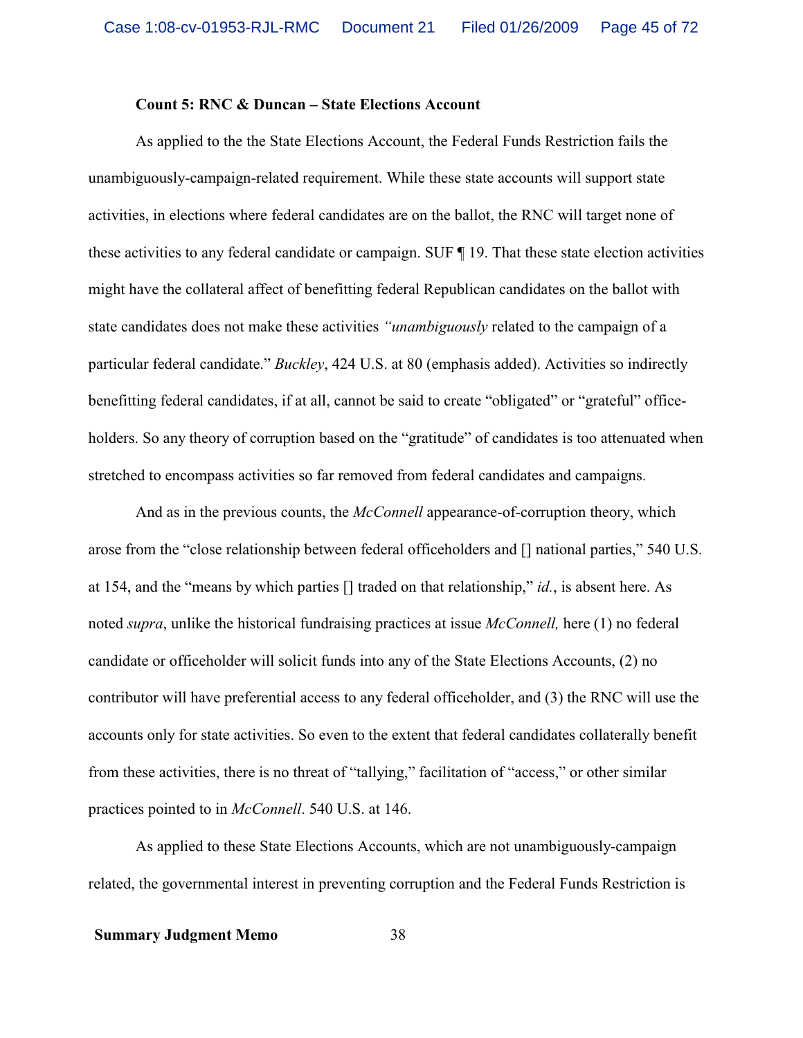**Count 5: RNC & Duncan – State Elections Account**

As applied to the the State Elections Account, the Federal Funds Restriction fails the unambiguously-campaign-related requirement. While these state accounts will support state activities, in elections where federal candidates are on the ballot, the RNC will target none of these activities to any federal candidate or campaign. SUF ¶ 19. That these state election activities might have the collateral affect of benefitting federal Republican candidates on the ballot with state candidates does not make these activities *"unambiguously* related to the campaign of a particular federal candidate." *Buckley*, 424 U.S. at 80 (emphasis added). Activities so indirectly benefitting federal candidates, if at all, cannot be said to create "obligated" or "grateful" office-holders. So any theory of corruption based on the "gratitude" of candidates is too attenuated when stretched to encompass activities so far removed from federal candidates and campaigns.

And as in the previous counts, the *McConnell* appearance-of-corruption theory, which arose from the "close relationship between federal officeholders and [] national parties," 540 U.S. at 154, and the "means by which parties [] traded on that relationship," *id.*, is absent here. As noted *supra*, unlike the historical fundraising practices at issue *McConnell,* here (1) no federal candidate or officeholder will solicit funds into any of the State Elections Accounts, (2) no contributor will have preferential access to any federal officeholder, and (3) the RNC will use the accounts only for state activities. So even to the extent that federal candidates collaterally benefit from these activities, there is no threat of "tallying," facilitation of "access," or other similar practices pointed to in *McConnell*. 540 U.S. at 146.

As applied to these State Elections Accounts, which are not unambiguously-campaign related, the governmental interest in preventing corruption and the Federal Funds Restriction is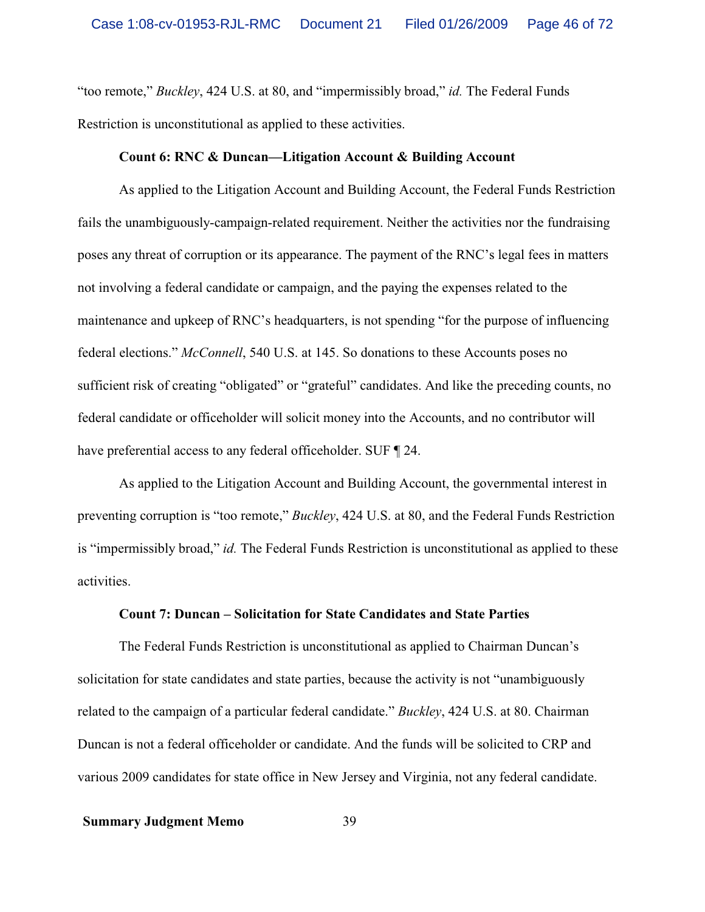"too remote," *Buckley*, 424 U.S. at 80, and "impermissibly broad," *id.* The Federal Funds Restriction is unconstitutional as applied to these activities.

**Count 6: RNC & Duncan—Litigation Account & Building Account**

As applied to the Litigation Account and Building Account, the Federal Funds Restriction fails the unambiguously-campaign-related requirement. Neither the activities nor the fundraising poses any threat of corruption or its appearance. The payment of the RNC's legal fees in matters not involving a federal candidate or campaign, and the paying the expenses related to the maintenance and upkeep of RNC's headquarters, is not spending "for the purpose of influencing federal elections." *McConnell*, 540 U.S. at 145. So donations to these Accounts poses no sufficient risk of creating "obligated" or "grateful" candidates. And like the preceding counts, no federal candidate or officeholder will solicit money into the Accounts, and no contributor will have preferential access to any federal officeholder. SUF ¶ 24.

As applied to the Litigation Account and Building Account, the governmental interest in preventing corruption is "too remote," *Buckley*, 424 U.S. at 80, and the Federal Funds Restriction is "impermissibly broad," *id.* The Federal Funds Restriction is unconstitutional as applied to these activities.

**Count 7: Duncan – Solicitation for State Candidates and State Parties**

The Federal Funds Restriction is unconstitutional as applied to Chairman Duncan's solicitation for state candidates and state parties, because the activity is not "unambiguously related to the campaign of a particular federal candidate." *Buckley*, 424 U.S. at 80. Chairman Duncan is not a federal officeholder or candidate. And the funds will be solicited to CRP and various 2009 candidates for state office in New Jersey and Virginia, not any federal candidate.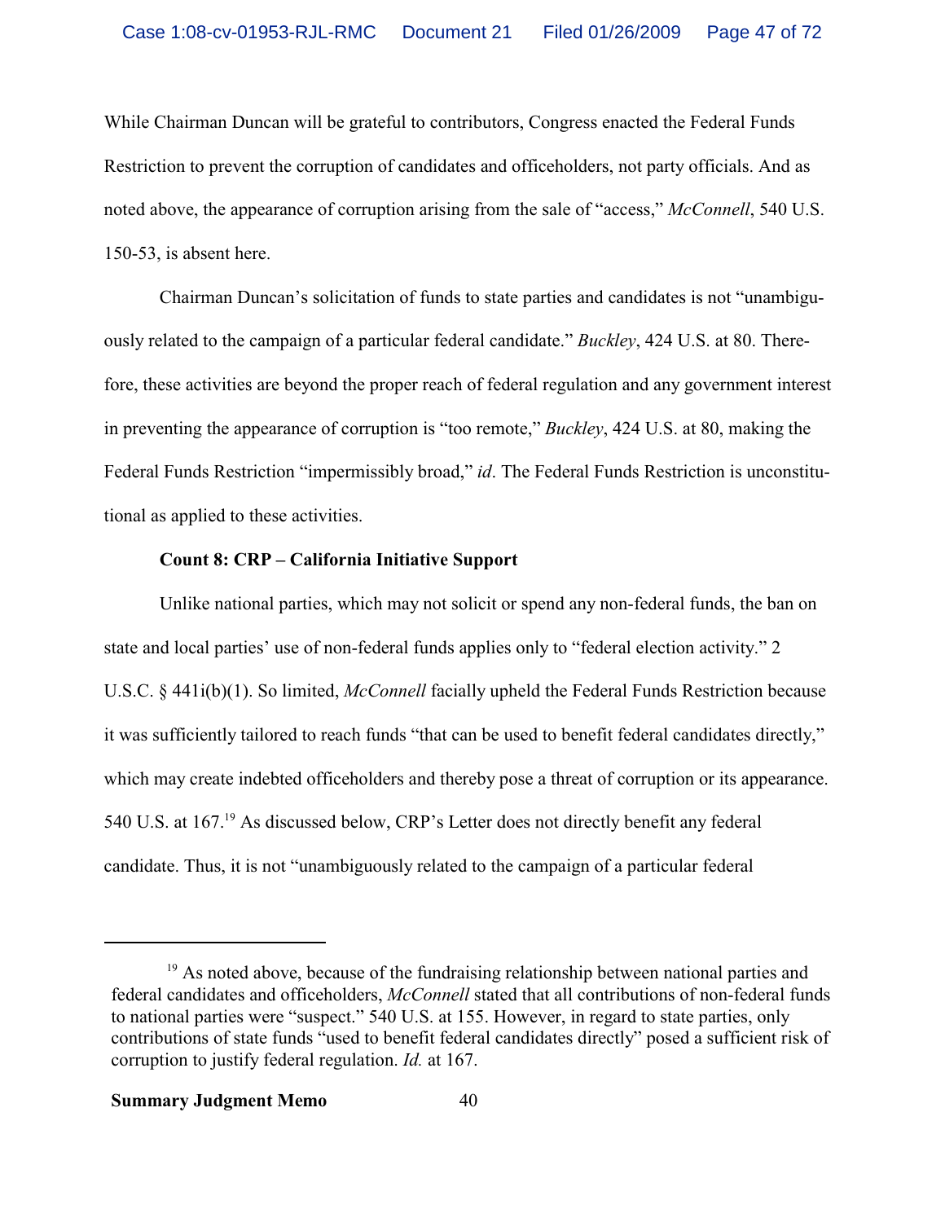While Chairman Duncan will be grateful to contributors, Congress enacted the Federal Funds Restriction to prevent the corruption of candidates and officeholders, not party officials. And as noted above, the appearance of corruption arising from the sale of "access," *McConnell*, 540 U.S. 150-53, is absent here.

Chairman Duncan's solicitation of funds to state parties and candidates is not "unambiguously related to the campaign of a particular federal candidate." *Buckley*, 424 U.S. at 80. Therefore, these activities are beyond the proper reach of federal regulation and any government interest in preventing the appearance of corruption is "too remote," *Buckley*, 424 U.S. at 80, making the Federal Funds Restriction "impermissibly broad," *id*. The Federal Funds Restriction is unconstitutional as applied to these activities.

**Count 8: CRP – California Initiative Support**

Unlike national parties, which may not solicit or spend any non-federal funds, the ban on state and local parties' use of non-federal funds applies only to "federal election activity." 2 U.S.C. § 441i(b)(1). So limited, *McConnell* facially upheld the Federal Funds Restriction because it was sufficiently tailored to reach funds "that can be used to benefit federal candidates directly," which may create indebted officeholders and thereby pose a threat of corruption or its appearance. 540 U.S. at 167.[19] As discussed below, CRP's Letter does not directly benefit any federal candidate. Thus, it is not "unambiguously related to the campaign of a particular federal

---

[19] As noted above, because of the fundraising relationship between national parties and federal candidates and officeholders, *McConnell* stated that all contributions of non-federal funds to national parties were "suspect." 540 U.S. at 155. However, in regard to state parties, only contributions of state funds "used to benefit federal candidates directly" posed a sufficient risk of corruption to justify federal regulation. *Id.* at 167.

**Summary Judgment Memo**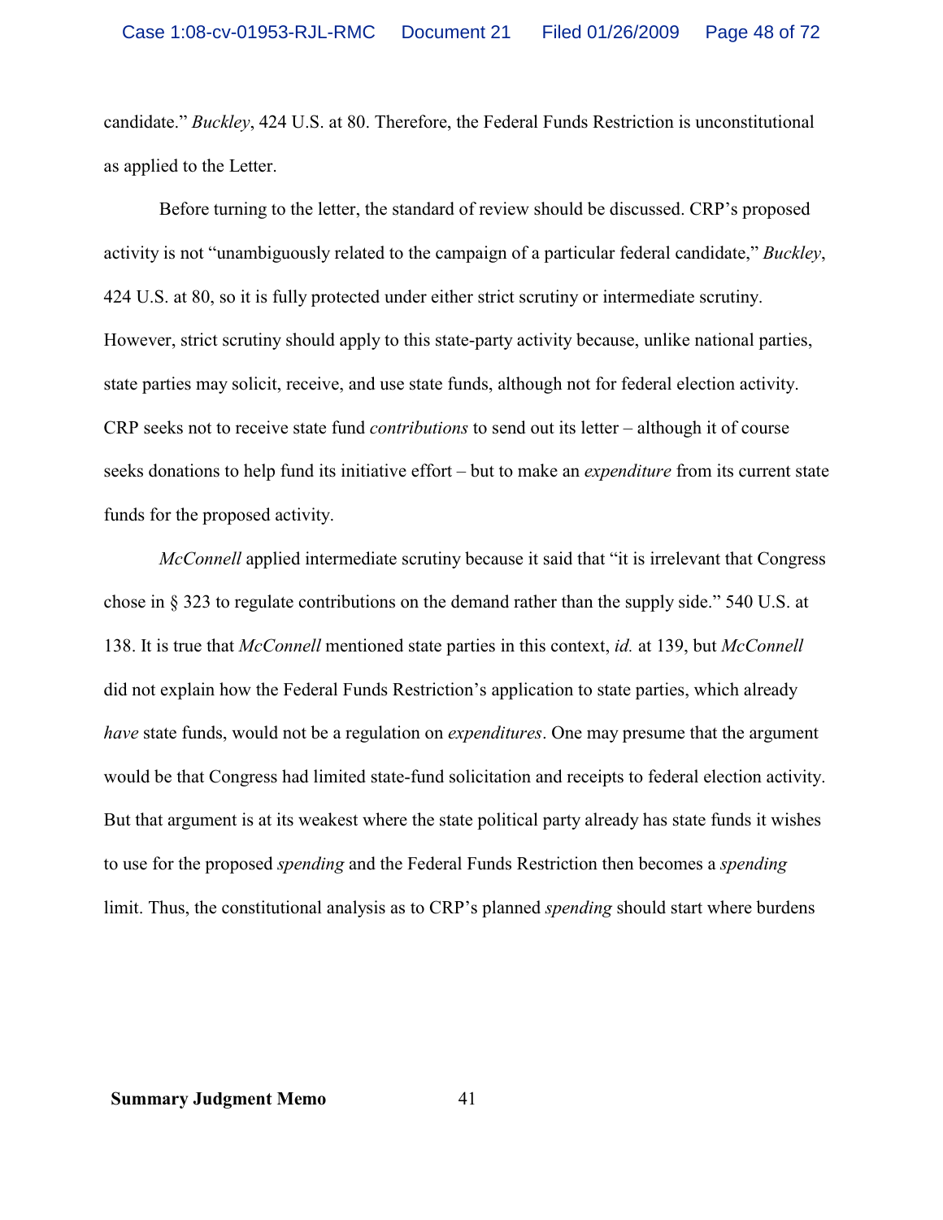candidate." *Buckley*, 424 U.S. at 80. Therefore, the Federal Funds Restriction is unconstitutional as applied to the Letter.

Before turning to the letter, the standard of review should be discussed. CRP's proposed activity is not "unambiguously related to the campaign of a particular federal candidate," *Buckley*, 424 U.S. at 80, so it is fully protected under either strict scrutiny or intermediate scrutiny. However, strict scrutiny should apply to this state-party activity because, unlike national parties, state parties may solicit, receive, and use state funds, although not for federal election activity. CRP seeks not to receive state fund *contributions* to send out its letter – although it of course seeks donations to help fund its initiative effort – but to make an *expenditure* from its current state funds for the proposed activity.

*McConnell* applied intermediate scrutiny because it said that "it is irrelevant that Congress chose in § 323 to regulate contributions on the demand rather than the supply side." 540 U.S. at 138. It is true that *McConnell* mentioned state parties in this context, *id.* at 139, but *McConnell* did not explain how the Federal Funds Restriction's application to state parties, which already *have* state funds, would not be a regulation on *expenditures*. One may presume that the argument would be that Congress had limited state-fund solicitation and receipts to federal election activity. But that argument is at its weakest where the state political party already has state funds it wishes to use for the proposed *spending* and the Federal Funds Restriction then becomes a *spending* limit. Thus, the constitutional analysis as to CRP's planned *spending* should start where burdens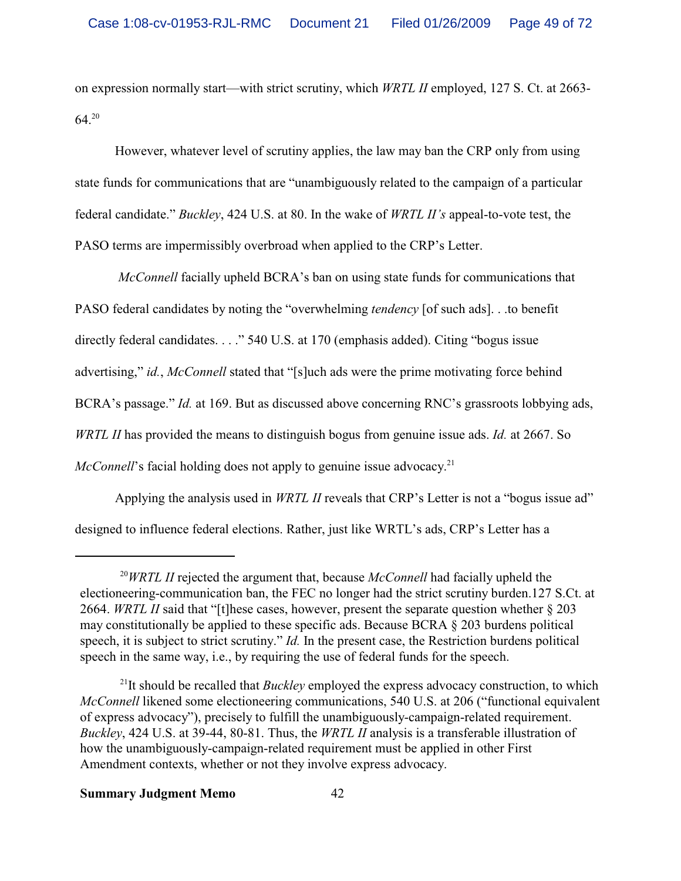on expression normally start—with strict scrutiny, which *WRTL II* employed, 127 S. Ct. at 2663-64.[20]

However, whatever level of scrutiny applies, the law may ban the CRP only from using state funds for communications that are "unambiguously related to the campaign of a particular federal candidate." *Buckley*, 424 U.S. at 80. In the wake of *WRTL II's* appeal-to-vote test, the PASO terms are impermissibly overbroad when applied to the CRP's Letter.

*McConnell* facially upheld BCRA's ban on using state funds for communications that PASO federal candidates by noting the "overwhelming *tendency* [of such ads]. . .to benefit directly federal candidates. . . ." 540 U.S. at 170 (emphasis added). Citing "bogus issue advertising," *id.*, *McConnell* stated that "[s]uch ads were the prime motivating force behind BCRA's passage." *Id.* at 169. But as discussed above concerning RNC's grassroots lobbying ads, *WRTL II* has provided the means to distinguish bogus from genuine issue ads. *Id.* at 2667. So *McConnell*'s facial holding does not apply to genuine issue advocacy.[21]

Applying the analysis used in *WRTL II* reveals that CRP's Letter is not a "bogus issue ad" designed to influence federal elections. Rather, just like WRTL's ads, CRP's Letter has a

---

[20] *WRTL II* rejected the argument that, because *McConnell* had facially upheld the electioneering-communication ban, the FEC no longer had the strict scrutiny burden.127 S.Ct. at 2664. *WRTL II* said that "[t]hese cases, however, present the separate question whether § 203 may constitutionally be applied to these specific ads. Because BCRA § 203 burdens political speech, it is subject to strict scrutiny." *Id.* In the present case, the Restriction burdens political speech in the same way, i.e., by requiring the use of federal funds for the speech.

[21] It should be recalled that *Buckley* employed the express advocacy construction, to which *McConnell* likened some electioneering communications, 540 U.S. at 206 ("functional equivalent of express advocacy"), precisely to fulfill the unambiguously-campaign-related requirement. *Buckley*, 424 U.S. at 39-44, 80-81. Thus, the *WRTL II* analysis is a transferable illustration of how the unambiguously-campaign-related requirement must be applied in other First Amendment contexts, whether or not they involve express advocacy.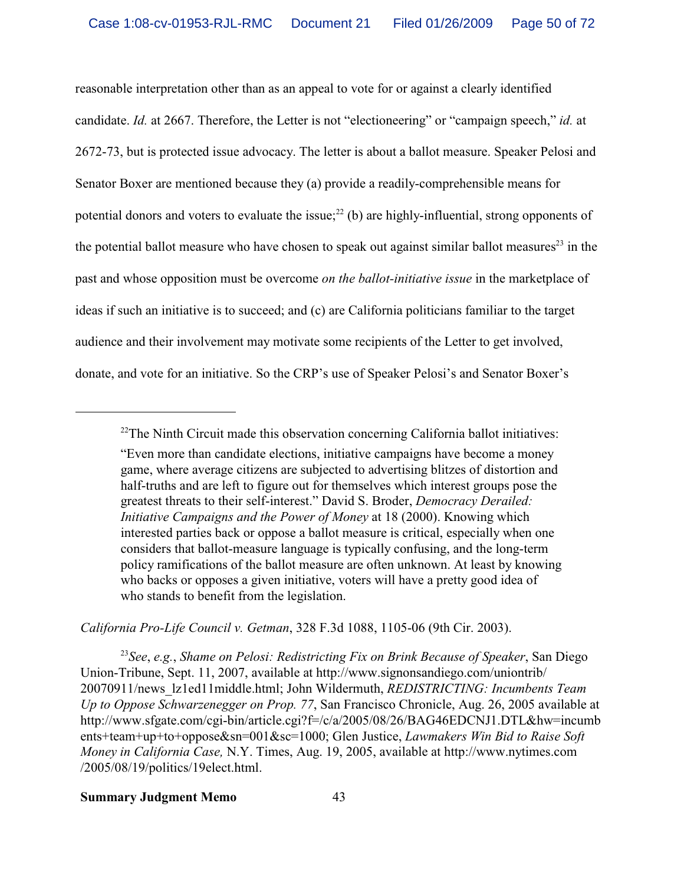reasonable interpretation other than as an appeal to vote for or against a clearly identified candidate. *Id.* at 2667. Therefore, the Letter is not "electioneering" or "campaign speech," *id.* at 2672-73, but is protected issue advocacy. The letter is about a ballot measure. Speaker Pelosi and Senator Boxer are mentioned because they (a) provide a readily-comprehensible means for potential donors and voters to evaluate the issue;[22] (b) are highly-influential, strong opponents of the potential ballot measure who have chosen to speak out against similar ballot measures[23] in the past and whose opposition must be overcome *on the ballot-initiative issue* in the marketplace of ideas if such an initiative is to succeed; and (c) are California politicians familiar to the target audience and their involvement may motivate some recipients of the Letter to get involved, donate, and vote for an initiative. So the CRP's use of Speaker Pelosi's and Senator Boxer's

---

[22]The Ninth Circuit made this observation concerning California ballot initiatives:

> "Even more than candidate elections, initiative campaigns have become a money game, where average citizens are subjected to advertising blitzes of distortion and half-truths and are left to figure out for themselves which interest groups pose the greatest threats to their self-interest." David S. Broder, *Democracy Derailed: Initiative Campaigns and the Power of Money* at 18 (2000). Knowing which interested parties back or oppose a ballot measure is critical, especially when one considers that ballot-measure language is typically confusing, and the long-term policy ramifications of the ballot measure are often unknown. At least by knowing who backs or opposes a given initiative, voters will have a pretty good idea of who stands to benefit from the legislation.

*California Pro-Life Council v. Getman*, 328 F.3d 1088, 1105-06 (9th Cir. 2003).

[23]*See*, *e.g.*, *Shame on Pelosi: Redistricting Fix on Brink Because of Speaker*, San Diego Union-Tribune, Sept. 11, 2007, available at http://www.signonsandiego.com/uniontrib/20070911/news_lz1ed11middle.html; John Wildermuth, *REDISTRICTING: Incumbents Team Up to Oppose Schwarzenegger on Prop. 77*, San Francisco Chronicle, Aug. 26, 2005 available at http://www.sfgate.com/cgi-bin/article.cgi?f=/c/a/2005/08/26/BAG46EDCNJ1.DTL&hw=incumbents+team+up+to+oppose&sn=001&sc=1000; Glen Justice, *Lawmakers Win Bid to Raise Soft Money in California Case,* N.Y. Times, Aug. 19, 2005, available at http://www.nytimes.com/2005/08/19/politics/19elect.html.

**Summary Judgment Memo**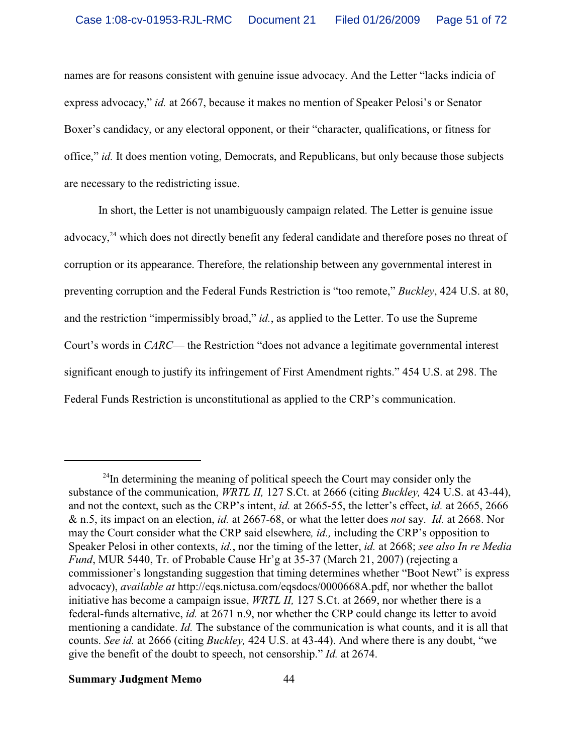names are for reasons consistent with genuine issue advocacy. And the Letter "lacks indicia of express advocacy," *id.* at 2667, because it makes no mention of Speaker Pelosi's or Senator Boxer's candidacy, or any electoral opponent, or their "character, qualifications, or fitness for office," *id.* It does mention voting, Democrats, and Republicans, but only because those subjects are necessary to the redistricting issue.

In short, the Letter is not unambiguously campaign related. The Letter is genuine issue advocacy,[24] which does not directly benefit any federal candidate and therefore poses no threat of corruption or its appearance. Therefore, the relationship between any governmental interest in preventing corruption and the Federal Funds Restriction is "too remote," *Buckley*, 424 U.S. at 80, and the restriction "impermissibly broad," *id.*, as applied to the Letter. To use the Supreme Court's words in *CARC*— the Restriction "does not advance a legitimate governmental interest significant enough to justify its infringement of First Amendment rights." 454 U.S. at 298. The Federal Funds Restriction is unconstitutional as applied to the CRP's communication.

---

[24] In determining the meaning of political speech the Court may consider only the substance of the communication, *WRTL II,* 127 S.Ct. at 2666 (citing *Buckley,* 424 U.S. at 43-44), and not the context, such as the CRP's intent, *id.* at 2665-55, the letter's effect, *id.* at 2665, 2666 & n.5, its impact on an election, *id.* at 2667-68, or what the letter does *not* say. *Id.* at 2668. Nor may the Court consider what the CRP said elsewhere*, id.,* including the CRP's opposition to Speaker Pelosi in other contexts, *id.*, nor the timing of the letter, *id.* at 2668; *see also In re Media Fund*, MUR 5440, Tr. of Probable Cause Hr'g at 35-37 (March 21, 2007) (rejecting a commissioner's longstanding suggestion that timing determines whether "Boot Newt" is express advocacy), *available at* http://eqs.nictusa.com/eqsdocs/0000668A.pdf, nor whether the ballot initiative has become a campaign issue, *WRTL II,* 127 S.Ct. at 2669, nor whether there is a federal-funds alternative, *id.* at 2671 n.9, nor whether the CRP could change its letter to avoid mentioning a candidate. *Id.* The substance of the communication is what counts, and it is all that counts. *See id.* at 2666 (citing *Buckley,* 424 U.S. at 43-44). And where there is any doubt, "we give the benefit of the doubt to speech, not censorship." *Id.* at 2674.

**Summary Judgment Memo**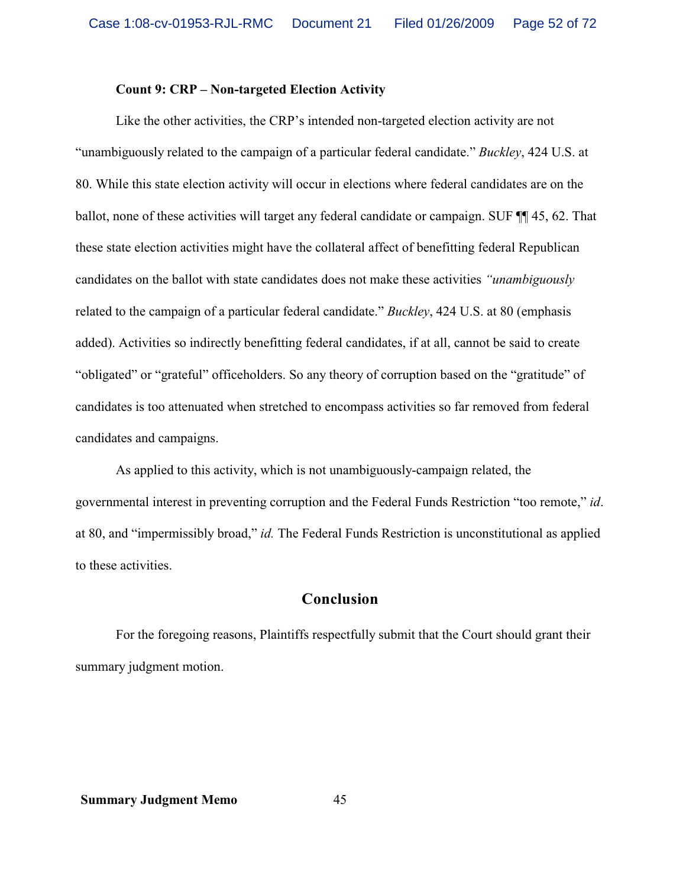**Count 9: CRP – Non-targeted Election Activity**

Like the other activities, the CRP's intended non-targeted election activity are not "unambiguously related to the campaign of a particular federal candidate." *Buckley*, 424 U.S. at 80. While this state election activity will occur in elections where federal candidates are on the ballot, none of these activities will target any federal candidate or campaign. SUF ¶¶ 45, 62. That these state election activities might have the collateral affect of benefitting federal Republican candidates on the ballot with state candidates does not make these activities *"unambiguously* related to the campaign of a particular federal candidate." *Buckley*, 424 U.S. at 80 (emphasis added). Activities so indirectly benefitting federal candidates, if at all, cannot be said to create "obligated" or "grateful" officeholders. So any theory of corruption based on the "gratitude" of candidates is too attenuated when stretched to encompass activities so far removed from federal candidates and campaigns.

As applied to this activity, which is not unambiguously-campaign related, the governmental interest in preventing corruption and the Federal Funds Restriction "too remote," *id*. at 80, and "impermissibly broad," *id.* The Federal Funds Restriction is unconstitutional as applied to these activities.

## Conclusion

For the foregoing reasons, Plaintiffs respectfully submit that the Court should grant their summary judgment motion.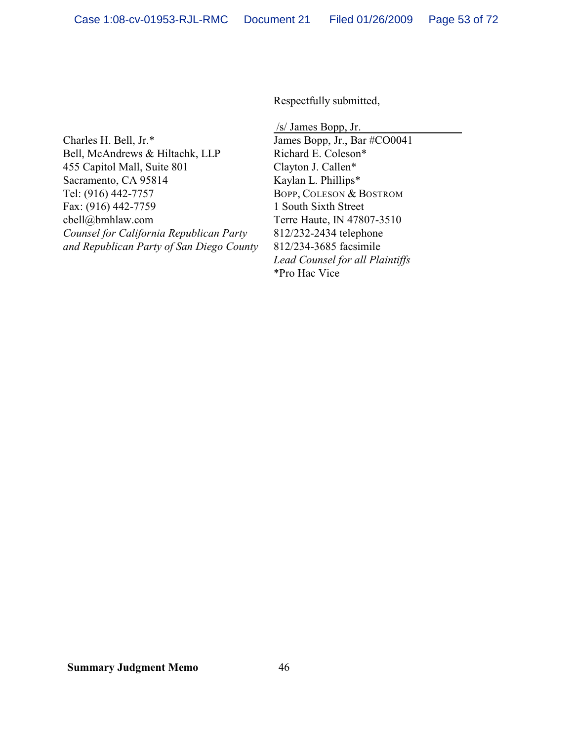Respectfully submitted,

/s/ James Bopp, Jr.

James Bopp, Jr., Bar #CO0041
Richard E. Coleson*
Clayton J. Callen*
Kaylan L. Phillips*
BOPP, COLESON & BOSTROM
1 South Sixth Street
Terre Haute, IN 47807-3510
812/232-2434 telephone
812/234-3685 facsimile
*Lead Counsel for all Plaintiffs*
*Pro Hac Vice

Charles H. Bell, Jr.*
Bell, McAndrews & Hiltachk, LLP
455 Capitol Mall, Suite 801
Sacramento, CA 95814
Tel: (916) 442-7757
Fax: (916) 442-7759
cbell@bmhlaw.com
*Counsel for California Republican Party and Republican Party of San Diego County*

**Summary Judgment Memo**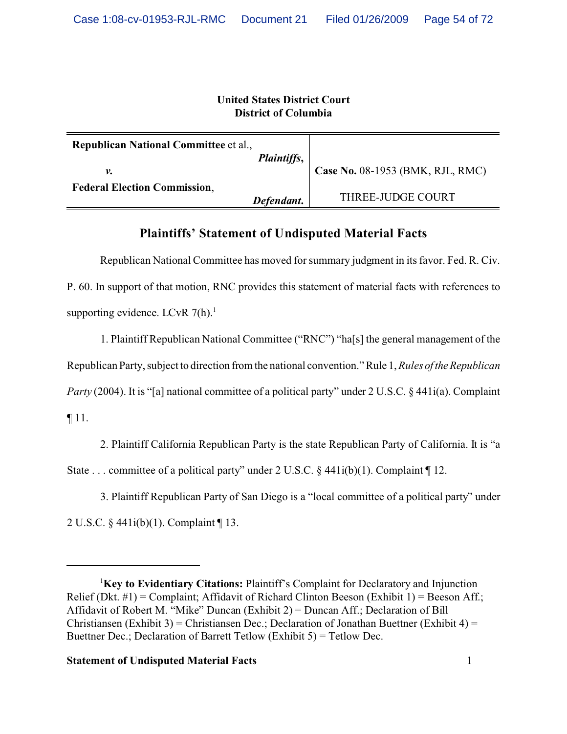**United States District Court**
**District of Columbia**

| **Republican National Committee** et al., *Plaintiffs*, v. **Federal Election Commission**, *Defendant*. | **Case No.** 08-1953 (BMK, RJL, RMC) THREE-JUDGE COURT |
|---|---|

## Plaintiffs' Statement of Undisputed Material Facts

Republican National Committee has moved for summary judgment in its favor. Fed. R. Civ. P. 60. In support of that motion, RNC provides this statement of material facts with references to supporting evidence. LCvR 7(h).[1]

1. Plaintiff Republican National Committee ("RNC") "ha[s] the general management of the Republican Party, subject to direction from the national convention." Rule 1, *Rules of the Republican Party* (2004). It is "[a] national committee of a political party" under 2 U.S.C. § 441i(a). Complaint ¶ 11.

2. Plaintiff California Republican Party is the state Republican Party of California. It is "a State . . . committee of a political party" under 2 U.S.C. § 441i(b)(1). Complaint ¶ 12.

3. Plaintiff Republican Party of San Diego is a "local committee of a political party" under 2 U.S.C. § 441i(b)(1). Complaint ¶ 13.

---

[1] **Key to Evidentiary Citations:** Plaintiff's Complaint for Declaratory and Injunction Relief (Dkt. #1) = Complaint; Affidavit of Richard Clinton Beeson (Exhibit 1) = Beeson Aff.; Affidavit of Robert M. "Mike" Duncan (Exhibit 2) = Duncan Aff.; Declaration of Bill Christiansen (Exhibit 3) = Christiansen Dec.; Declaration of Jonathan Buettner (Exhibit 4) = Buettner Dec.; Declaration of Barrett Tetlow (Exhibit 5) = Tetlow Dec.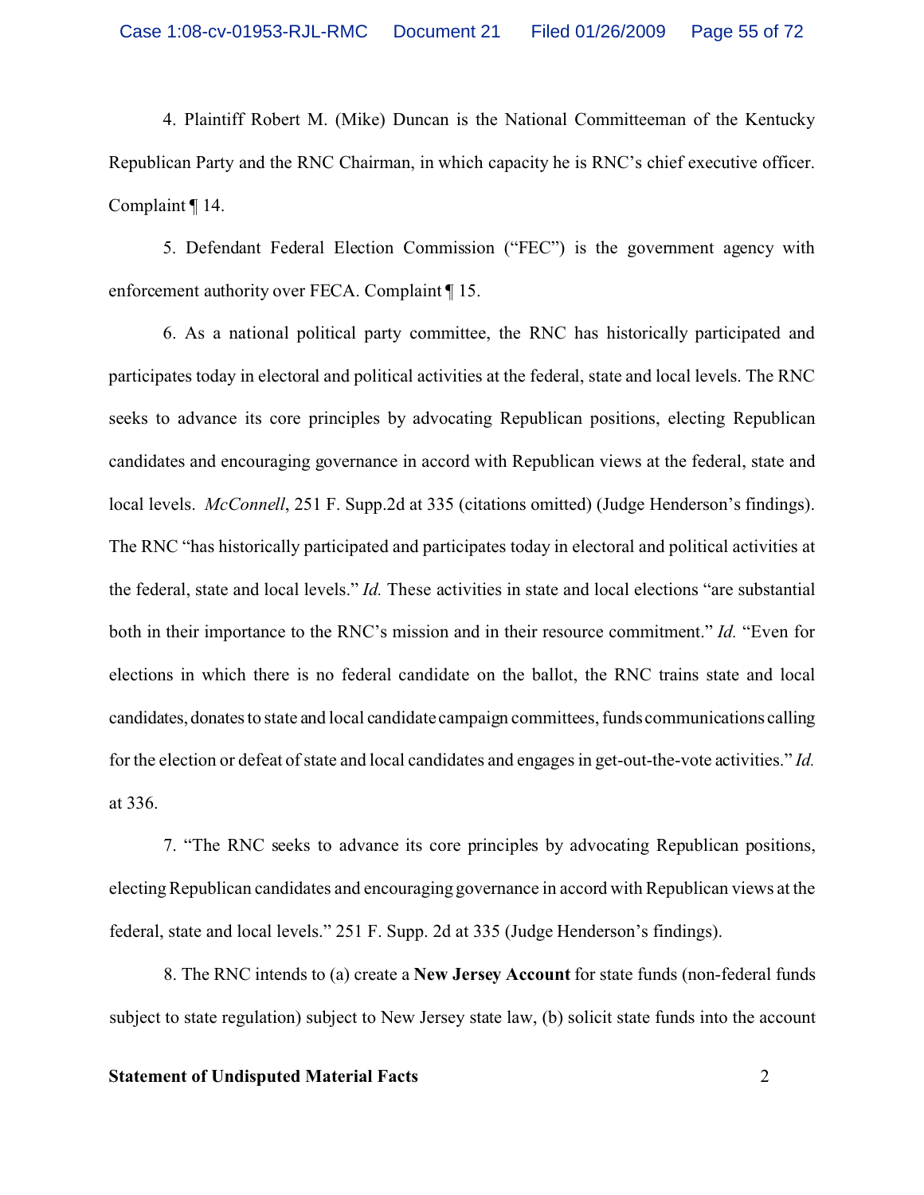4. Plaintiff Robert M. (Mike) Duncan is the National Committeeman of the Kentucky Republican Party and the RNC Chairman, in which capacity he is RNC's chief executive officer. Complaint ¶ 14.

5. Defendant Federal Election Commission ("FEC") is the government agency with enforcement authority over FECA. Complaint ¶ 15.

6. As a national political party committee, the RNC has historically participated and participates today in electoral and political activities at the federal, state and local levels. The RNC seeks to advance its core principles by advocating Republican positions, electing Republican candidates and encouraging governance in accord with Republican views at the federal, state and local levels. *McConnell*, 251 F. Supp.2d at 335 (citations omitted) (Judge Henderson's findings). The RNC "has historically participated and participates today in electoral and political activities at the federal, state and local levels." *Id.* These activities in state and local elections "are substantial both in their importance to the RNC's mission and in their resource commitment." *Id.* "Even for elections in which there is no federal candidate on the ballot, the RNC trains state and local candidates, donates to state and local candidate campaign committees, funds communications calling for the election or defeat of state and local candidates and engages in get-out-the-vote activities." *Id.* at 336.

7. "The RNC seeks to advance its core principles by advocating Republican positions, electing Republican candidates and encouraging governance in accord with Republican views at the federal, state and local levels." 251 F. Supp. 2d at 335 (Judge Henderson's findings).

8. The RNC intends to (a) create a **New Jersey Account** for state funds (non-federal funds subject to state regulation) subject to New Jersey state law, (b) solicit state funds into the account

**Statement of Undisputed Material Facts**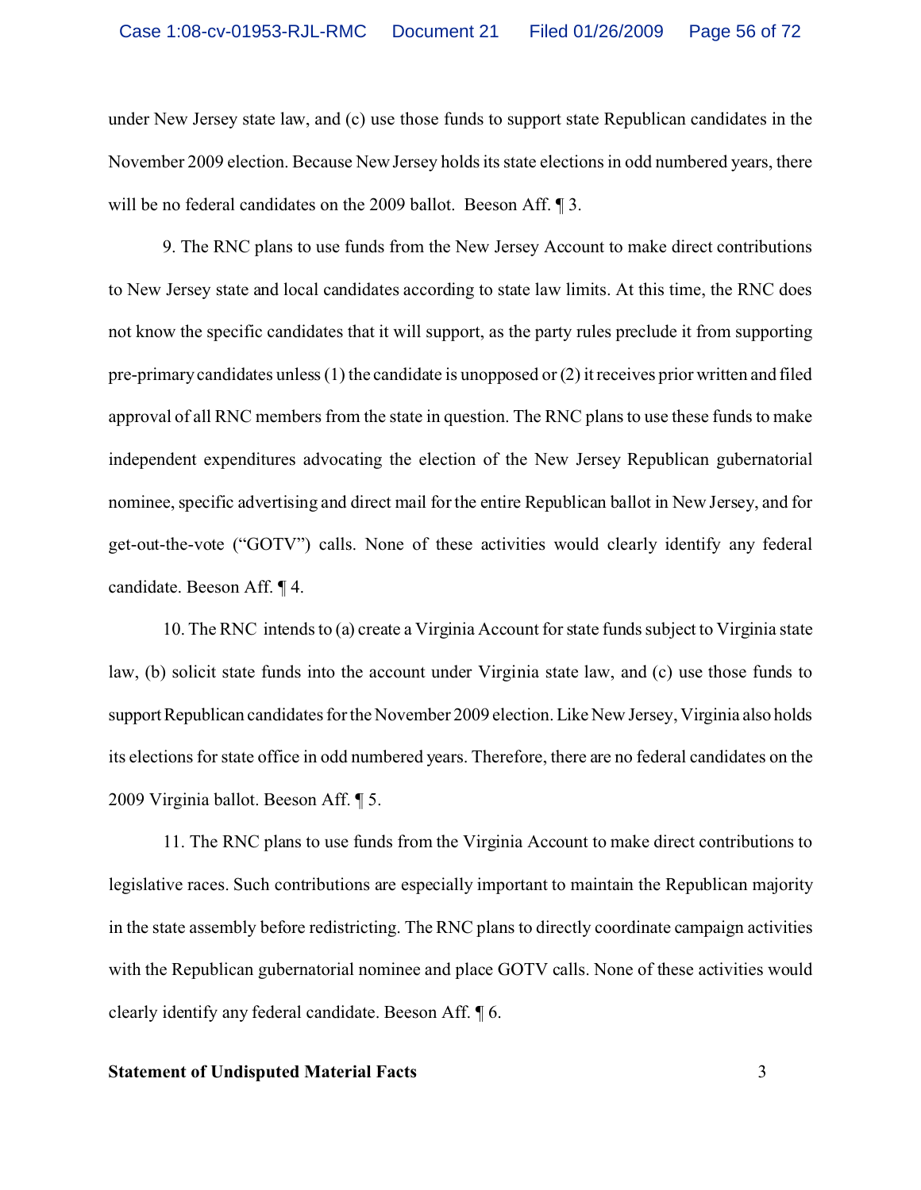under New Jersey state law, and (c) use those funds to support state Republican candidates in the November 2009 election. Because New Jersey holds its state elections in odd numbered years, there will be no federal candidates on the 2009 ballot. Beeson Aff. ¶ 3.

9. The RNC plans to use funds from the New Jersey Account to make direct contributions to New Jersey state and local candidates according to state law limits. At this time, the RNC does not know the specific candidates that it will support, as the party rules preclude it from supporting pre-primary candidates unless (1) the candidate is unopposed or (2) it receives prior written and filed approval of all RNC members from the state in question. The RNC plans to use these funds to make independent expenditures advocating the election of the New Jersey Republican gubernatorial nominee, specific advertising and direct mail for the entire Republican ballot in New Jersey, and for get-out-the-vote ("GOTV") calls. None of these activities would clearly identify any federal candidate. Beeson Aff. ¶ 4.

10. The RNC intends to (a) create a Virginia Account for state funds subject to Virginia state law, (b) solicit state funds into the account under Virginia state law, and (c) use those funds to support Republican candidates for the November 2009 election. Like New Jersey, Virginia also holds its elections for state office in odd numbered years. Therefore, there are no federal candidates on the 2009 Virginia ballot. Beeson Aff. ¶ 5.

11. The RNC plans to use funds from the Virginia Account to make direct contributions to legislative races. Such contributions are especially important to maintain the Republican majority in the state assembly before redistricting. The RNC plans to directly coordinate campaign activities with the Republican gubernatorial nominee and place GOTV calls. None of these activities would clearly identify any federal candidate. Beeson Aff. ¶ 6.

**Statement of Undisputed Material Facts**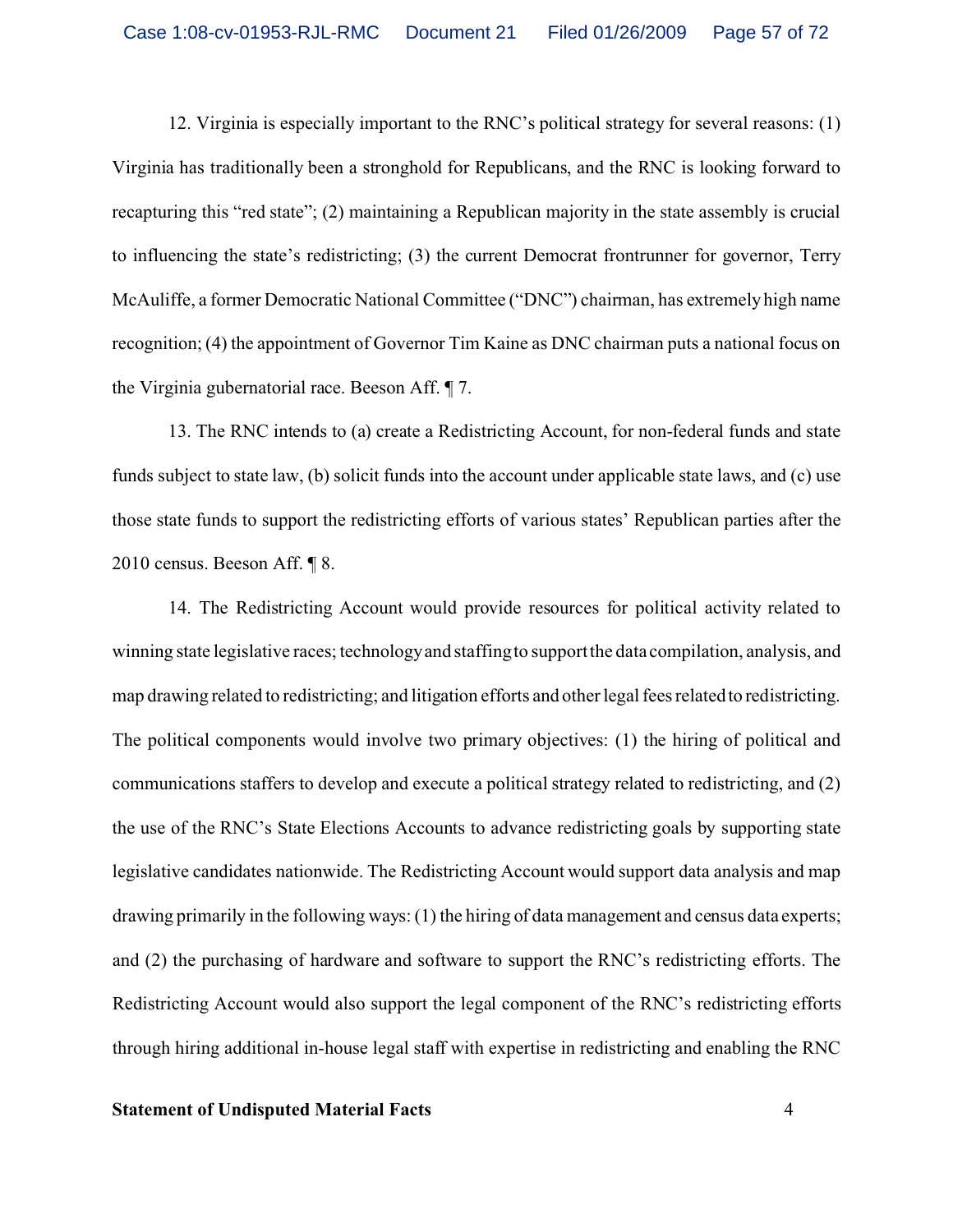12. Virginia is especially important to the RNC's political strategy for several reasons: (1) Virginia has traditionally been a stronghold for Republicans, and the RNC is looking forward to recapturing this "red state"; (2) maintaining a Republican majority in the state assembly is crucial to influencing the state's redistricting; (3) the current Democrat frontrunner for governor, Terry McAuliffe, a former Democratic National Committee ("DNC") chairman, has extremely high name recognition; (4) the appointment of Governor Tim Kaine as DNC chairman puts a national focus on the Virginia gubernatorial race. Beeson Aff. ¶ 7.

13. The RNC intends to (a) create a Redistricting Account, for non-federal funds and state funds subject to state law, (b) solicit funds into the account under applicable state laws, and (c) use those state funds to support the redistricting efforts of various states' Republican parties after the 2010 census. Beeson Aff. ¶ 8.

14. The Redistricting Account would provide resources for political activity related to winning state legislative races; technology and staffing to support the data compilation, analysis, and map drawing related to redistricting; and litigation efforts and other legal fees related to redistricting. The political components would involve two primary objectives: (1) the hiring of political and communications staffers to develop and execute a political strategy related to redistricting, and (2) the use of the RNC's State Elections Accounts to advance redistricting goals by supporting state legislative candidates nationwide. The Redistricting Account would support data analysis and map drawing primarily in the following ways: (1) the hiring of data management and census data experts; and (2) the purchasing of hardware and software to support the RNC's redistricting efforts. The Redistricting Account would also support the legal component of the RNC's redistricting efforts through hiring additional in-house legal staff with expertise in redistricting and enabling the RNC

**Statement of Undisputed Material Facts**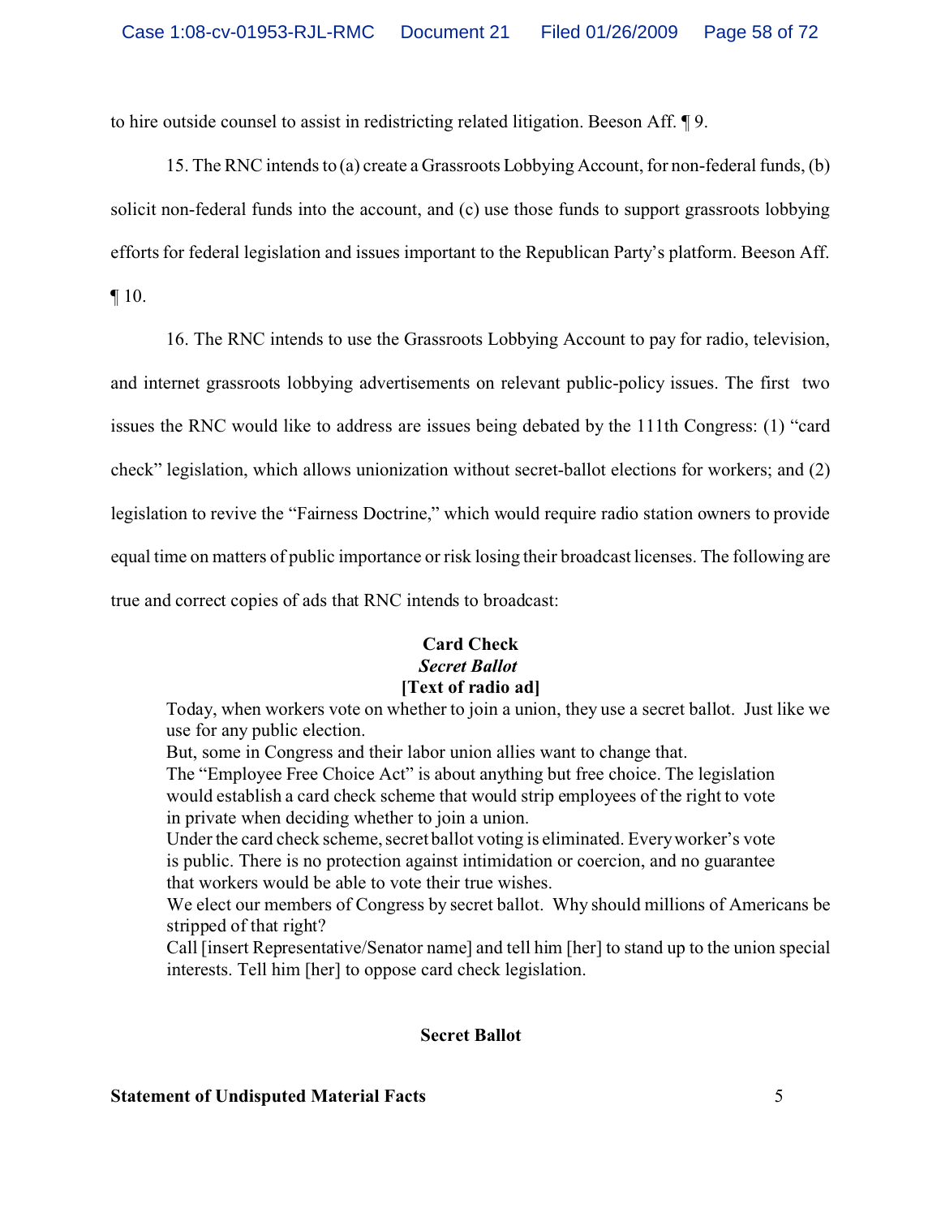to hire outside counsel to assist in redistricting related litigation. Beeson Aff. ¶ 9.

15. The RNC intends to (a) create a Grassroots Lobbying Account, for non-federal funds, (b) solicit non-federal funds into the account, and (c) use those funds to support grassroots lobbying efforts for federal legislation and issues important to the Republican Party's platform. Beeson Aff. ¶ 10.

16. The RNC intends to use the Grassroots Lobbying Account to pay for radio, television, and internet grassroots lobbying advertisements on relevant public-policy issues. The first two issues the RNC would like to address are issues being debated by the 111th Congress: (1) "card check" legislation, which allows unionization without secret-ballot elections for workers; and (2) legislation to revive the "Fairness Doctrine," which would require radio station owners to provide equal time on matters of public importance or risk losing their broadcast licenses. The following are true and correct copies of ads that RNC intends to broadcast:

**Card Check**
***Secret Ballot***
**[Text of radio ad]**

> Today, when workers vote on whether to join a union, they use a secret ballot. Just like we use for any public election.
> But, some in Congress and their labor union allies want to change that.
> The "Employee Free Choice Act" is about anything but free choice. The legislation would establish a card check scheme that would strip employees of the right to vote in private when deciding whether to join a union.
> Under the card check scheme, secret ballot voting is eliminated. Every worker's vote is public. There is no protection against intimidation or coercion, and no guarantee that workers would be able to vote their true wishes.
> We elect our members of Congress by secret ballot. Why should millions of Americans be stripped of that right?
> Call [insert Representative/Senator name] and tell him [her] to stand up to the union special interests. Tell him [her] to oppose card check legislation.

**Secret Ballot**

**Statement of Undisputed Material Facts**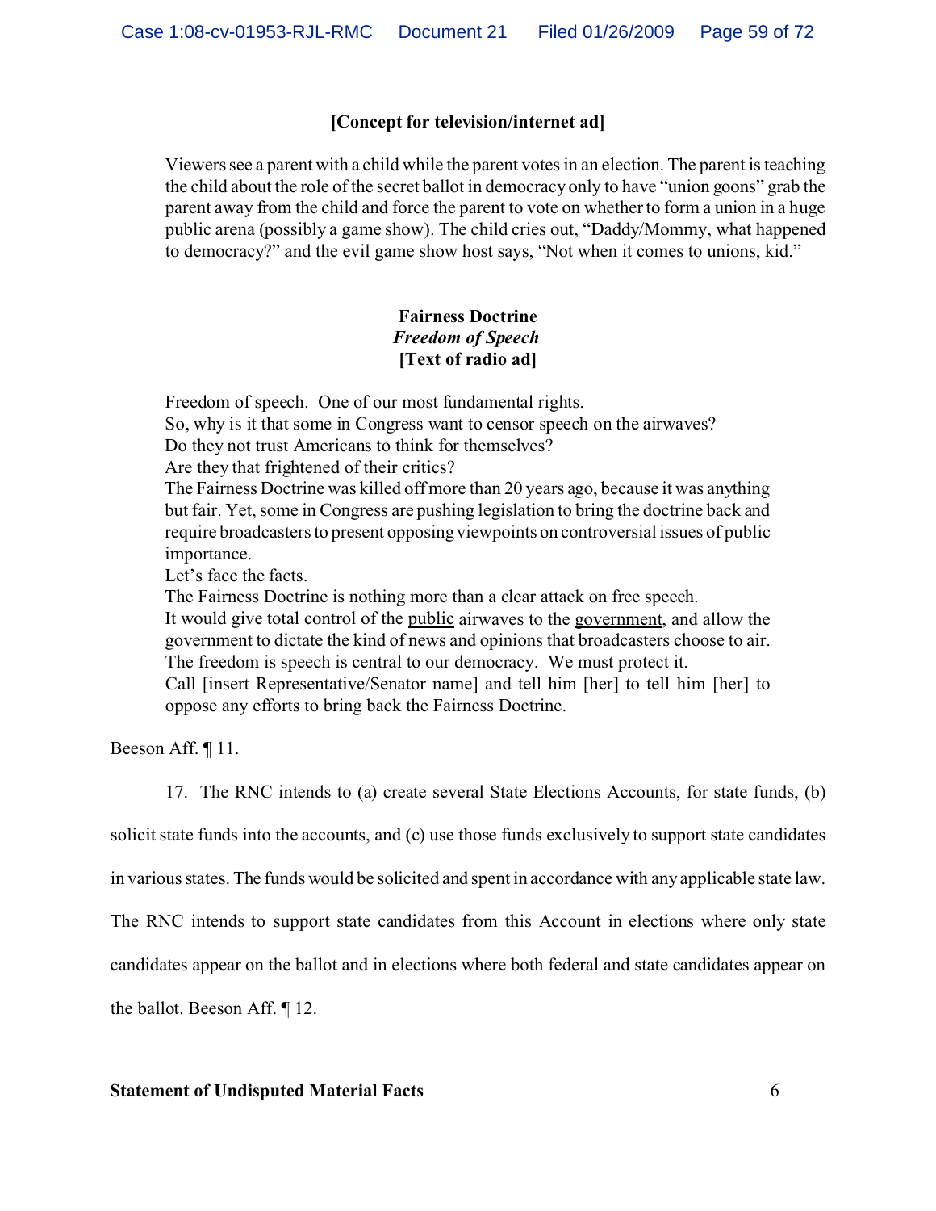**[Concept for television/internet ad]**

Viewers see a parent with a child while the parent votes in an election. The parent is teaching the child about the role of the secret ballot in democracy only to have "union goons" grab the parent away from the child and force the parent to vote on whether to form a union in a huge public arena (possibly a game show). The child cries out, "Daddy/Mommy, what happened to democracy?" and the evil game show host says, "Not when it comes to unions, kid."

**Fairness Doctrine**
***Freedom of Speech***
**[Text of radio ad]**

Freedom of speech. One of our most fundamental rights.
So, why is it that some in Congress want to censor speech on the airwaves?
Do they not trust Americans to think for themselves?
Are they that frightened of their critics?
The Fairness Doctrine was killed off more than 20 years ago, because it was anything but fair. Yet, some in Congress are pushing legislation to bring the doctrine back and require broadcasters to present opposing viewpoints on controversial issues of public importance.
Let's face the facts.
The Fairness Doctrine is nothing more than a clear attack on free speech.
It would give total control of the public airwaves to the government, and allow the government to dictate the kind of news and opinions that broadcasters choose to air.
The freedom is speech is central to our democracy. We must protect it.
Call [insert Representative/Senator name] and tell him [her] to tell him [her] to oppose any efforts to bring back the Fairness Doctrine.

Beeson Aff. ¶ 11.

17. The RNC intends to (a) create several State Elections Accounts, for state funds, (b) solicit state funds into the accounts, and (c) use those funds exclusively to support state candidates in various states. The funds would be solicited and spent in accordance with any applicable state law. The RNC intends to support state candidates from this Account in elections where only state candidates appear on the ballot and in elections where both federal and state candidates appear on the ballot. Beeson Aff. ¶ 12.

**Statement of Undisputed Material Facts**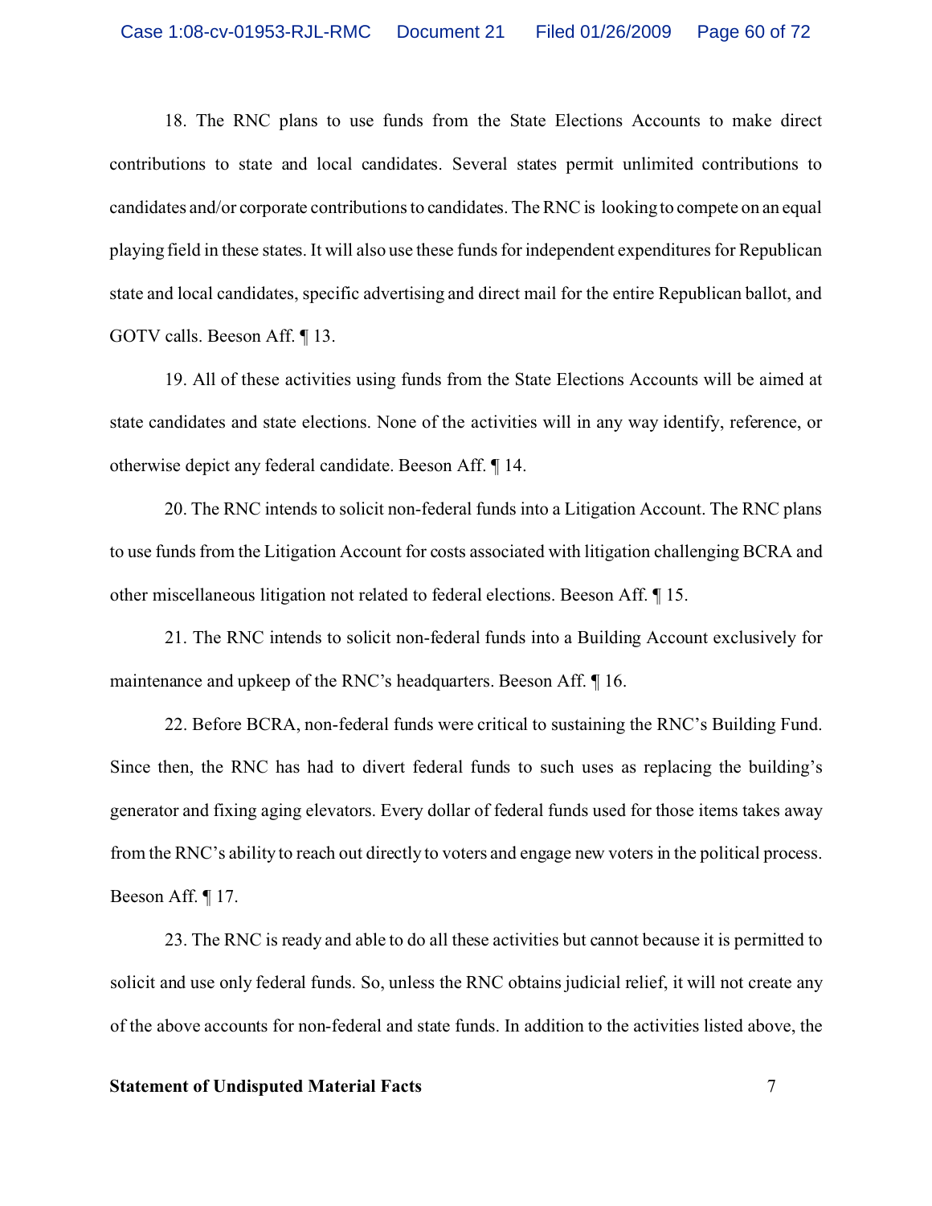18. The RNC plans to use funds from the State Elections Accounts to make direct contributions to state and local candidates. Several states permit unlimited contributions to candidates and/or corporate contributions to candidates. The RNC is looking to compete on an equal playing field in these states. It will also use these funds for independent expenditures for Republican state and local candidates, specific advertising and direct mail for the entire Republican ballot, and GOTV calls. Beeson Aff. ¶ 13.

19. All of these activities using funds from the State Elections Accounts will be aimed at state candidates and state elections. None of the activities will in any way identify, reference, or otherwise depict any federal candidate. Beeson Aff. ¶ 14.

20. The RNC intends to solicit non-federal funds into a Litigation Account. The RNC plans to use funds from the Litigation Account for costs associated with litigation challenging BCRA and other miscellaneous litigation not related to federal elections. Beeson Aff. ¶ 15.

21. The RNC intends to solicit non-federal funds into a Building Account exclusively for maintenance and upkeep of the RNC's headquarters. Beeson Aff. ¶ 16.

22. Before BCRA, non-federal funds were critical to sustaining the RNC's Building Fund. Since then, the RNC has had to divert federal funds to such uses as replacing the building's generator and fixing aging elevators. Every dollar of federal funds used for those items takes away from the RNC's ability to reach out directly to voters and engage new voters in the political process. Beeson Aff. ¶ 17.

23. The RNC is ready and able to do all these activities but cannot because it is permitted to solicit and use only federal funds. So, unless the RNC obtains judicial relief, it will not create any of the above accounts for non-federal and state funds. In addition to the activities listed above, the

**Statement of Undisputed Material Facts**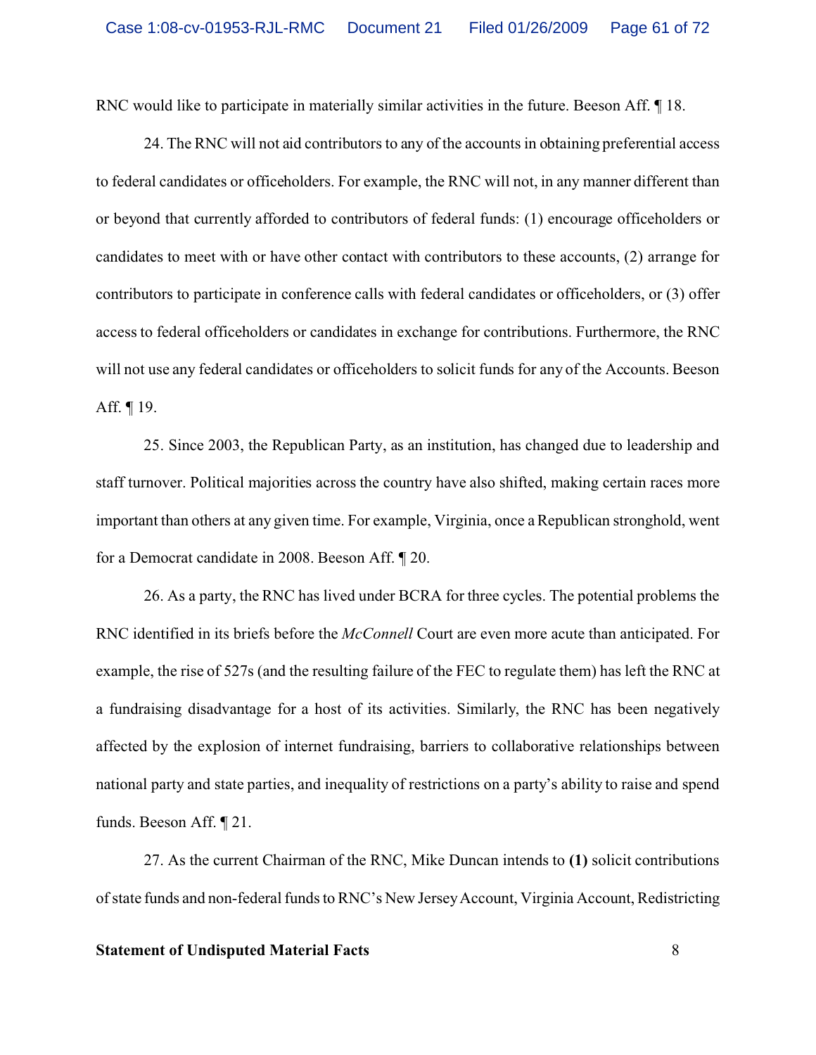RNC would like to participate in materially similar activities in the future. Beeson Aff. ¶ 18.

24. The RNC will not aid contributors to any of the accounts in obtaining preferential access to federal candidates or officeholders. For example, the RNC will not, in any manner different than or beyond that currently afforded to contributors of federal funds: (1) encourage officeholders or candidates to meet with or have other contact with contributors to these accounts, (2) arrange for contributors to participate in conference calls with federal candidates or officeholders, or (3) offer access to federal officeholders or candidates in exchange for contributions. Furthermore, the RNC will not use any federal candidates or officeholders to solicit funds for any of the Accounts. Beeson Aff. ¶ 19.

25. Since 2003, the Republican Party, as an institution, has changed due to leadership and staff turnover. Political majorities across the country have also shifted, making certain races more important than others at any given time. For example, Virginia, once a Republican stronghold, went for a Democrat candidate in 2008. Beeson Aff. ¶ 20.

26. As a party, the RNC has lived under BCRA for three cycles. The potential problems the RNC identified in its briefs before the *McConnell* Court are even more acute than anticipated. For example, the rise of 527s (and the resulting failure of the FEC to regulate them) has left the RNC at a fundraising disadvantage for a host of its activities. Similarly, the RNC has been negatively affected by the explosion of internet fundraising, barriers to collaborative relationships between national party and state parties, and inequality of restrictions on a party's ability to raise and spend funds. Beeson Aff. ¶ 21.

27. As the current Chairman of the RNC, Mike Duncan intends to **(1)** solicit contributions of state funds and non-federal funds to RNC's New Jersey Account, Virginia Account, Redistricting

**Statement of Undisputed Material Facts**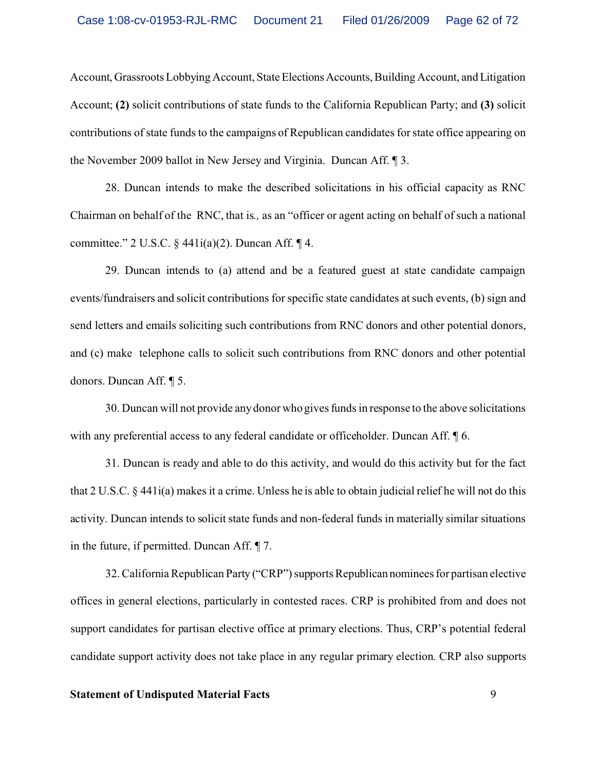Account, Grassroots Lobbying Account, State Elections Accounts, Building Account, and Litigation Account; **(2)** solicit contributions of state funds to the California Republican Party; and **(3)** solicit contributions of state funds to the campaigns of Republican candidates for state office appearing on the November 2009 ballot in New Jersey and Virginia. Duncan Aff. ¶ 3.

28. Duncan intends to make the described solicitations in his official capacity as RNC Chairman on behalf of the RNC, that is*.,* as an "officer or agent acting on behalf of such a national committee." 2 U.S.C. § 441i(a)(2). Duncan Aff. ¶ 4.

29. Duncan intends to (a) attend and be a featured guest at state candidate campaign events/fundraisers and solicit contributions for specific state candidates at such events, (b) sign and send letters and emails soliciting such contributions from RNC donors and other potential donors, and (c) make telephone calls to solicit such contributions from RNC donors and other potential donors. Duncan Aff. ¶ 5.

30. Duncan will not provide any donor who gives funds in response to the above solicitations with any preferential access to any federal candidate or officeholder. Duncan Aff. ¶ 6.

31. Duncan is ready and able to do this activity, and would do this activity but for the fact that 2 U.S.C. § 441i(a) makes it a crime. Unless he is able to obtain judicial relief he will not do this activity. Duncan intends to solicit state funds and non-federal funds in materially similar situations in the future, if permitted. Duncan Aff. ¶ 7.

32. California Republican Party ("CRP") supports Republican nominees for partisan elective offices in general elections, particularly in contested races. CRP is prohibited from and does not support candidates for partisan elective office at primary elections. Thus, CRP's potential federal candidate support activity does not take place in any regular primary election. CRP also supports

**Statement of Undisputed Material Facts**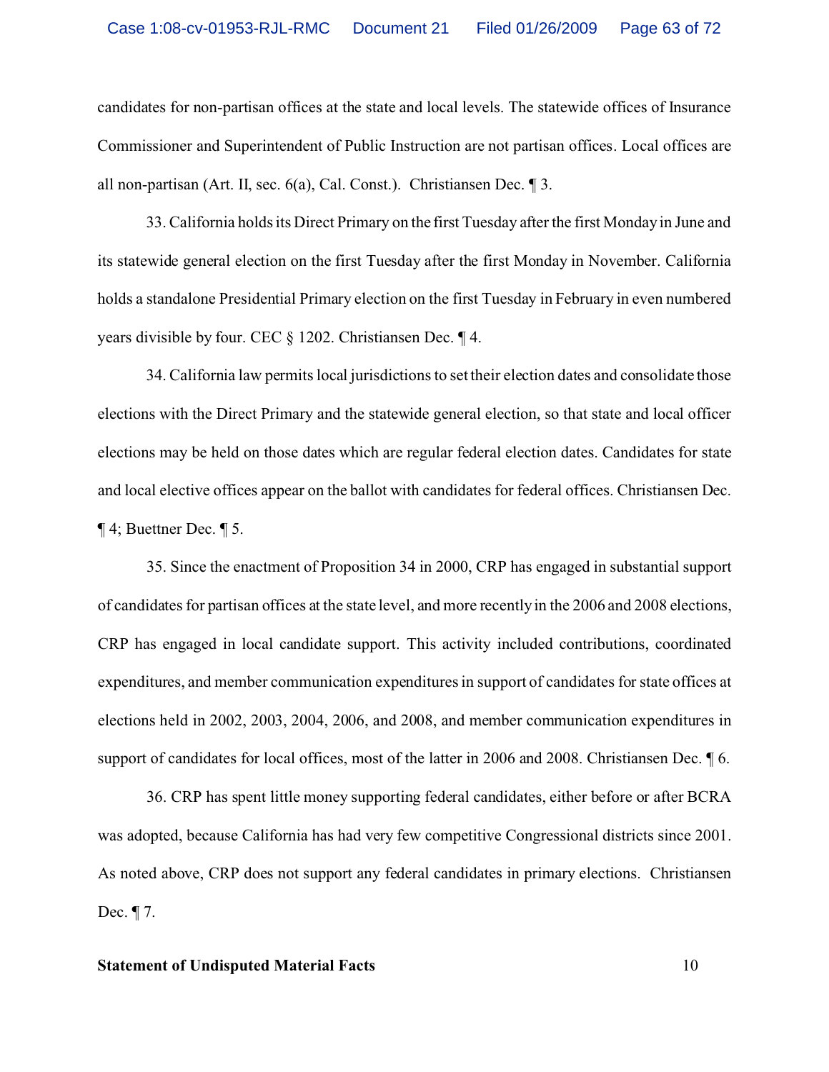candidates for non-partisan offices at the state and local levels. The statewide offices of Insurance Commissioner and Superintendent of Public Instruction are not partisan offices. Local offices are all non-partisan (Art. II, sec. 6(a), Cal. Const.). Christiansen Dec. ¶ 3.

33. California holds its Direct Primary on the first Tuesday after the first Monday in June and its statewide general election on the first Tuesday after the first Monday in November. California holds a standalone Presidential Primary election on the first Tuesday in February in even numbered years divisible by four. CEC § 1202. Christiansen Dec. ¶ 4.

34. California law permits local jurisdictions to set their election dates and consolidate those elections with the Direct Primary and the statewide general election, so that state and local officer elections may be held on those dates which are regular federal election dates. Candidates for state and local elective offices appear on the ballot with candidates for federal offices. Christiansen Dec. ¶ 4; Buettner Dec. ¶ 5.

35. Since the enactment of Proposition 34 in 2000, CRP has engaged in substantial support of candidates for partisan offices at the state level, and more recently in the 2006 and 2008 elections, CRP has engaged in local candidate support. This activity included contributions, coordinated expenditures, and member communication expenditures in support of candidates for state offices at elections held in 2002, 2003, 2004, 2006, and 2008, and member communication expenditures in support of candidates for local offices, most of the latter in 2006 and 2008. Christiansen Dec. ¶ 6.

36. CRP has spent little money supporting federal candidates, either before or after BCRA was adopted, because California has had very few competitive Congressional districts since 2001. As noted above, CRP does not support any federal candidates in primary elections. Christiansen Dec. ¶ 7.

**Statement of Undisputed Material Facts**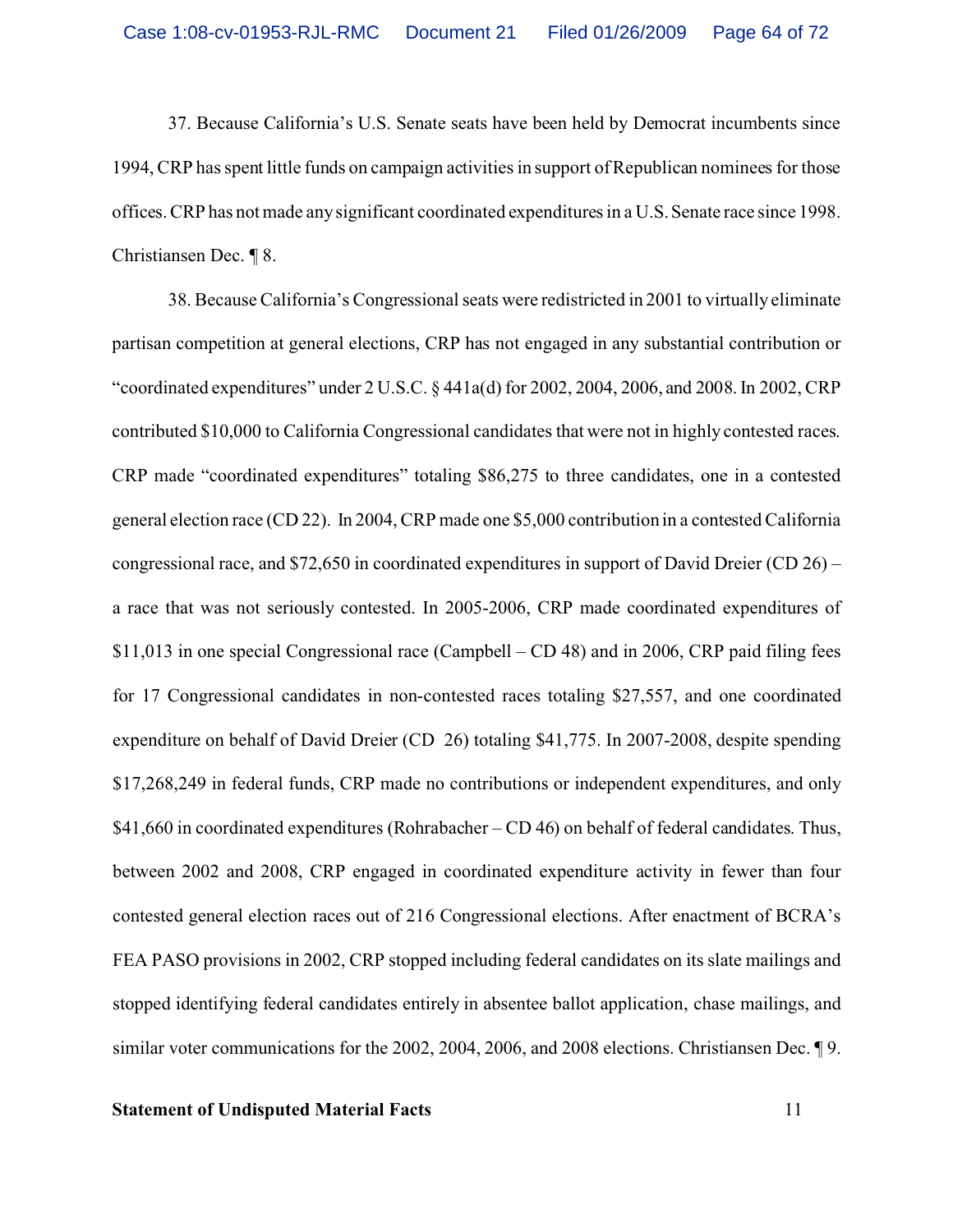37. Because California's U.S. Senate seats have been held by Democrat incumbents since 1994, CRP has spent little funds on campaign activities in support of Republican nominees for those offices. CRP has not made any significant coordinated expenditures in a U.S. Senate race since 1998. Christiansen Dec. ¶ 8.

38. Because California's Congressional seats were redistricted in 2001 to virtually eliminate partisan competition at general elections, CRP has not engaged in any substantial contribution or "coordinated expenditures" under 2 U.S.C. § 441a(d) for 2002, 2004, 2006, and 2008. In 2002, CRP contributed $10,000 to California Congressional candidates that were not in highly contested races. CRP made "coordinated expenditures" totaling $86,275 to three candidates, one in a contested general election race (CD 22). In 2004, CRP made one $5,000 contribution in a contested California congressional race, and $72,650 in coordinated expenditures in support of David Dreier (CD 26) – a race that was not seriously contested. In 2005-2006, CRP made coordinated expenditures of $11,013 in one special Congressional race (Campbell – CD 48) and in 2006, CRP paid filing fees for 17 Congressional candidates in non-contested races totaling $27,557, and one coordinated expenditure on behalf of David Dreier (CD 26) totaling $41,775. In 2007-2008, despite spending $17,268,249 in federal funds, CRP made no contributions or independent expenditures, and only $41,660 in coordinated expenditures (Rohrabacher – CD 46) on behalf of federal candidates. Thus, between 2002 and 2008, CRP engaged in coordinated expenditure activity in fewer than four contested general election races out of 216 Congressional elections. After enactment of BCRA's FEA PASO provisions in 2002, CRP stopped including federal candidates on its slate mailings and stopped identifying federal candidates entirely in absentee ballot application, chase mailings, and similar voter communications for the 2002, 2004, 2006, and 2008 elections. Christiansen Dec. ¶ 9.

**Statement of Undisputed Material Facts**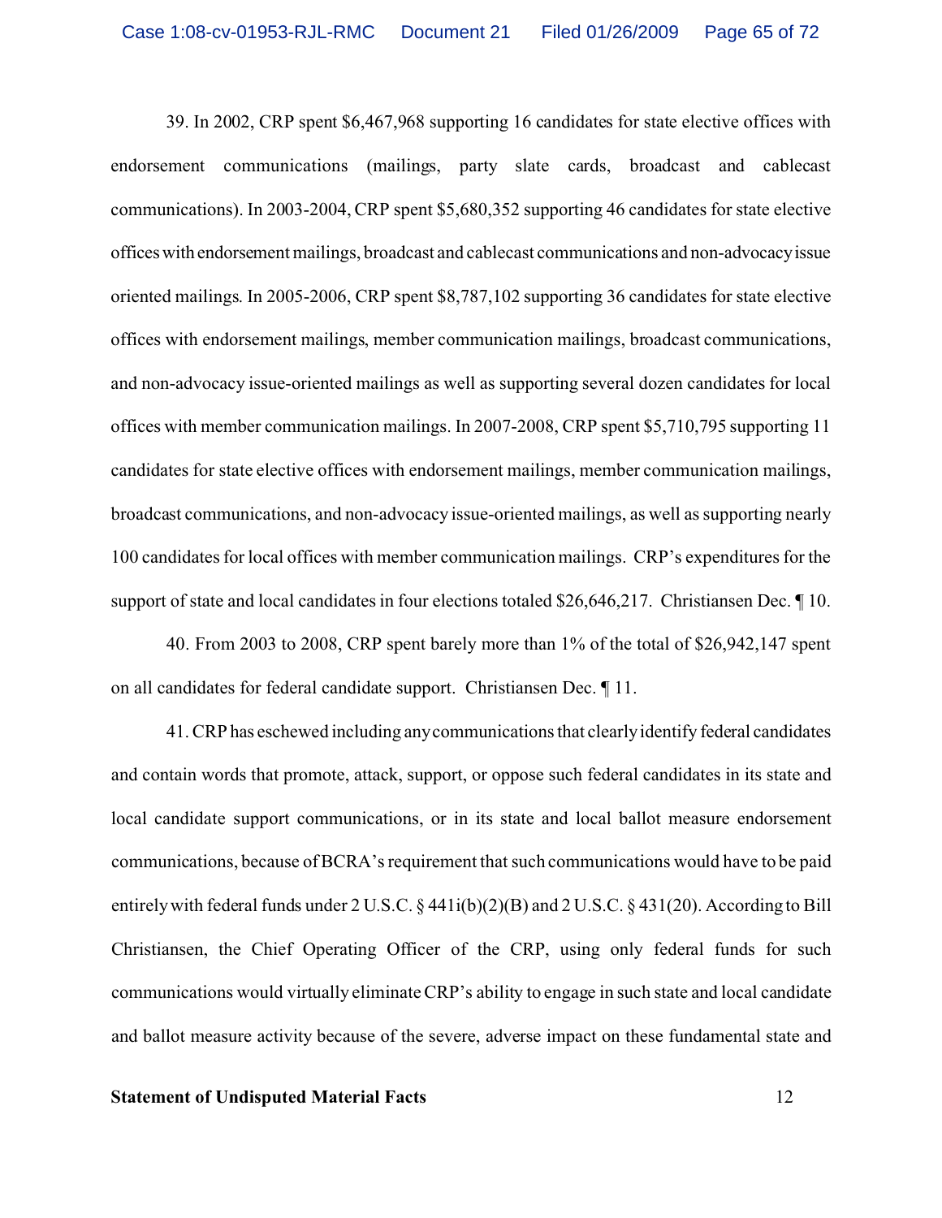39. In 2002, CRP spent $6,467,968 supporting 16 candidates for state elective offices with endorsement communications (mailings, party slate cards, broadcast and cablecast communications). In 2003-2004, CRP spent $5,680,352 supporting 46 candidates for state elective offices with endorsement mailings, broadcast and cablecast communications and non-advocacy issue oriented mailings. In 2005-2006, CRP spent $8,787,102 supporting 36 candidates for state elective offices with endorsement mailings, member communication mailings, broadcast communications, and non-advocacy issue-oriented mailings as well as supporting several dozen candidates for local offices with member communication mailings. In 2007-2008, CRP spent $5,710,795 supporting 11 candidates for state elective offices with endorsement mailings, member communication mailings, broadcast communications, and non-advocacy issue-oriented mailings, as well as supporting nearly 100 candidates for local offices with member communication mailings. CRP's expenditures for the support of state and local candidates in four elections totaled $26,646,217. Christiansen Dec. ¶ 10.

40. From 2003 to 2008, CRP spent barely more than 1% of the total of $26,942,147 spent on all candidates for federal candidate support. Christiansen Dec. ¶ 11.

41. CRP has eschewed including any communications that clearly identify federal candidates and contain words that promote, attack, support, or oppose such federal candidates in its state and local candidate support communications, or in its state and local ballot measure endorsement communications, because of BCRA's requirement that such communications would have to be paid entirely with federal funds under 2 U.S.C. § 441i(b)(2)(B) and 2 U.S.C. § 431(20). According to Bill Christiansen, the Chief Operating Officer of the CRP, using only federal funds for such communications would virtually eliminate CRP's ability to engage in such state and local candidate and ballot measure activity because of the severe, adverse impact on these fundamental state and

**Statement of Undisputed Material Facts**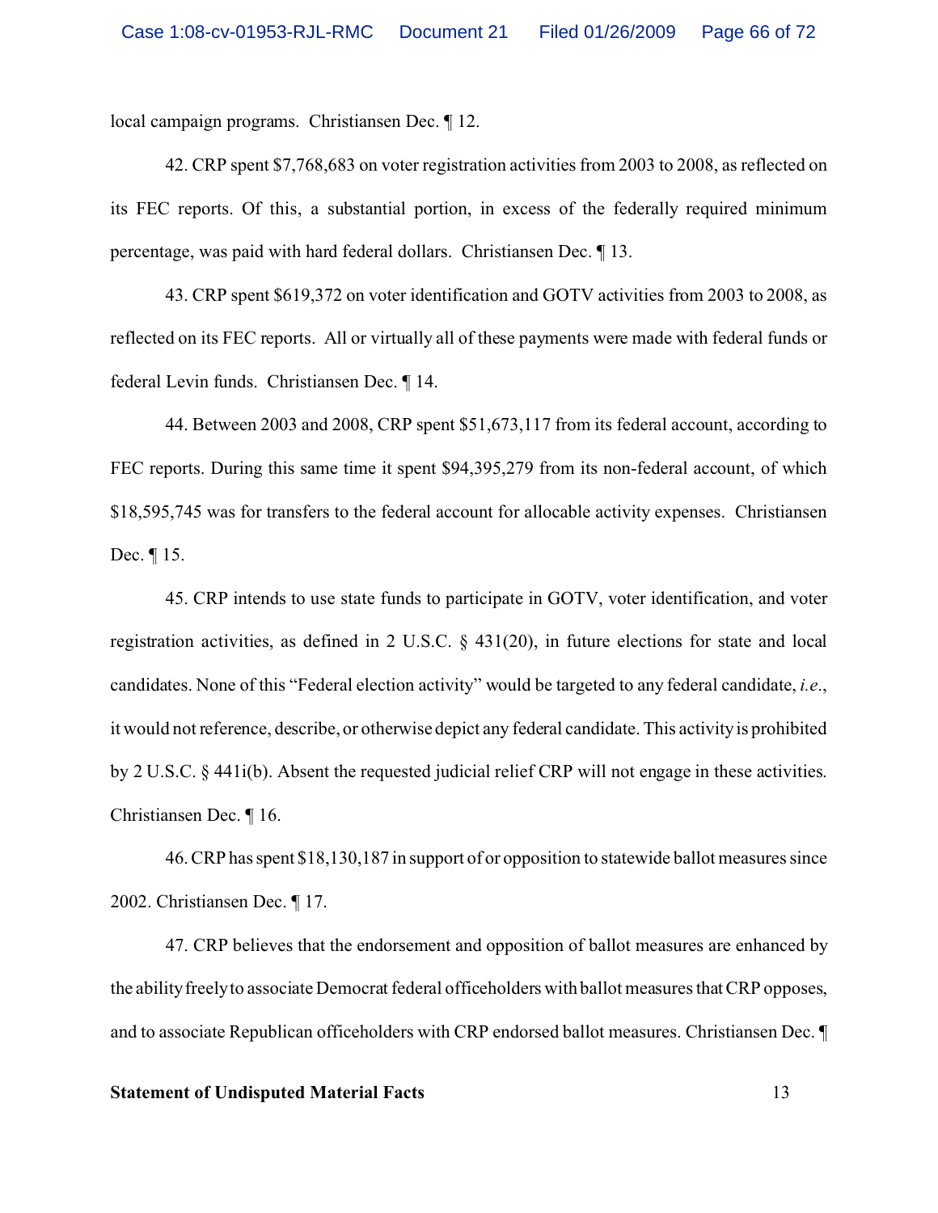local campaign programs. Christiansen Dec. ¶ 12.

42. CRP spent $7,768,683 on voter registration activities from 2003 to 2008, as reflected on its FEC reports. Of this, a substantial portion, in excess of the federally required minimum percentage, was paid with hard federal dollars. Christiansen Dec. ¶ 13.

43. CRP spent $619,372 on voter identification and GOTV activities from 2003 to 2008, as reflected on its FEC reports. All or virtually all of these payments were made with federal funds or federal Levin funds. Christiansen Dec. ¶ 14.

44. Between 2003 and 2008, CRP spent $51,673,117 from its federal account, according to FEC reports. During this same time it spent $94,395,279 from its non-federal account, of which $18,595,745 was for transfers to the federal account for allocable activity expenses. Christiansen Dec. ¶ 15.

45. CRP intends to use state funds to participate in GOTV, voter identification, and voter registration activities, as defined in 2 U.S.C. § 431(20), in future elections for state and local candidates. None of this "Federal election activity" would be targeted to any federal candidate, *i.e.*, it would not reference, describe, or otherwise depict any federal candidate. This activity is prohibited by 2 U.S.C. § 441i(b). Absent the requested judicial relief CRP will not engage in these activities. Christiansen Dec. ¶ 16.

46. CRP has spent $18,130,187 in support of or opposition to statewide ballot measures since 2002. Christiansen Dec. ¶ 17.

47. CRP believes that the endorsement and opposition of ballot measures are enhanced by the ability freely to associate Democrat federal officeholders with ballot measures that CRP opposes, and to associate Republican officeholders with CRP endorsed ballot measures. Christiansen Dec. ¶

**Statement of Undisputed Material Facts**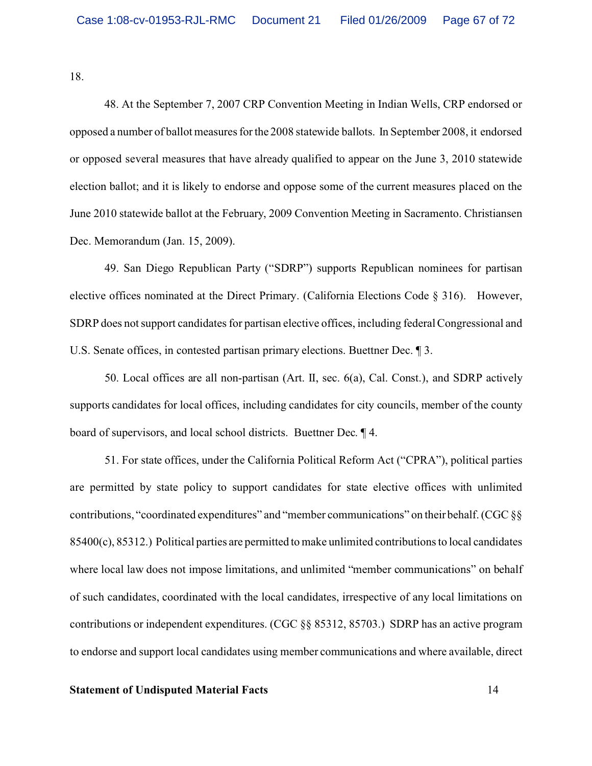18.

48. At the September 7, 2007 CRP Convention Meeting in Indian Wells, CRP endorsed or opposed a number of ballot measures for the 2008 statewide ballots. In September 2008, it endorsed or opposed several measures that have already qualified to appear on the June 3, 2010 statewide election ballot; and it is likely to endorse and oppose some of the current measures placed on the June 2010 statewide ballot at the February, 2009 Convention Meeting in Sacramento. Christiansen Dec. Memorandum (Jan. 15, 2009).

49. San Diego Republican Party ("SDRP") supports Republican nominees for partisan elective offices nominated at the Direct Primary. (California Elections Code § 316). However, SDRP does not support candidates for partisan elective offices, including federal Congressional and U.S. Senate offices, in contested partisan primary elections. Buettner Dec. ¶ 3.

50. Local offices are all non-partisan (Art. II, sec. 6(a), Cal. Const.), and SDRP actively supports candidates for local offices, including candidates for city councils, member of the county board of supervisors, and local school districts. Buettner Dec. ¶ 4.

51. For state offices, under the California Political Reform Act ("CPRA"), political parties are permitted by state policy to support candidates for state elective offices with unlimited contributions, "coordinated expenditures" and "member communications" on their behalf. (CGC §§ 85400(c), 85312.) Political parties are permitted to make unlimited contributions to local candidates where local law does not impose limitations, and unlimited "member communications" on behalf of such candidates, coordinated with the local candidates, irrespective of any local limitations on contributions or independent expenditures. (CGC §§ 85312, 85703.) SDRP has an active program to endorse and support local candidates using member communications and where available, direct

**Statement of Undisputed Material Facts**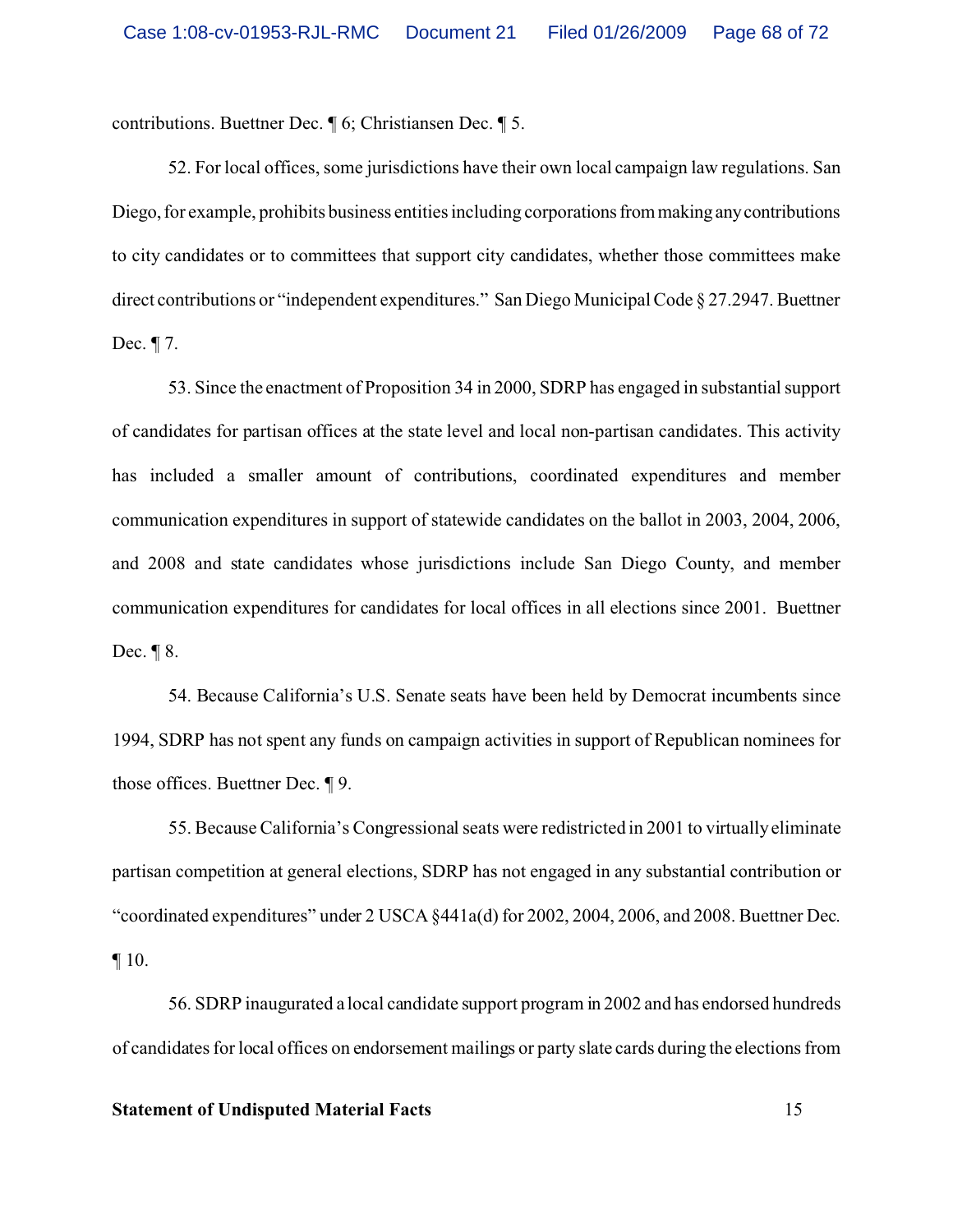contributions. Buettner Dec. ¶ 6; Christiansen Dec. ¶ 5.

52. For local offices, some jurisdictions have their own local campaign law regulations. San Diego, for example, prohibits business entities including corporations from making any contributions to city candidates or to committees that support city candidates, whether those committees make direct contributions or "independent expenditures." San Diego Municipal Code § 27.2947. Buettner Dec. ¶ 7.

53. Since the enactment of Proposition 34 in 2000, SDRP has engaged in substantial support of candidates for partisan offices at the state level and local non-partisan candidates. This activity has included a smaller amount of contributions, coordinated expenditures and member communication expenditures in support of statewide candidates on the ballot in 2003, 2004, 2006, and 2008 and state candidates whose jurisdictions include San Diego County, and member communication expenditures for candidates for local offices in all elections since 2001. Buettner Dec. ¶ 8.

54. Because California's U.S. Senate seats have been held by Democrat incumbents since 1994, SDRP has not spent any funds on campaign activities in support of Republican nominees for those offices. Buettner Dec. ¶ 9.

55. Because California's Congressional seats were redistricted in 2001 to virtually eliminate partisan competition at general elections, SDRP has not engaged in any substantial contribution or "coordinated expenditures" under 2 USCA §441a(d) for 2002, 2004, 2006, and 2008. Buettner Dec. ¶ 10.

56. SDRP inaugurated a local candidate support program in 2002 and has endorsed hundreds of candidates for local offices on endorsement mailings or party slate cards during the elections from

**Statement of Undisputed Material Facts**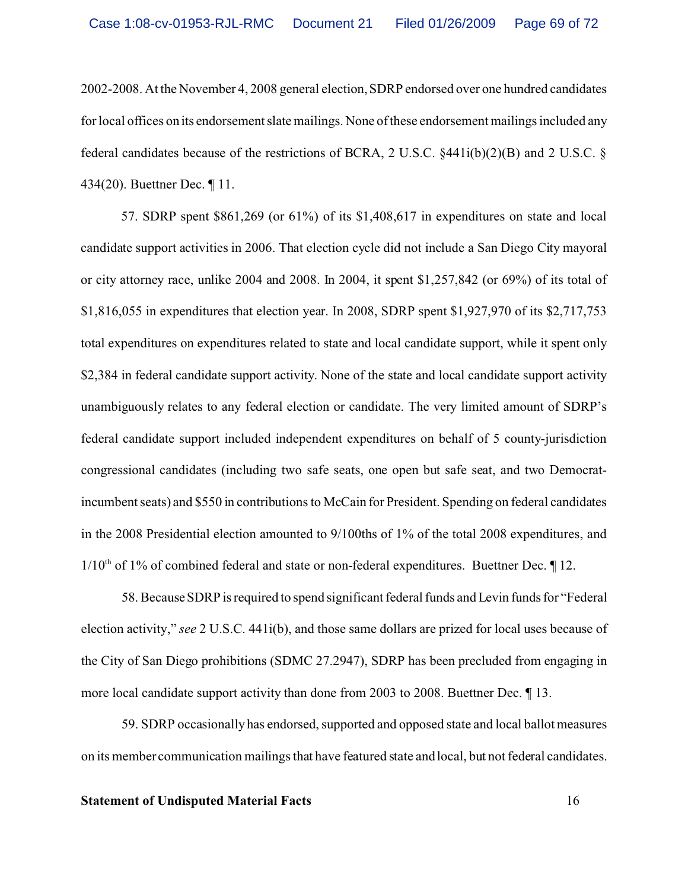2002-2008. At the November 4, 2008 general election, SDRP endorsed over one hundred candidates for local offices on its endorsement slate mailings. None of these endorsement mailings included any federal candidates because of the restrictions of BCRA, 2 U.S.C. §441i(b)(2)(B) and 2 U.S.C. § 434(20). Buettner Dec. ¶ 11.

57. SDRP spent $861,269 (or 61%) of its $1,408,617 in expenditures on state and local candidate support activities in 2006. That election cycle did not include a San Diego City mayoral or city attorney race, unlike 2004 and 2008. In 2004, it spent $1,257,842 (or 69%) of its total of $1,816,055 in expenditures that election year. In 2008, SDRP spent $1,927,970 of its $2,717,753 total expenditures on expenditures related to state and local candidate support, while it spent only $2,384 in federal candidate support activity. None of the state and local candidate support activity unambiguously relates to any federal election or candidate. The very limited amount of SDRP's federal candidate support included independent expenditures on behalf of 5 county-jurisdiction congressional candidates (including two safe seats, one open but safe seat, and two Democrat-incumbent seats) and $550 in contributions to McCain for President. Spending on federal candidates in the 2008 Presidential election amounted to 9/100ths of 1% of the total 2008 expenditures, and 1/10th of 1% of combined federal and state or non-federal expenditures. Buettner Dec. ¶ 12.

58. Because SDRP is required to spend significant federal funds and Levin funds for "Federal election activity," *see* 2 U.S.C. 441i(b), and those same dollars are prized for local uses because of the City of San Diego prohibitions (SDMC 27.2947), SDRP has been precluded from engaging in more local candidate support activity than done from 2003 to 2008. Buettner Dec. ¶ 13.

59. SDRP occasionally has endorsed, supported and opposed state and local ballot measures on its member communication mailings that have featured state and local, but not federal candidates.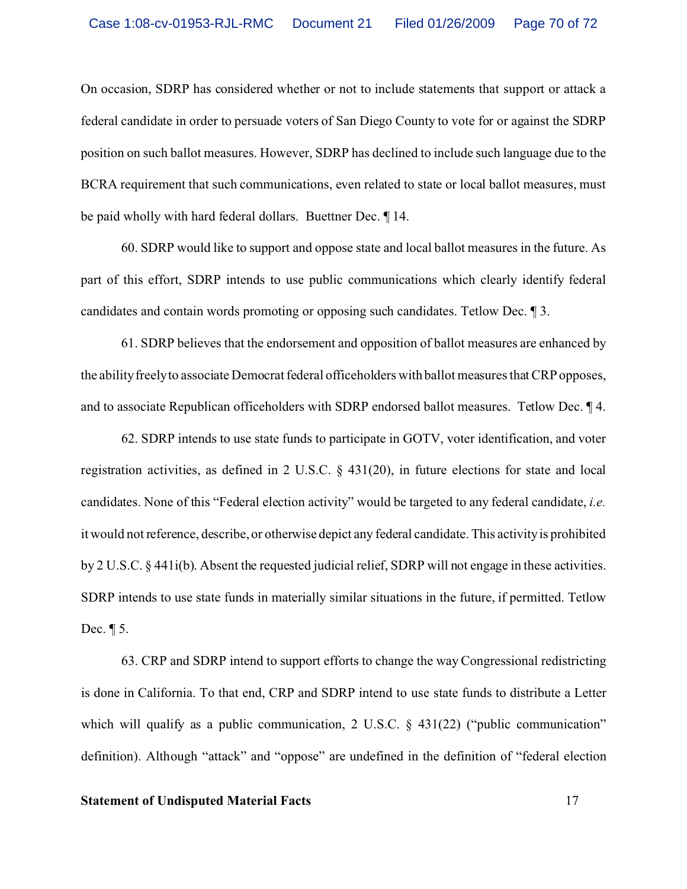On occasion, SDRP has considered whether or not to include statements that support or attack a federal candidate in order to persuade voters of San Diego County to vote for or against the SDRP position on such ballot measures. However, SDRP has declined to include such language due to the BCRA requirement that such communications, even related to state or local ballot measures, must be paid wholly with hard federal dollars. Buettner Dec. ¶ 14.

60. SDRP would like to support and oppose state and local ballot measures in the future. As part of this effort, SDRP intends to use public communications which clearly identify federal candidates and contain words promoting or opposing such candidates. Tetlow Dec. ¶ 3.

61. SDRP believes that the endorsement and opposition of ballot measures are enhanced by the ability freely to associate Democrat federal officeholders with ballot measures that CRP opposes, and to associate Republican officeholders with SDRP endorsed ballot measures. Tetlow Dec. ¶ 4.

62. SDRP intends to use state funds to participate in GOTV, voter identification, and voter registration activities, as defined in 2 U.S.C. § 431(20), in future elections for state and local candidates. None of this "Federal election activity" would be targeted to any federal candidate, *i.e.* it would not reference, describe, or otherwise depict any federal candidate. This activity is prohibited by 2 U.S.C. § 441i(b). Absent the requested judicial relief, SDRP will not engage in these activities. SDRP intends to use state funds in materially similar situations in the future, if permitted. Tetlow Dec. ¶ 5.

63. CRP and SDRP intend to support efforts to change the way Congressional redistricting is done in California. To that end, CRP and SDRP intend to use state funds to distribute a Letter which will qualify as a public communication, 2 U.S.C. § 431(22) ("public communication" definition). Although "attack" and "oppose" are undefined in the definition of "federal election

**Statement of Undisputed Material Facts**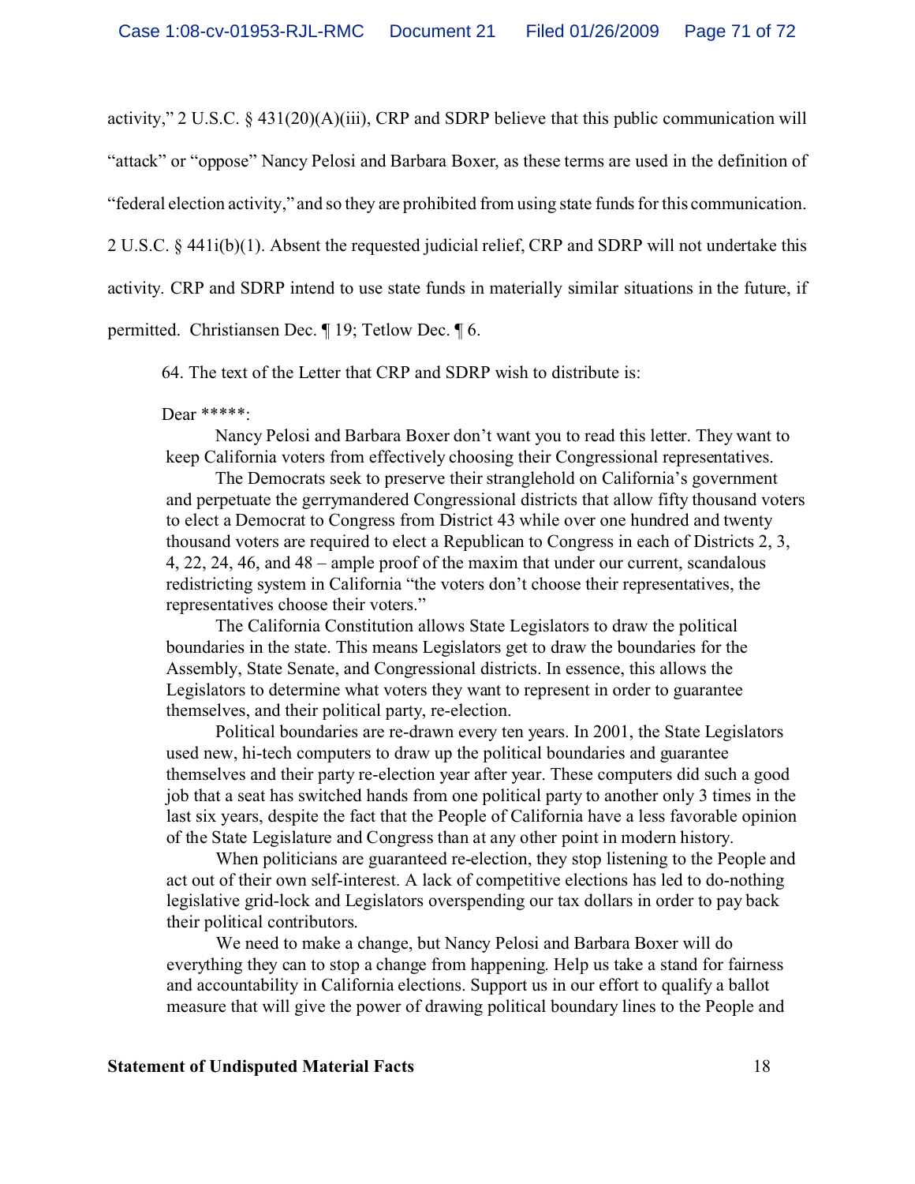activity," 2 U.S.C. § 431(20)(A)(iii), CRP and SDRP believe that this public communication will "attack" or "oppose" Nancy Pelosi and Barbara Boxer, as these terms are used in the definition of "federal election activity," and so they are prohibited from using state funds for this communication. 2 U.S.C. § 441i(b)(1). Absent the requested judicial relief, CRP and SDRP will not undertake this activity. CRP and SDRP intend to use state funds in materially similar situations in the future, if permitted. Christiansen Dec. ¶ 19; Tetlow Dec. ¶ 6.

64. The text of the Letter that CRP and SDRP wish to distribute is:

> Dear *****:
>
> Nancy Pelosi and Barbara Boxer don't want you to read this letter. They want to keep California voters from effectively choosing their Congressional representatives.
>
> The Democrats seek to preserve their stranglehold on California's government and perpetuate the gerrymandered Congressional districts that allow fifty thousand voters to elect a Democrat to Congress from District 43 while over one hundred and twenty thousand voters are required to elect a Republican to Congress in each of Districts 2, 3, 4, 22, 24, 46, and 48 – ample proof of the maxim that under our current, scandalous redistricting system in California "the voters don't choose their representatives, the representatives choose their voters."
>
> The California Constitution allows State Legislators to draw the political boundaries in the state. This means Legislators get to draw the boundaries for the Assembly, State Senate, and Congressional districts. In essence, this allows the Legislators to determine what voters they want to represent in order to guarantee themselves, and their political party, re-election.
>
> Political boundaries are re-drawn every ten years. In 2001, the State Legislators used new, hi-tech computers to draw up the political boundaries and guarantee themselves and their party re-election year after year. These computers did such a good job that a seat has switched hands from one political party to another only 3 times in the last six years, despite the fact that the People of California have a less favorable opinion of the State Legislature and Congress than at any other point in modern history.
>
> When politicians are guaranteed re-election, they stop listening to the People and act out of their own self-interest. A lack of competitive elections has led to do-nothing legislative grid-lock and Legislators overspending our tax dollars in order to pay back their political contributors.
>
> We need to make a change, but Nancy Pelosi and Barbara Boxer will do everything they can to stop a change from happening. Help us take a stand for fairness and accountability in California elections. Support us in our effort to qualify a ballot measure that will give the power of drawing political boundary lines to the People and

**Statement of Undisputed Material Facts**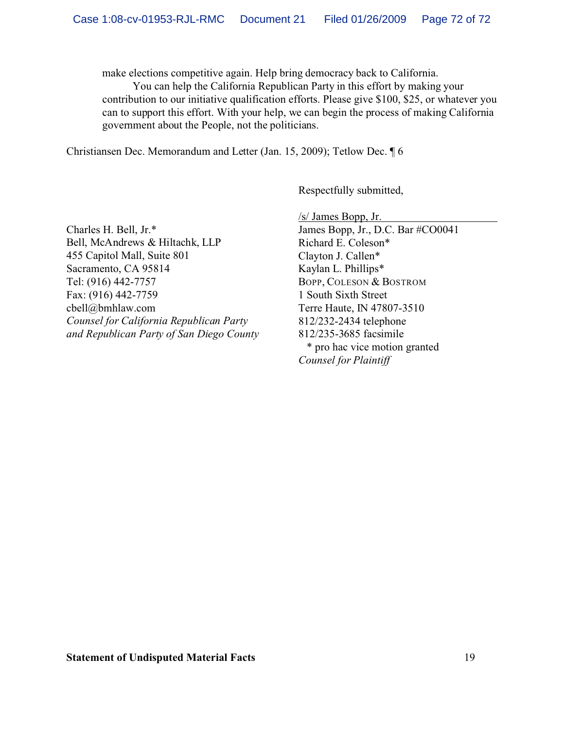> make elections competitive again. Help bring democracy back to California.
>
> You can help the California Republican Party in this effort by making your contribution to our initiative qualification efforts. Please give $100, $25, or whatever you can to support this effort. With your help, we can begin the process of making California government about the People, not the politicians.

Christiansen Dec. Memorandum and Letter (Jan. 15, 2009); Tetlow Dec. ¶ 6

Respectfully submitted,

/s/ James Bopp, Jr.
James Bopp, Jr., D.C. Bar #CO0041
Richard E. Coleson*
Clayton J. Callen*
Kaylan L. Phillips*
BOPP, COLESON & BOSTROM
1 South Sixth Street
Terre Haute, IN 47807-3510
812/232-2434 telephone
812/235-3685 facsimile
\* pro hac vice motion granted
*Counsel for Plaintiff*

Charles H. Bell, Jr.*
Bell, McAndrews & Hiltachk, LLP
455 Capitol Mall, Suite 801
Sacramento, CA 95814
Tel: (916) 442-7757
Fax: (916) 442-7759
cbell@bmhlaw.com
*Counsel for California Republican Party and Republican Party of San Diego County*

**Statement of Undisputed Material Facts**